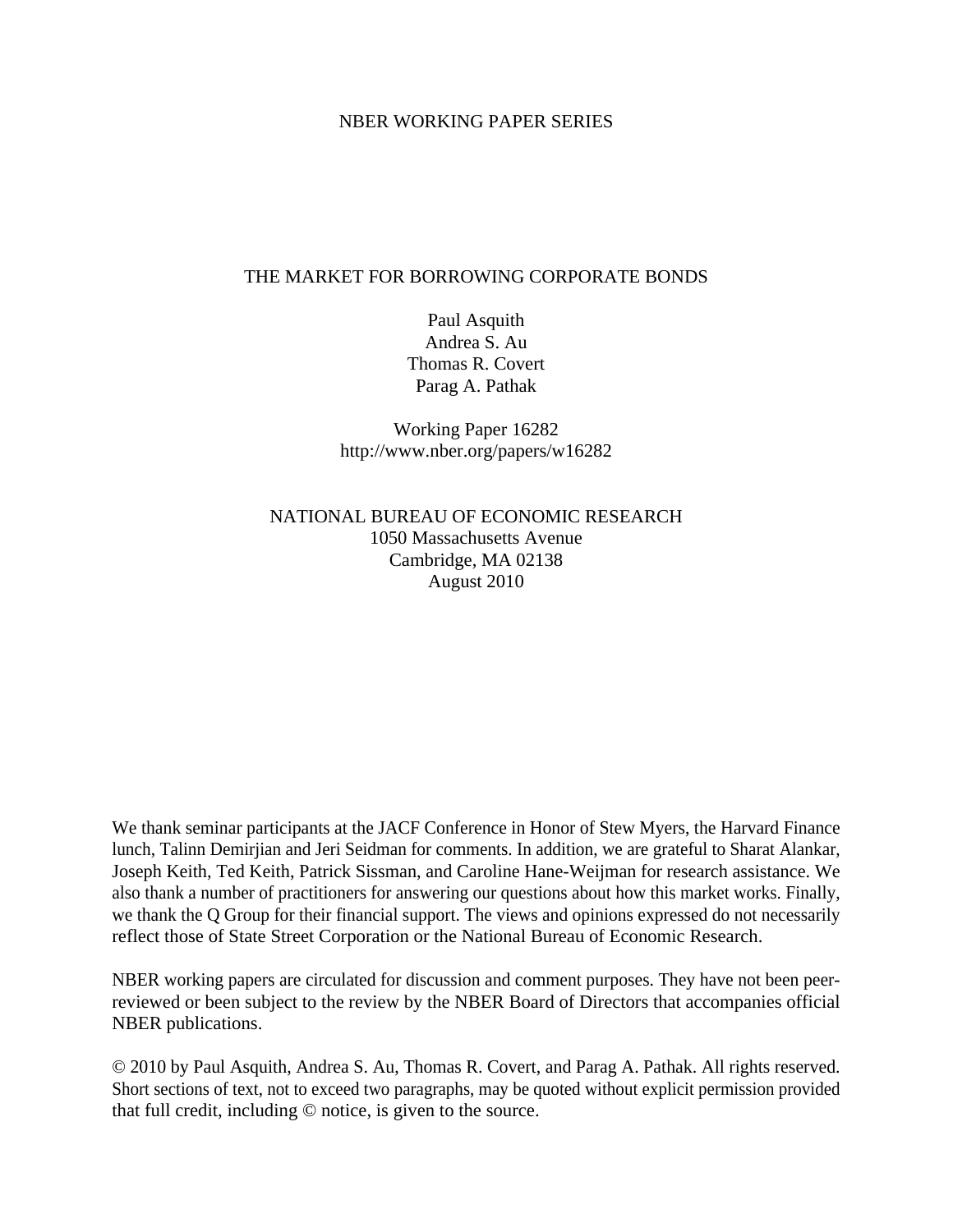NBER WORKING PAPER SERIES

# THE MARKET FOR BORROWING CORPORATE BONDS

Paul Asquith
Andrea S. Au
Thomas R. Covert
Parag A. Pathak

Working Paper 16282
http://www.nber.org/papers/w16282

NATIONAL BUREAU OF ECONOMIC RESEARCH
1050 Massachusetts Avenue
Cambridge, MA 02138
August 2010

We thank seminar participants at the JACF Conference in Honor of Stew Myers, the Harvard Finance lunch, Talinn Demirjian and Jeri Seidman for comments. In addition, we are grateful to Sharat Alankar, Joseph Keith, Ted Keith, Patrick Sissman, and Caroline Hane-Weijman for research assistance. We also thank a number of practitioners for answering our questions about how this market works. Finally, we thank the Q Group for their financial support. The views and opinions expressed do not necessarily reflect those of State Street Corporation or the National Bureau of Economic Research.

NBER working papers are circulated for discussion and comment purposes. They have not been peer-reviewed or been subject to the review by the NBER Board of Directors that accompanies official NBER publications.

© 2010 by Paul Asquith, Andrea S. Au, Thomas R. Covert, and Parag A. Pathak. All rights reserved. Short sections of text, not to exceed two paragraphs, may be quoted without explicit permission provided that full credit, including © notice, is given to the source.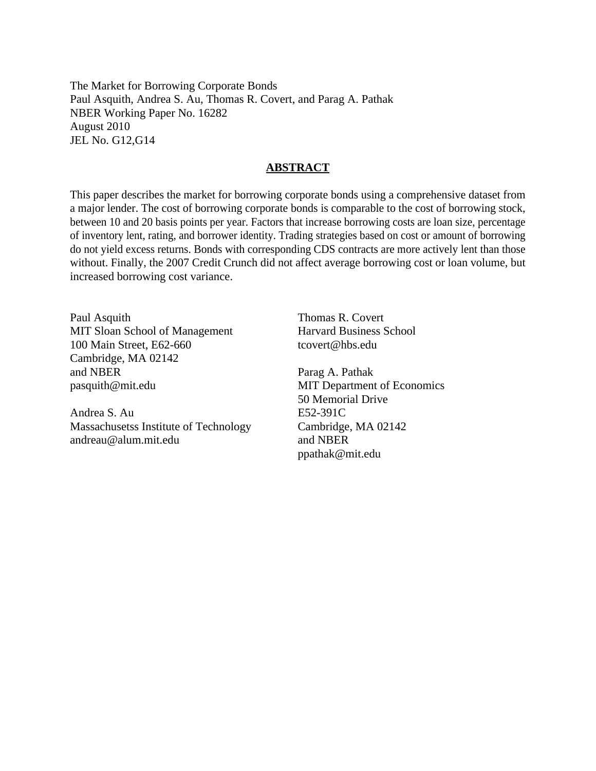The Market for Borrowing Corporate Bonds
Paul Asquith, Andrea S. Au, Thomas R. Covert, and Parag A. Pathak
NBER Working Paper No. 16282
August 2010
JEL No. G12,G14

## ABSTRACT

This paper describes the market for borrowing corporate bonds using a comprehensive dataset from a major lender. The cost of borrowing corporate bonds is comparable to the cost of borrowing stock, between 10 and 20 basis points per year. Factors that increase borrowing costs are loan size, percentage of inventory lent, rating, and borrower identity. Trading strategies based on cost or amount of borrowing do not yield excess returns. Bonds with corresponding CDS contracts are more actively lent than those without. Finally, the 2007 Credit Crunch did not affect average borrowing cost or loan volume, but increased borrowing cost variance.

Paul Asquith
MIT Sloan School of Management
100 Main Street, E62-660
Cambridge, MA 02142
and NBER
pasquith@mit.edu

Andrea S. Au
Massachusetss Institute of Technology
andreau@alum.mit.edu

Thomas R. Covert
Harvard Business School
tcovert@hbs.edu

Parag A. Pathak
MIT Department of Economics
50 Memorial Drive
E52-391C
Cambridge, MA 02142
and NBER
ppathak@mit.edu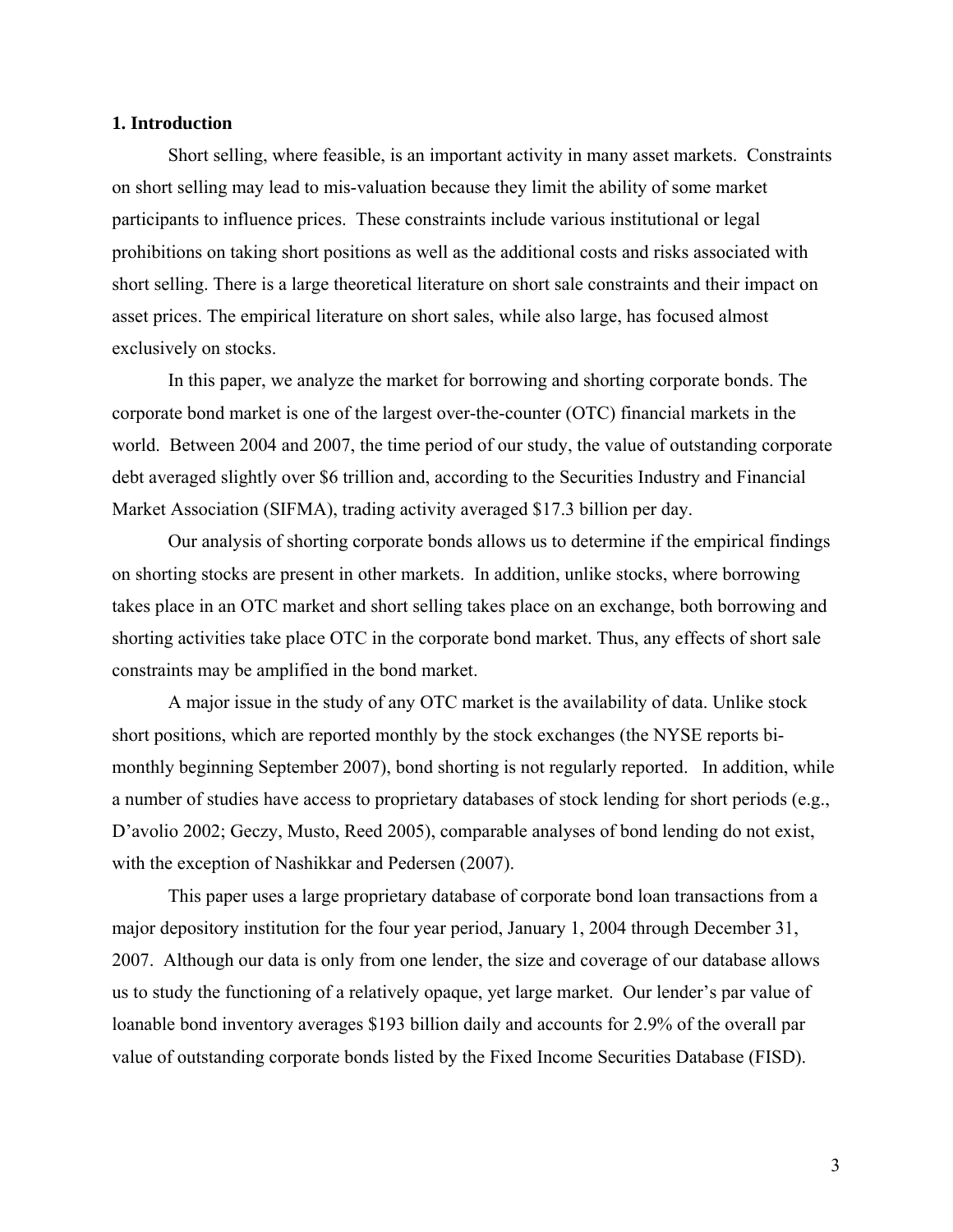## 1. Introduction

Short selling, where feasible, is an important activity in many asset markets. Constraints on short selling may lead to mis-valuation because they limit the ability of some market participants to influence prices. These constraints include various institutional or legal prohibitions on taking short positions as well as the additional costs and risks associated with short selling. There is a large theoretical literature on short sale constraints and their impact on asset prices. The empirical literature on short sales, while also large, has focused almost exclusively on stocks.

In this paper, we analyze the market for borrowing and shorting corporate bonds. The corporate bond market is one of the largest over-the-counter (OTC) financial markets in the world. Between 2004 and 2007, the time period of our study, the value of outstanding corporate debt averaged slightly over $6 trillion and, according to the Securities Industry and Financial Market Association (SIFMA), trading activity averaged $17.3 billion per day.

Our analysis of shorting corporate bonds allows us to determine if the empirical findings on shorting stocks are present in other markets. In addition, unlike stocks, where borrowing takes place in an OTC market and short selling takes place on an exchange, both borrowing and shorting activities take place OTC in the corporate bond market. Thus, any effects of short sale constraints may be amplified in the bond market.

A major issue in the study of any OTC market is the availability of data. Unlike stock short positions, which are reported monthly by the stock exchanges (the NYSE reports bi-monthly beginning September 2007), bond shorting is not regularly reported. In addition, while a number of studies have access to proprietary databases of stock lending for short periods (e.g., D'avolio 2002; Geczy, Musto, Reed 2005), comparable analyses of bond lending do not exist, with the exception of Nashikkar and Pedersen (2007).

This paper uses a large proprietary database of corporate bond loan transactions from a major depository institution for the four year period, January 1, 2004 through December 31, 2007. Although our data is only from one lender, the size and coverage of our database allows us to study the functioning of a relatively opaque, yet large market. Our lender's par value of loanable bond inventory averages $193 billion daily and accounts for 2.9% of the overall par value of outstanding corporate bonds listed by the Fixed Income Securities Database (FISD).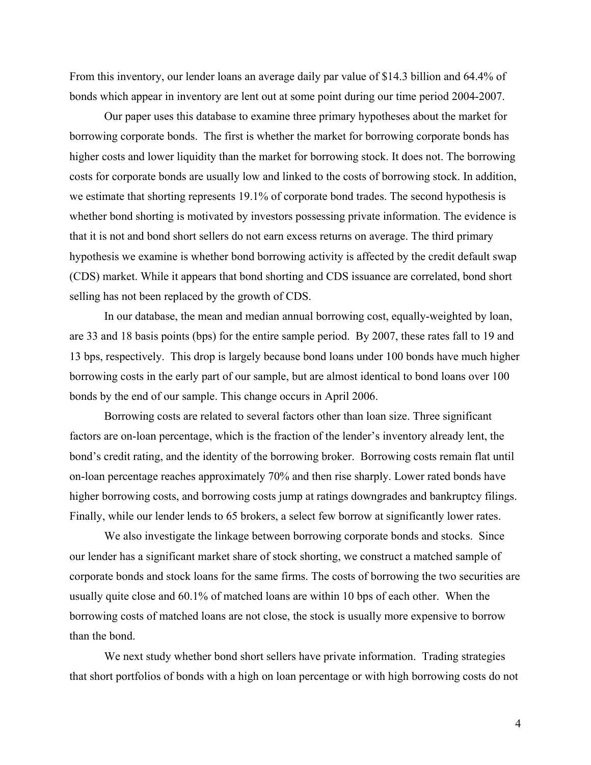From this inventory, our lender loans an average daily par value of $14.3 billion and 64.4% of bonds which appear in inventory are lent out at some point during our time period 2004-2007.

Our paper uses this database to examine three primary hypotheses about the market for borrowing corporate bonds. The first is whether the market for borrowing corporate bonds has higher costs and lower liquidity than the market for borrowing stock. It does not. The borrowing costs for corporate bonds are usually low and linked to the costs of borrowing stock. In addition, we estimate that shorting represents 19.1% of corporate bond trades. The second hypothesis is whether bond shorting is motivated by investors possessing private information. The evidence is that it is not and bond short sellers do not earn excess returns on average. The third primary hypothesis we examine is whether bond borrowing activity is affected by the credit default swap (CDS) market. While it appears that bond shorting and CDS issuance are correlated, bond short selling has not been replaced by the growth of CDS.

In our database, the mean and median annual borrowing cost, equally-weighted by loan, are 33 and 18 basis points (bps) for the entire sample period. By 2007, these rates fall to 19 and 13 bps, respectively. This drop is largely because bond loans under 100 bonds have much higher borrowing costs in the early part of our sample, but are almost identical to bond loans over 100 bonds by the end of our sample. This change occurs in April 2006.

Borrowing costs are related to several factors other than loan size. Three significant factors are on-loan percentage, which is the fraction of the lender's inventory already lent, the bond's credit rating, and the identity of the borrowing broker. Borrowing costs remain flat until on-loan percentage reaches approximately 70% and then rise sharply. Lower rated bonds have higher borrowing costs, and borrowing costs jump at ratings downgrades and bankruptcy filings. Finally, while our lender lends to 65 brokers, a select few borrow at significantly lower rates.

We also investigate the linkage between borrowing corporate bonds and stocks. Since our lender has a significant market share of stock shorting, we construct a matched sample of corporate bonds and stock loans for the same firms. The costs of borrowing the two securities are usually quite close and 60.1% of matched loans are within 10 bps of each other. When the borrowing costs of matched loans are not close, the stock is usually more expensive to borrow than the bond.

We next study whether bond short sellers have private information. Trading strategies that short portfolios of bonds with a high on loan percentage or with high borrowing costs do not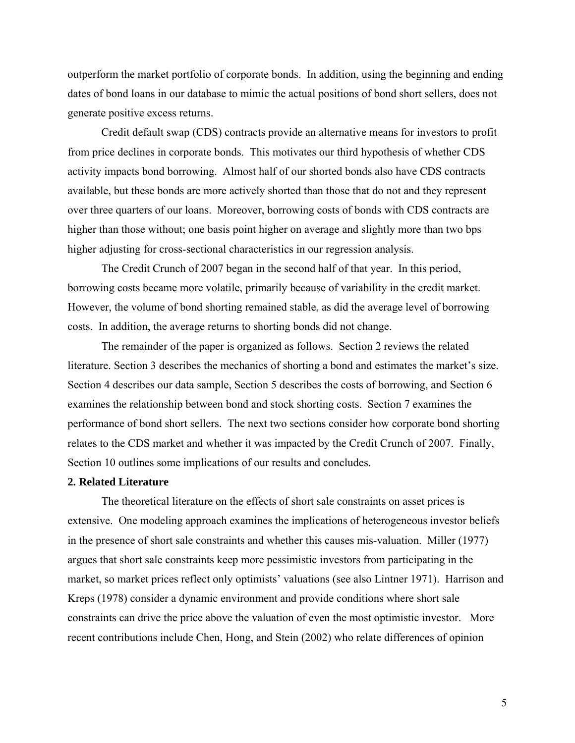outperform the market portfolio of corporate bonds. In addition, using the beginning and ending dates of bond loans in our database to mimic the actual positions of bond short sellers, does not generate positive excess returns.

Credit default swap (CDS) contracts provide an alternative means for investors to profit from price declines in corporate bonds. This motivates our third hypothesis of whether CDS activity impacts bond borrowing. Almost half of our shorted bonds also have CDS contracts available, but these bonds are more actively shorted than those that do not and they represent over three quarters of our loans. Moreover, borrowing costs of bonds with CDS contracts are higher than those without; one basis point higher on average and slightly more than two bps higher adjusting for cross-sectional characteristics in our regression analysis.

The Credit Crunch of 2007 began in the second half of that year. In this period, borrowing costs became more volatile, primarily because of variability in the credit market. However, the volume of bond shorting remained stable, as did the average level of borrowing costs. In addition, the average returns to shorting bonds did not change.

The remainder of the paper is organized as follows. Section 2 reviews the related literature. Section 3 describes the mechanics of shorting a bond and estimates the market's size. Section 4 describes our data sample, Section 5 describes the costs of borrowing, and Section 6 examines the relationship between bond and stock shorting costs. Section 7 examines the performance of bond short sellers. The next two sections consider how corporate bond shorting relates to the CDS market and whether it was impacted by the Credit Crunch of 2007. Finally, Section 10 outlines some implications of our results and concludes.

## 2. Related Literature

The theoretical literature on the effects of short sale constraints on asset prices is extensive. One modeling approach examines the implications of heterogeneous investor beliefs in the presence of short sale constraints and whether this causes mis-valuation. Miller (1977) argues that short sale constraints keep more pessimistic investors from participating in the market, so market prices reflect only optimists' valuations (see also Lintner 1971). Harrison and Kreps (1978) consider a dynamic environment and provide conditions where short sale constraints can drive the price above the valuation of even the most optimistic investor. More recent contributions include Chen, Hong, and Stein (2002) who relate differences of opinion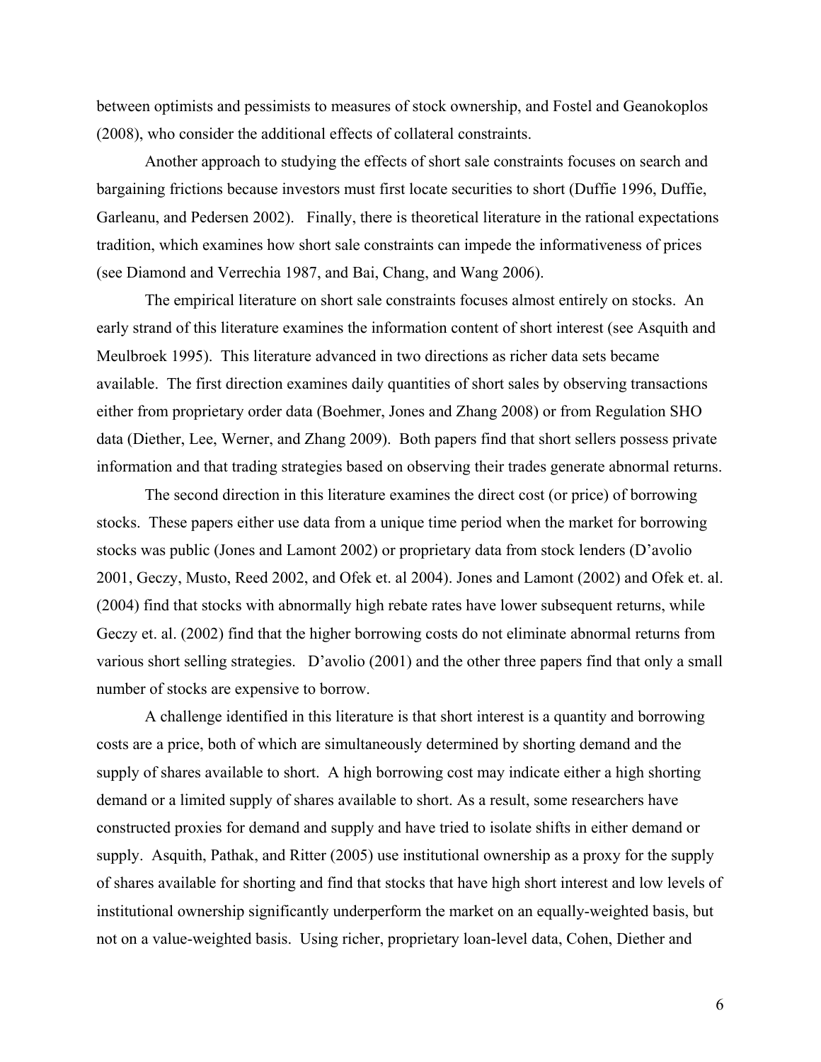between optimists and pessimists to measures of stock ownership, and Fostel and Geanokoplos (2008), who consider the additional effects of collateral constraints.

Another approach to studying the effects of short sale constraints focuses on search and bargaining frictions because investors must first locate securities to short (Duffie 1996, Duffie, Garleanu, and Pedersen 2002). Finally, there is theoretical literature in the rational expectations tradition, which examines how short sale constraints can impede the informativeness of prices (see Diamond and Verrechia 1987, and Bai, Chang, and Wang 2006).

The empirical literature on short sale constraints focuses almost entirely on stocks. An early strand of this literature examines the information content of short interest (see Asquith and Meulbroek 1995). This literature advanced in two directions as richer data sets became available. The first direction examines daily quantities of short sales by observing transactions either from proprietary order data (Boehmer, Jones and Zhang 2008) or from Regulation SHO data (Diether, Lee, Werner, and Zhang 2009). Both papers find that short sellers possess private information and that trading strategies based on observing their trades generate abnormal returns.

The second direction in this literature examines the direct cost (or price) of borrowing stocks. These papers either use data from a unique time period when the market for borrowing stocks was public (Jones and Lamont 2002) or proprietary data from stock lenders (D'avolio 2001, Geczy, Musto, Reed 2002, and Ofek et. al 2004). Jones and Lamont (2002) and Ofek et. al. (2004) find that stocks with abnormally high rebate rates have lower subsequent returns, while Geczy et. al. (2002) find that the higher borrowing costs do not eliminate abnormal returns from various short selling strategies. D'avolio (2001) and the other three papers find that only a small number of stocks are expensive to borrow.

A challenge identified in this literature is that short interest is a quantity and borrowing costs are a price, both of which are simultaneously determined by shorting demand and the supply of shares available to short. A high borrowing cost may indicate either a high shorting demand or a limited supply of shares available to short. As a result, some researchers have constructed proxies for demand and supply and have tried to isolate shifts in either demand or supply. Asquith, Pathak, and Ritter (2005) use institutional ownership as a proxy for the supply of shares available for shorting and find that stocks that have high short interest and low levels of institutional ownership significantly underperform the market on an equally-weighted basis, but not on a value-weighted basis. Using richer, proprietary loan-level data, Cohen, Diether and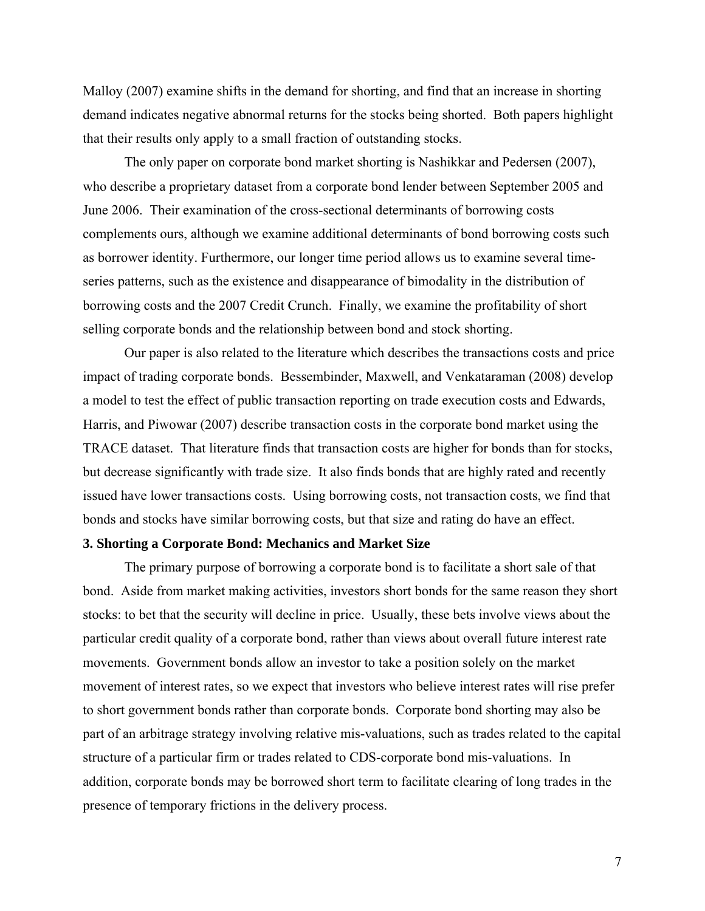Malloy (2007) examine shifts in the demand for shorting, and find that an increase in shorting demand indicates negative abnormal returns for the stocks being shorted. Both papers highlight that their results only apply to a small fraction of outstanding stocks.

The only paper on corporate bond market shorting is Nashikkar and Pedersen (2007), who describe a proprietary dataset from a corporate bond lender between September 2005 and June 2006. Their examination of the cross-sectional determinants of borrowing costs complements ours, although we examine additional determinants of bond borrowing costs such as borrower identity. Furthermore, our longer time period allows us to examine several time-series patterns, such as the existence and disappearance of bimodality in the distribution of borrowing costs and the 2007 Credit Crunch. Finally, we examine the profitability of short selling corporate bonds and the relationship between bond and stock shorting.

Our paper is also related to the literature which describes the transactions costs and price impact of trading corporate bonds. Bessembinder, Maxwell, and Venkataraman (2008) develop a model to test the effect of public transaction reporting on trade execution costs and Edwards, Harris, and Piwowar (2007) describe transaction costs in the corporate bond market using the TRACE dataset. That literature finds that transaction costs are higher for bonds than for stocks, but decrease significantly with trade size. It also finds bonds that are highly rated and recently issued have lower transactions costs. Using borrowing costs, not transaction costs, we find that bonds and stocks have similar borrowing costs, but that size and rating do have an effect.

### 3. Shorting a Corporate Bond: Mechanics and Market Size

The primary purpose of borrowing a corporate bond is to facilitate a short sale of that bond. Aside from market making activities, investors short bonds for the same reason they short stocks: to bet that the security will decline in price. Usually, these bets involve views about the particular credit quality of a corporate bond, rather than views about overall future interest rate movements. Government bonds allow an investor to take a position solely on the market movement of interest rates, so we expect that investors who believe interest rates will rise prefer to short government bonds rather than corporate bonds. Corporate bond shorting may also be part of an arbitrage strategy involving relative mis-valuations, such as trades related to the capital structure of a particular firm or trades related to CDS-corporate bond mis-valuations. In addition, corporate bonds may be borrowed short term to facilitate clearing of long trades in the presence of temporary frictions in the delivery process.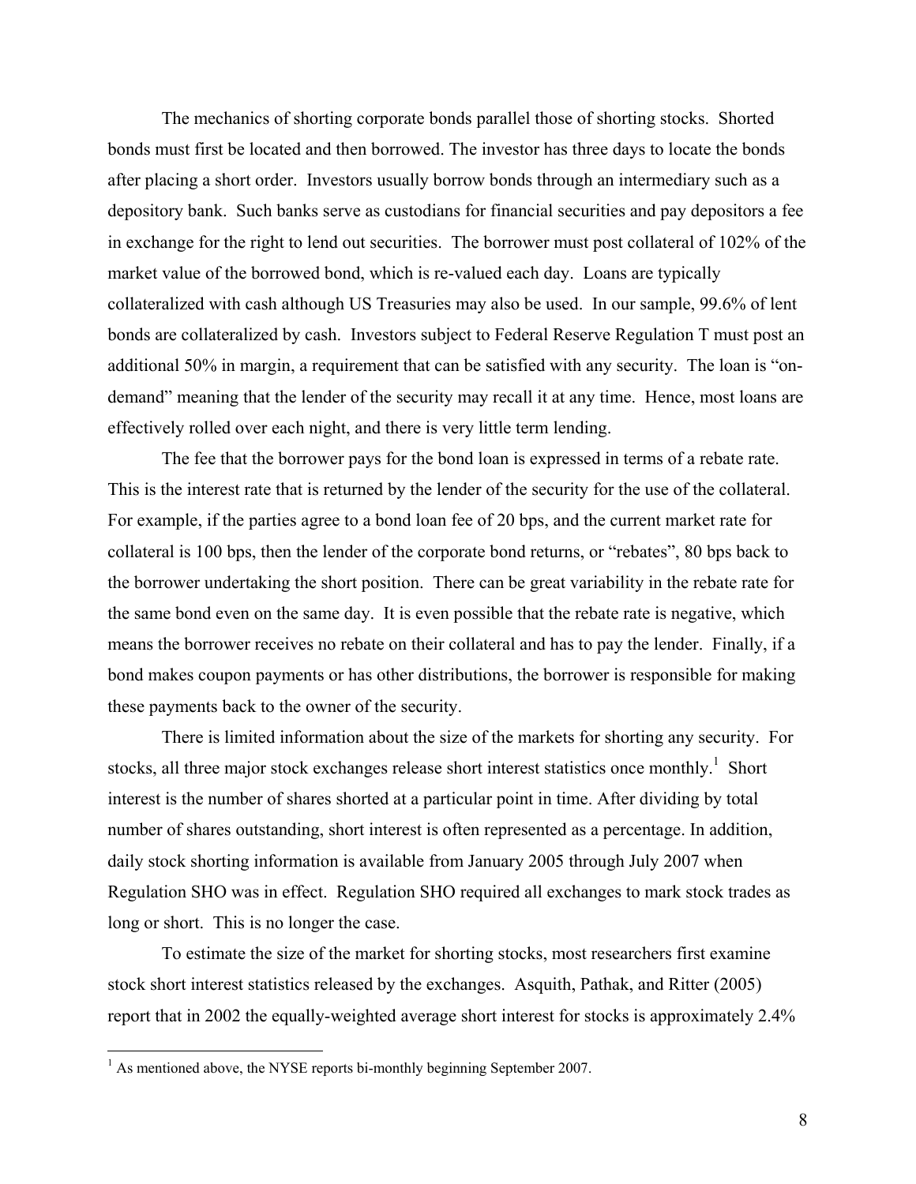The mechanics of shorting corporate bonds parallel those of shorting stocks. Shorted bonds must first be located and then borrowed. The investor has three days to locate the bonds after placing a short order. Investors usually borrow bonds through an intermediary such as a depository bank. Such banks serve as custodians for financial securities and pay depositors a fee in exchange for the right to lend out securities. The borrower must post collateral of 102% of the market value of the borrowed bond, which is re-valued each day. Loans are typically collateralized with cash although US Treasuries may also be used. In our sample, 99.6% of lent bonds are collateralized by cash. Investors subject to Federal Reserve Regulation T must post an additional 50% in margin, a requirement that can be satisfied with any security. The loan is "on-demand" meaning that the lender of the security may recall it at any time. Hence, most loans are effectively rolled over each night, and there is very little term lending.

The fee that the borrower pays for the bond loan is expressed in terms of a rebate rate. This is the interest rate that is returned by the lender of the security for the use of the collateral. For example, if the parties agree to a bond loan fee of 20 bps, and the current market rate for collateral is 100 bps, then the lender of the corporate bond returns, or "rebates", 80 bps back to the borrower undertaking the short position. There can be great variability in the rebate rate for the same bond even on the same day. It is even possible that the rebate rate is negative, which means the borrower receives no rebate on their collateral and has to pay the lender. Finally, if a bond makes coupon payments or has other distributions, the borrower is responsible for making these payments back to the owner of the security.

There is limited information about the size of the markets for shorting any security. For stocks, all three major stock exchanges release short interest statistics once monthly.[1] Short interest is the number of shares shorted at a particular point in time. After dividing by total number of shares outstanding, short interest is often represented as a percentage. In addition, daily stock shorting information is available from January 2005 through July 2007 when Regulation SHO was in effect. Regulation SHO required all exchanges to mark stock trades as long or short. This is no longer the case.

To estimate the size of the market for shorting stocks, most researchers first examine stock short interest statistics released by the exchanges. Asquith, Pathak, and Ritter (2005) report that in 2002 the equally-weighted average short interest for stocks is approximately 2.4%

[1] As mentioned above, the NYSE reports bi-monthly beginning September 2007.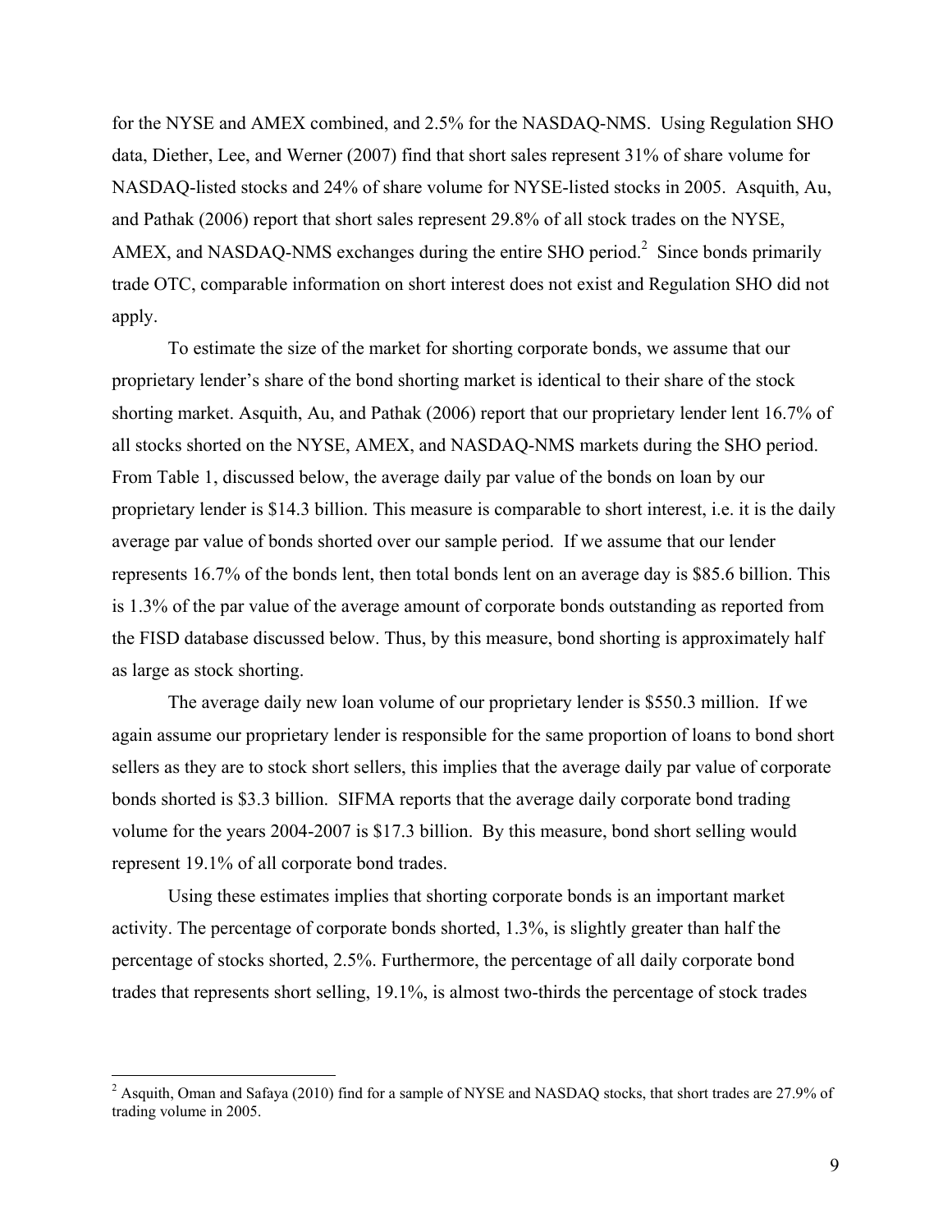for the NYSE and AMEX combined, and 2.5% for the NASDAQ-NMS. Using Regulation SHO data, Diether, Lee, and Werner (2007) find that short sales represent 31% of share volume for NASDAQ-listed stocks and 24% of share volume for NYSE-listed stocks in 2005. Asquith, Au, and Pathak (2006) report that short sales represent 29.8% of all stock trades on the NYSE, AMEX, and NASDAQ-NMS exchanges during the entire SHO period.[2] Since bonds primarily trade OTC, comparable information on short interest does not exist and Regulation SHO did not apply.

To estimate the size of the market for shorting corporate bonds, we assume that our proprietary lender's share of the bond shorting market is identical to their share of the stock shorting market. Asquith, Au, and Pathak (2006) report that our proprietary lender lent 16.7% of all stocks shorted on the NYSE, AMEX, and NASDAQ-NMS markets during the SHO period. From Table 1, discussed below, the average daily par value of the bonds on loan by our proprietary lender is \$14.3 billion. This measure is comparable to short interest, i.e. it is the daily average par value of bonds shorted over our sample period. If we assume that our lender represents 16.7% of the bonds lent, then total bonds lent on an average day is \$85.6 billion. This is 1.3% of the par value of the average amount of corporate bonds outstanding as reported from the FISD database discussed below. Thus, by this measure, bond shorting is approximately half as large as stock shorting.

The average daily new loan volume of our proprietary lender is \$550.3 million. If we again assume our proprietary lender is responsible for the same proportion of loans to bond short sellers as they are to stock short sellers, this implies that the average daily par value of corporate bonds shorted is \$3.3 billion. SIFMA reports that the average daily corporate bond trading volume for the years 2004-2007 is \$17.3 billion. By this measure, bond short selling would represent 19.1% of all corporate bond trades.

Using these estimates implies that shorting corporate bonds is an important market activity. The percentage of corporate bonds shorted, 1.3%, is slightly greater than half the percentage of stocks shorted, 2.5%. Furthermore, the percentage of all daily corporate bond trades that represents short selling, 19.1%, is almost two-thirds the percentage of stock trades

[2] Asquith, Oman and Safaya (2010) find for a sample of NYSE and NASDAQ stocks, that short trades are 27.9% of trading volume in 2005.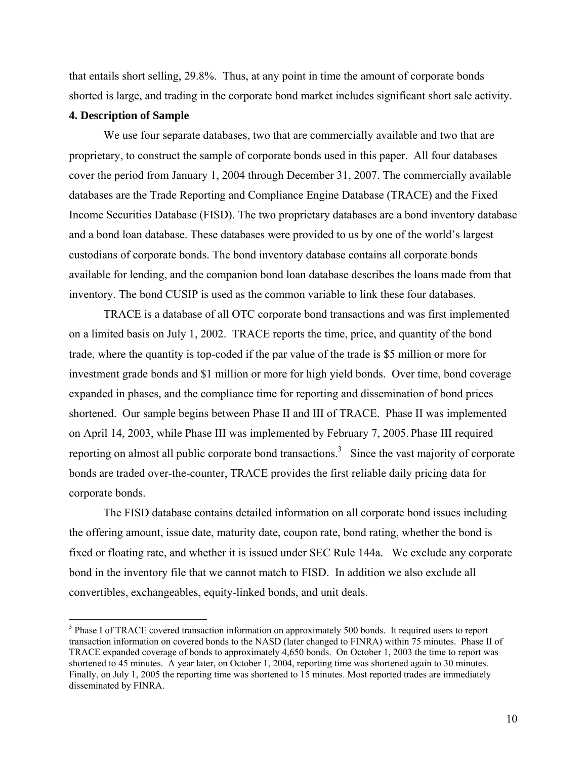that entails short selling, 29.8%. Thus, at any point in time the amount of corporate bonds shorted is large, and trading in the corporate bond market includes significant short sale activity.

**4. Description of Sample**

We use four separate databases, two that are commercially available and two that are proprietary, to construct the sample of corporate bonds used in this paper. All four databases cover the period from January 1, 2004 through December 31, 2007. The commercially available databases are the Trade Reporting and Compliance Engine Database (TRACE) and the Fixed Income Securities Database (FISD). The two proprietary databases are a bond inventory database and a bond loan database. These databases were provided to us by one of the world's largest custodians of corporate bonds. The bond inventory database contains all corporate bonds available for lending, and the companion bond loan database describes the loans made from that inventory. The bond CUSIP is used as the common variable to link these four databases.

TRACE is a database of all OTC corporate bond transactions and was first implemented on a limited basis on July 1, 2002. TRACE reports the time, price, and quantity of the bond trade, where the quantity is top-coded if the par value of the trade is \$5 million or more for investment grade bonds and \$1 million or more for high yield bonds. Over time, bond coverage expanded in phases, and the compliance time for reporting and dissemination of bond prices shortened. Our sample begins between Phase II and III of TRACE. Phase II was implemented on April 14, 2003, while Phase III was implemented by February 7, 2005. Phase III required reporting on almost all public corporate bond transactions.[3] Since the vast majority of corporate bonds are traded over-the-counter, TRACE provides the first reliable daily pricing data for corporate bonds.

The FISD database contains detailed information on all corporate bond issues including the offering amount, issue date, maturity date, coupon rate, bond rating, whether the bond is fixed or floating rate, and whether it is issued under SEC Rule 144a. We exclude any corporate bond in the inventory file that we cannot match to FISD. In addition we also exclude all convertibles, exchangeables, equity-linked bonds, and unit deals.

[3] Phase I of TRACE covered transaction information on approximately 500 bonds. It required users to report transaction information on covered bonds to the NASD (later changed to FINRA) within 75 minutes. Phase II of TRACE expanded coverage of bonds to approximately 4,650 bonds. On October 1, 2003 the time to report was shortened to 45 minutes. A year later, on October 1, 2004, reporting time was shortened again to 30 minutes. Finally, on July 1, 2005 the reporting time was shortened to 15 minutes. Most reported trades are immediately disseminated by FINRA.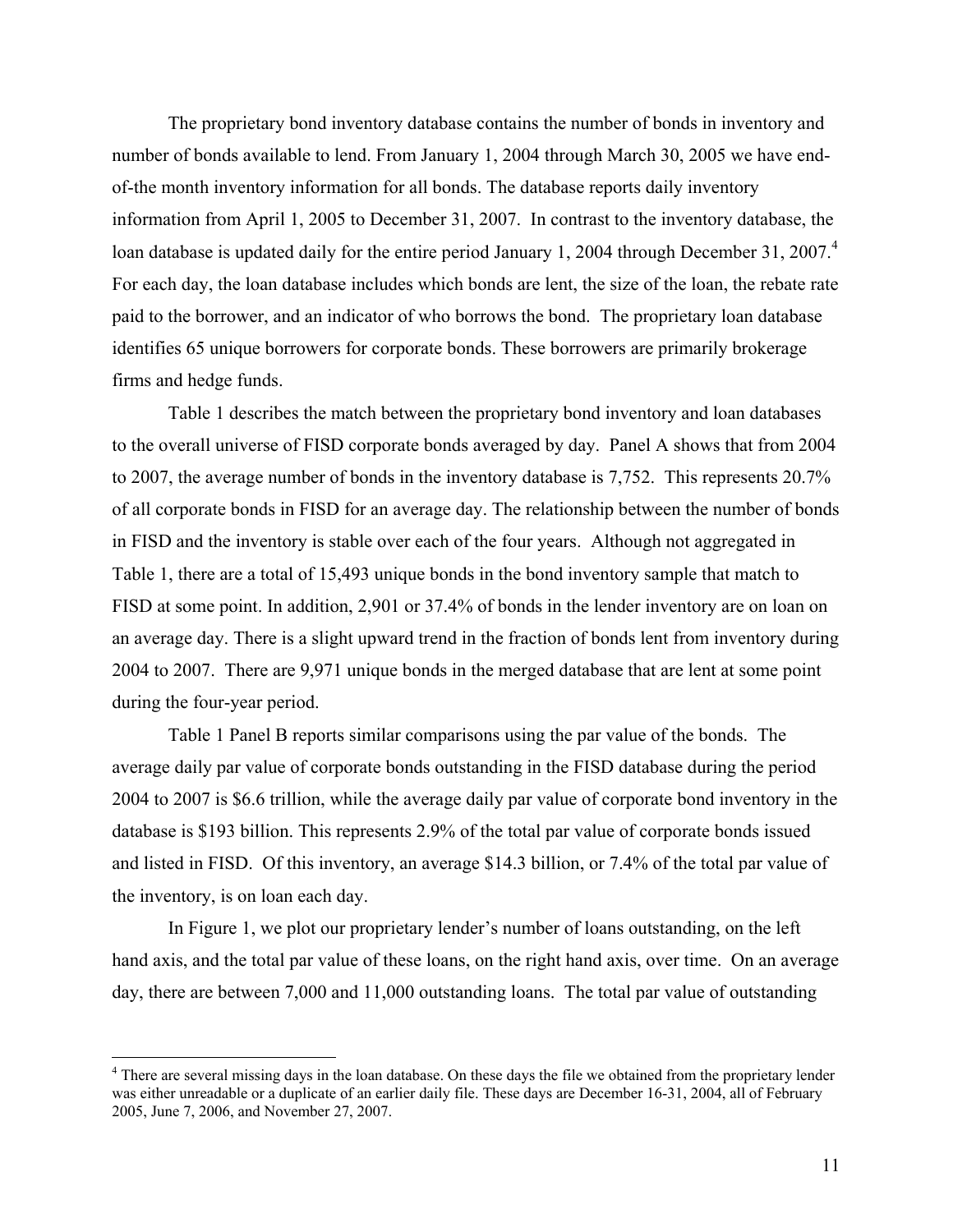The proprietary bond inventory database contains the number of bonds in inventory and number of bonds available to lend. From January 1, 2004 through March 30, 2005 we have end-of-the month inventory information for all bonds. The database reports daily inventory information from April 1, 2005 to December 31, 2007. In contrast to the inventory database, the loan database is updated daily for the entire period January 1, 2004 through December 31, 2007.[4] For each day, the loan database includes which bonds are lent, the size of the loan, the rebate rate paid to the borrower, and an indicator of who borrows the bond. The proprietary loan database identifies 65 unique borrowers for corporate bonds. These borrowers are primarily brokerage firms and hedge funds.

Table 1 describes the match between the proprietary bond inventory and loan databases to the overall universe of FISD corporate bonds averaged by day. Panel A shows that from 2004 to 2007, the average number of bonds in the inventory database is 7,752. This represents 20.7% of all corporate bonds in FISD for an average day. The relationship between the number of bonds in FISD and the inventory is stable over each of the four years. Although not aggregated in Table 1, there are a total of 15,493 unique bonds in the bond inventory sample that match to FISD at some point. In addition, 2,901 or 37.4% of bonds in the lender inventory are on loan on an average day. There is a slight upward trend in the fraction of bonds lent from inventory during 2004 to 2007. There are 9,971 unique bonds in the merged database that are lent at some point during the four-year period.

Table 1 Panel B reports similar comparisons using the par value of the bonds. The average daily par value of corporate bonds outstanding in the FISD database during the period 2004 to 2007 is $6.6 trillion, while the average daily par value of corporate bond inventory in the database is $193 billion. This represents 2.9% of the total par value of corporate bonds issued and listed in FISD. Of this inventory, an average $14.3 billion, or 7.4% of the total par value of the inventory, is on loan each day.

In Figure 1, we plot our proprietary lender's number of loans outstanding, on the left hand axis, and the total par value of these loans, on the right hand axis, over time. On an average day, there are between 7,000 and 11,000 outstanding loans. The total par value of outstanding

[4] There are several missing days in the loan database. On these days the file we obtained from the proprietary lender was either unreadable or a duplicate of an earlier daily file. These days are December 16-31, 2004, all of February 2005, June 7, 2006, and November 27, 2007.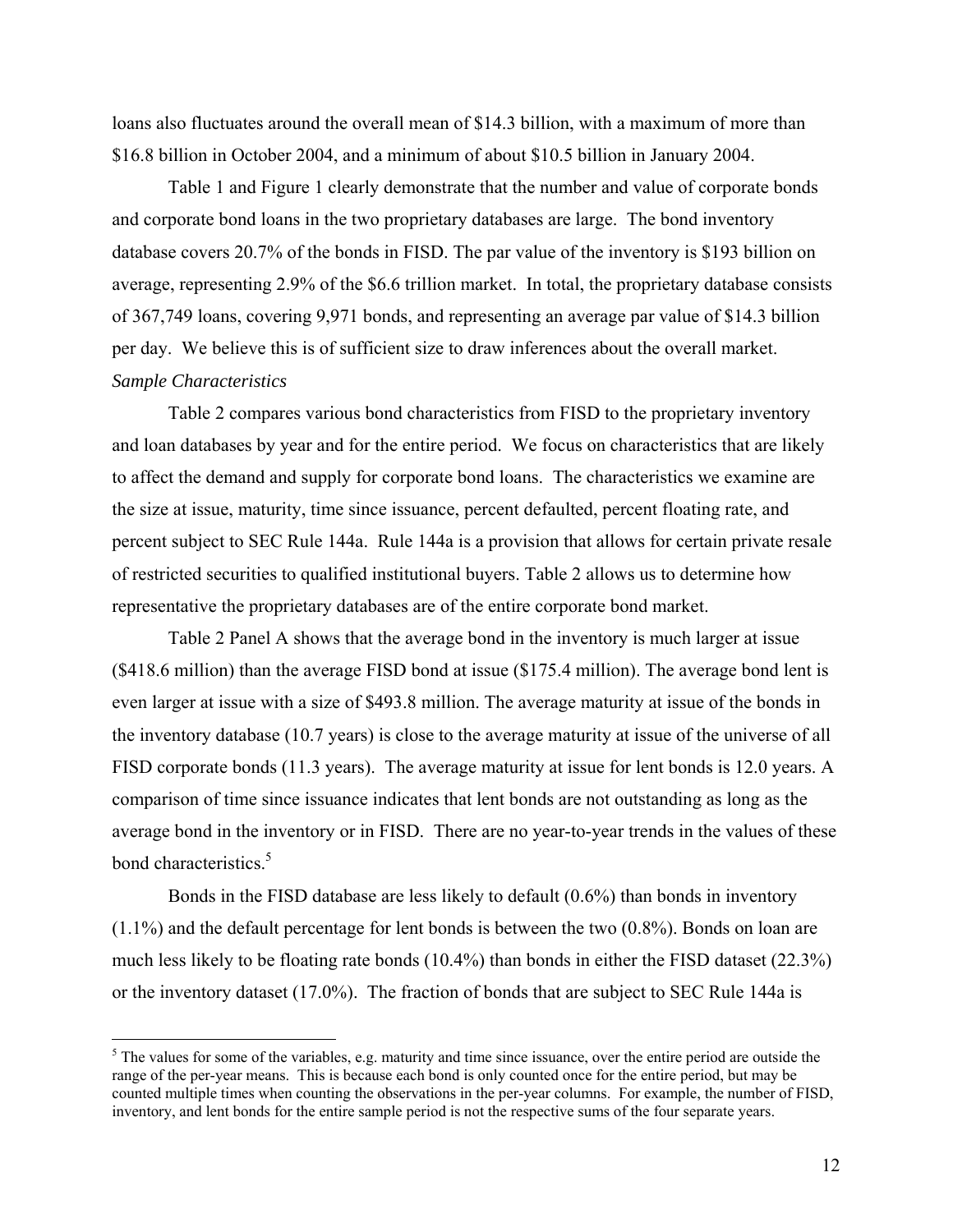loans also fluctuates around the overall mean of $14.3 billion, with a maximum of more than $16.8 billion in October 2004, and a minimum of about $10.5 billion in January 2004.

Table 1 and Figure 1 clearly demonstrate that the number and value of corporate bonds and corporate bond loans in the two proprietary databases are large. The bond inventory database covers 20.7% of the bonds in FISD. The par value of the inventory is $193 billion on average, representing 2.9% of the $6.6 trillion market. In total, the proprietary database consists of 367,749 loans, covering 9,971 bonds, and representing an average par value of $14.3 billion per day. We believe this is of sufficient size to draw inferences about the overall market.

*Sample Characteristics*

Table 2 compares various bond characteristics from FISD to the proprietary inventory and loan databases by year and for the entire period. We focus on characteristics that are likely to affect the demand and supply for corporate bond loans. The characteristics we examine are the size at issue, maturity, time since issuance, percent defaulted, percent floating rate, and percent subject to SEC Rule 144a. Rule 144a is a provision that allows for certain private resale of restricted securities to qualified institutional buyers. Table 2 allows us to determine how representative the proprietary databases are of the entire corporate bond market.

Table 2 Panel A shows that the average bond in the inventory is much larger at issue ($418.6 million) than the average FISD bond at issue ($175.4 million). The average bond lent is even larger at issue with a size of $493.8 million. The average maturity at issue of the bonds in the inventory database (10.7 years) is close to the average maturity at issue of the universe of all FISD corporate bonds (11.3 years). The average maturity at issue for lent bonds is 12.0 years. A comparison of time since issuance indicates that lent bonds are not outstanding as long as the average bond in the inventory or in FISD. There are no year-to-year trends in the values of these bond characteristics.[5]

Bonds in the FISD database are less likely to default (0.6%) than bonds in inventory (1.1%) and the default percentage for lent bonds is between the two (0.8%). Bonds on loan are much less likely to be floating rate bonds (10.4%) than bonds in either the FISD dataset (22.3%) or the inventory dataset (17.0%). The fraction of bonds that are subject to SEC Rule 144a is

[5] The values for some of the variables, e.g. maturity and time since issuance, over the entire period are outside the range of the per-year means. This is because each bond is only counted once for the entire period, but may be counted multiple times when counting the observations in the per-year columns. For example, the number of FISD, inventory, and lent bonds for the entire sample period is not the respective sums of the four separate years.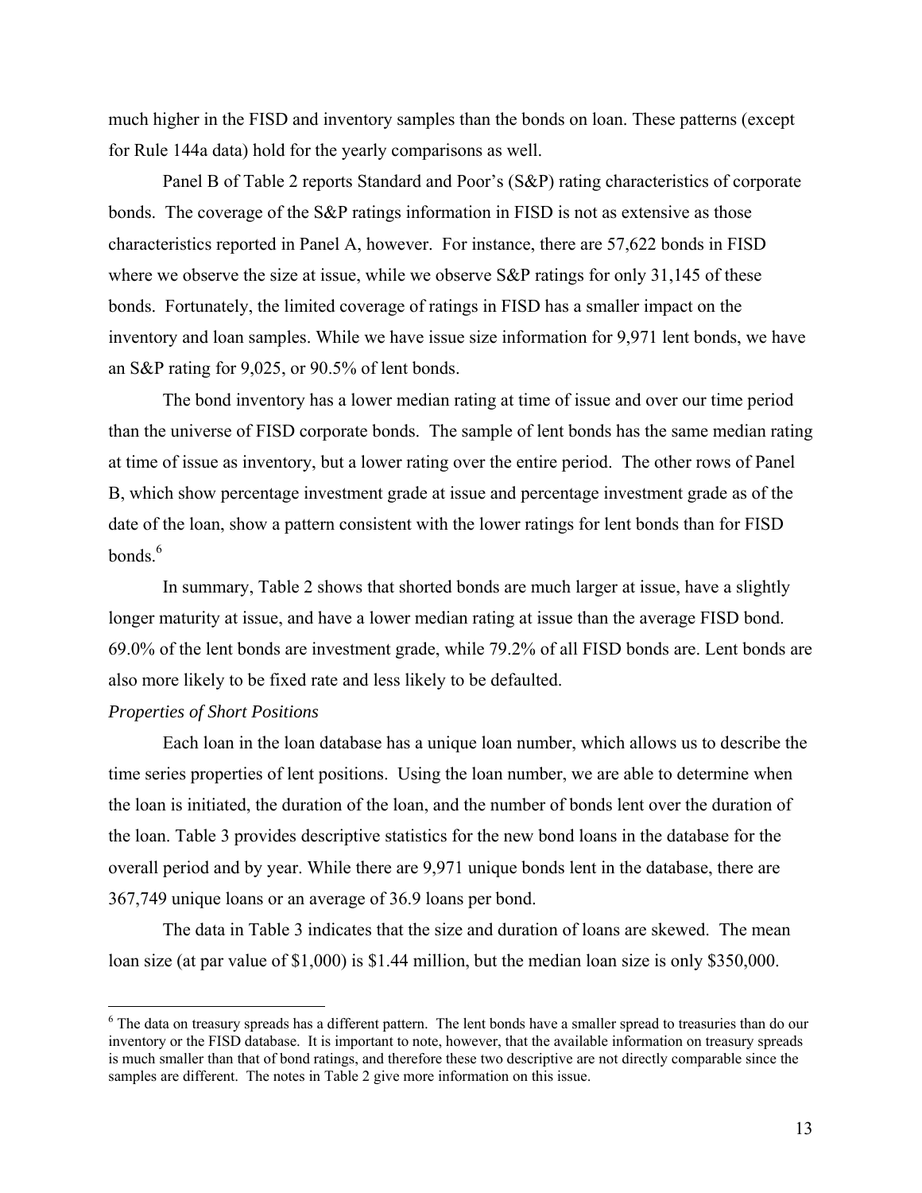much higher in the FISD and inventory samples than the bonds on loan. These patterns (except for Rule 144a data) hold for the yearly comparisons as well.

Panel B of Table 2 reports Standard and Poor's (S&P) rating characteristics of corporate bonds. The coverage of the S&P ratings information in FISD is not as extensive as those characteristics reported in Panel A, however. For instance, there are 57,622 bonds in FISD where we observe the size at issue, while we observe S&P ratings for only 31,145 of these bonds. Fortunately, the limited coverage of ratings in FISD has a smaller impact on the inventory and loan samples. While we have issue size information for 9,971 lent bonds, we have an S&P rating for 9,025, or 90.5% of lent bonds.

The bond inventory has a lower median rating at time of issue and over our time period than the universe of FISD corporate bonds. The sample of lent bonds has the same median rating at time of issue as inventory, but a lower rating over the entire period. The other rows of Panel B, which show percentage investment grade at issue and percentage investment grade as of the date of the loan, show a pattern consistent with the lower ratings for lent bonds than for FISD bonds.[6]

In summary, Table 2 shows that shorted bonds are much larger at issue, have a slightly longer maturity at issue, and have a lower median rating at issue than the average FISD bond. 69.0% of the lent bonds are investment grade, while 79.2% of all FISD bonds are. Lent bonds are also more likely to be fixed rate and less likely to be defaulted.

*Properties of Short Positions*

Each loan in the loan database has a unique loan number, which allows us to describe the time series properties of lent positions. Using the loan number, we are able to determine when the loan is initiated, the duration of the loan, and the number of bonds lent over the duration of the loan. Table 3 provides descriptive statistics for the new bond loans in the database for the overall period and by year. While there are 9,971 unique bonds lent in the database, there are 367,749 unique loans or an average of 36.9 loans per bond.

The data in Table 3 indicates that the size and duration of loans are skewed. The mean loan size (at par value of $1,000) is $1.44 million, but the median loan size is only $350,000.

[6] The data on treasury spreads has a different pattern. The lent bonds have a smaller spread to treasuries than do our inventory or the FISD database. It is important to note, however, that the available information on treasury spreads is much smaller than that of bond ratings, and therefore these two descriptive are not directly comparable since the samples are different. The notes in Table 2 give more information on this issue.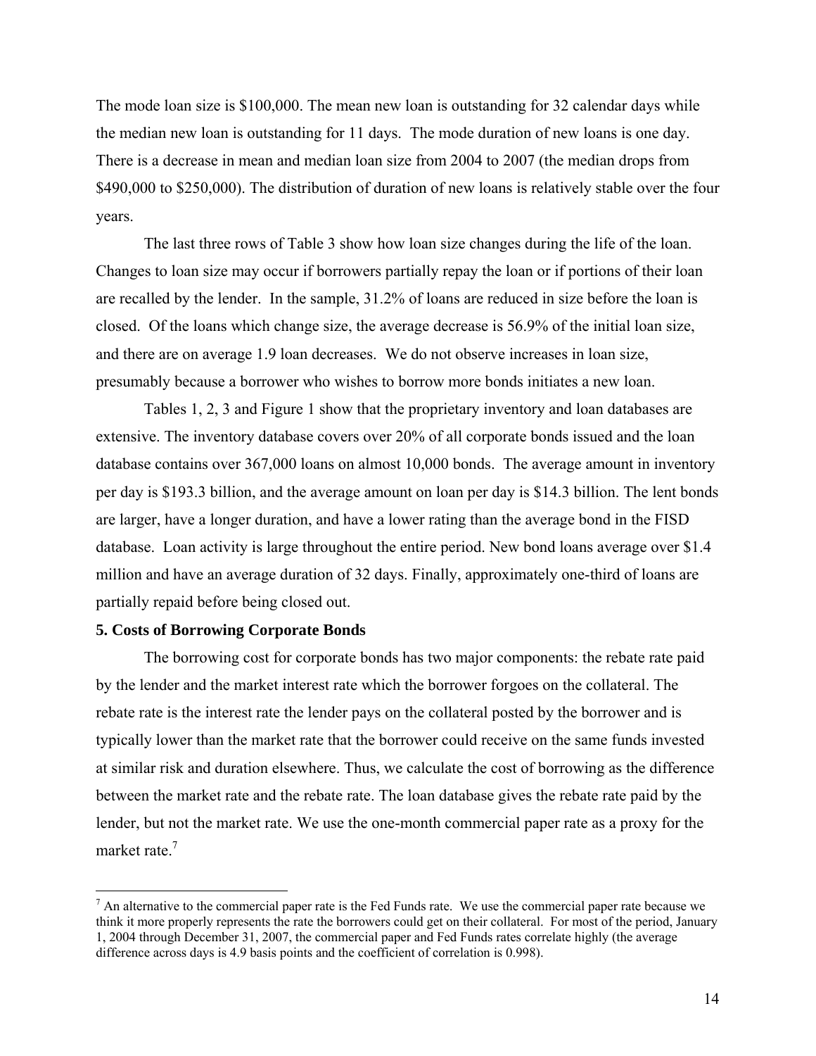The mode loan size is \$100,000. The mean new loan is outstanding for 32 calendar days while the median new loan is outstanding for 11 days. The mode duration of new loans is one day. There is a decrease in mean and median loan size from 2004 to 2007 (the median drops from \$490,000 to \$250,000). The distribution of duration of new loans is relatively stable over the four years.

The last three rows of Table 3 show how loan size changes during the life of the loan. Changes to loan size may occur if borrowers partially repay the loan or if portions of their loan are recalled by the lender. In the sample, 31.2% of loans are reduced in size before the loan is closed. Of the loans which change size, the average decrease is 56.9% of the initial loan size, and there are on average 1.9 loan decreases. We do not observe increases in loan size, presumably because a borrower who wishes to borrow more bonds initiates a new loan.

Tables 1, 2, 3 and Figure 1 show that the proprietary inventory and loan databases are extensive. The inventory database covers over 20% of all corporate bonds issued and the loan database contains over 367,000 loans on almost 10,000 bonds. The average amount in inventory per day is \$193.3 billion, and the average amount on loan per day is \$14.3 billion. The lent bonds are larger, have a longer duration, and have a lower rating than the average bond in the FISD database. Loan activity is large throughout the entire period. New bond loans average over \$1.4 million and have an average duration of 32 days. Finally, approximately one-third of loans are partially repaid before being closed out.

**5. Costs of Borrowing Corporate Bonds**

The borrowing cost for corporate bonds has two major components: the rebate rate paid by the lender and the market interest rate which the borrower forgoes on the collateral. The rebate rate is the interest rate the lender pays on the collateral posted by the borrower and is typically lower than the market rate that the borrower could receive on the same funds invested at similar risk and duration elsewhere. Thus, we calculate the cost of borrowing as the difference between the market rate and the rebate rate. The loan database gives the rebate rate paid by the lender, but not the market rate. We use the one-month commercial paper rate as a proxy for the market rate.[7]

[7] An alternative to the commercial paper rate is the Fed Funds rate. We use the commercial paper rate because we think it more properly represents the rate the borrowers could get on their collateral. For most of the period, January 1, 2004 through December 31, 2007, the commercial paper and Fed Funds rates correlate highly (the average difference across days is 4.9 basis points and the coefficient of correlation is 0.998).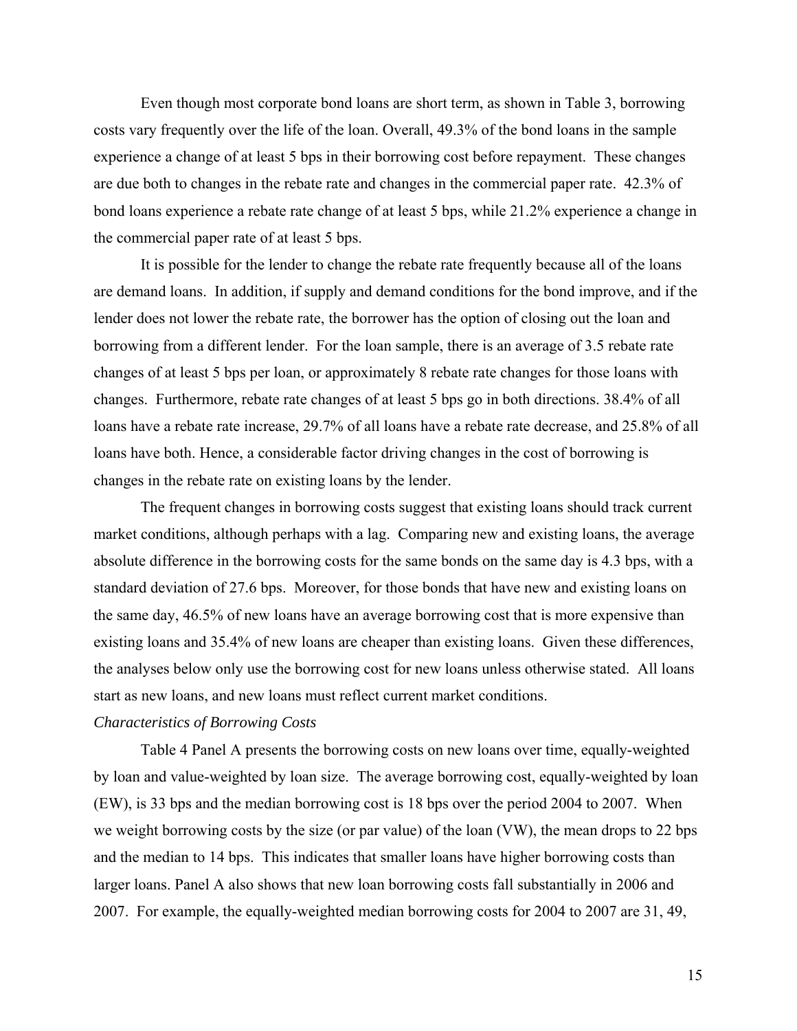Even though most corporate bond loans are short term, as shown in Table 3, borrowing costs vary frequently over the life of the loan. Overall, 49.3% of the bond loans in the sample experience a change of at least 5 bps in their borrowing cost before repayment. These changes are due both to changes in the rebate rate and changes in the commercial paper rate. 42.3% of bond loans experience a rebate rate change of at least 5 bps, while 21.2% experience a change in the commercial paper rate of at least 5 bps.

It is possible for the lender to change the rebate rate frequently because all of the loans are demand loans. In addition, if supply and demand conditions for the bond improve, and if the lender does not lower the rebate rate, the borrower has the option of closing out the loan and borrowing from a different lender. For the loan sample, there is an average of 3.5 rebate rate changes of at least 5 bps per loan, or approximately 8 rebate rate changes for those loans with changes. Furthermore, rebate rate changes of at least 5 bps go in both directions. 38.4% of all loans have a rebate rate increase, 29.7% of all loans have a rebate rate decrease, and 25.8% of all loans have both. Hence, a considerable factor driving changes in the cost of borrowing is changes in the rebate rate on existing loans by the lender.

The frequent changes in borrowing costs suggest that existing loans should track current market conditions, although perhaps with a lag. Comparing new and existing loans, the average absolute difference in the borrowing costs for the same bonds on the same day is 4.3 bps, with a standard deviation of 27.6 bps. Moreover, for those bonds that have new and existing loans on the same day, 46.5% of new loans have an average borrowing cost that is more expensive than existing loans and 35.4% of new loans are cheaper than existing loans. Given these differences, the analyses below only use the borrowing cost for new loans unless otherwise stated. All loans start as new loans, and new loans must reflect current market conditions.

*Characteristics of Borrowing Costs*

Table 4 Panel A presents the borrowing costs on new loans over time, equally-weighted by loan and value-weighted by loan size. The average borrowing cost, equally-weighted by loan (EW), is 33 bps and the median borrowing cost is 18 bps over the period 2004 to 2007. When we weight borrowing costs by the size (or par value) of the loan (VW), the mean drops to 22 bps and the median to 14 bps. This indicates that smaller loans have higher borrowing costs than larger loans. Panel A also shows that new loan borrowing costs fall substantially in 2006 and 2007. For example, the equally-weighted median borrowing costs for 2004 to 2007 are 31, 49,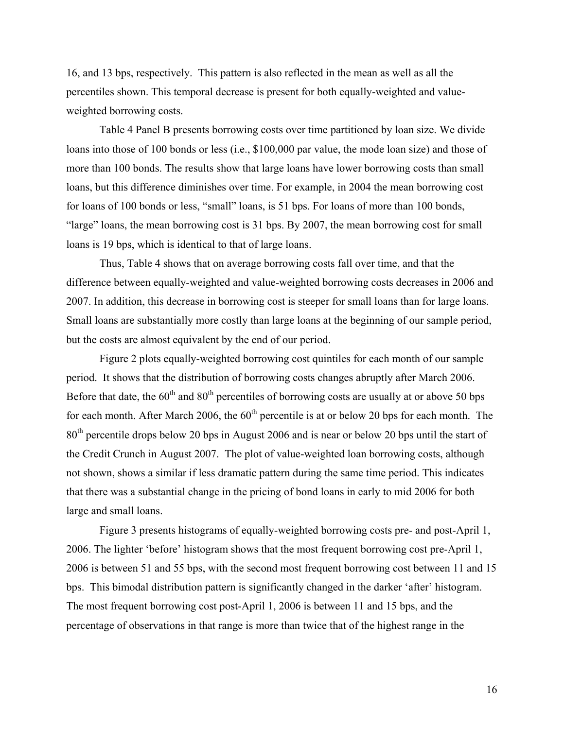16, and 13 bps, respectively. This pattern is also reflected in the mean as well as all the percentiles shown. This temporal decrease is present for both equally-weighted and value-weighted borrowing costs.

Table 4 Panel B presents borrowing costs over time partitioned by loan size. We divide loans into those of 100 bonds or less (i.e., $100,000 par value, the mode loan size) and those of more than 100 bonds. The results show that large loans have lower borrowing costs than small loans, but this difference diminishes over time. For example, in 2004 the mean borrowing cost for loans of 100 bonds or less, "small" loans, is 51 bps. For loans of more than 100 bonds, "large" loans, the mean borrowing cost is 31 bps. By 2007, the mean borrowing cost for small loans is 19 bps, which is identical to that of large loans.

Thus, Table 4 shows that on average borrowing costs fall over time, and that the difference between equally-weighted and value-weighted borrowing costs decreases in 2006 and 2007. In addition, this decrease in borrowing cost is steeper for small loans than for large loans. Small loans are substantially more costly than large loans at the beginning of our sample period, but the costs are almost equivalent by the end of our period.

Figure 2 plots equally-weighted borrowing cost quintiles for each month of our sample period. It shows that the distribution of borrowing costs changes abruptly after March 2006. Before that date, the 60th and 80th percentiles of borrowing costs are usually at or above 50 bps for each month. After March 2006, the 60th percentile is at or below 20 bps for each month. The 80th percentile drops below 20 bps in August 2006 and is near or below 20 bps until the start of the Credit Crunch in August 2007. The plot of value-weighted loan borrowing costs, although not shown, shows a similar if less dramatic pattern during the same time period. This indicates that there was a substantial change in the pricing of bond loans in early to mid 2006 for both large and small loans.

Figure 3 presents histograms of equally-weighted borrowing costs pre- and post-April 1, 2006. The lighter 'before' histogram shows that the most frequent borrowing cost pre-April 1, 2006 is between 51 and 55 bps, with the second most frequent borrowing cost between 11 and 15 bps. This bimodal distribution pattern is significantly changed in the darker 'after' histogram. The most frequent borrowing cost post-April 1, 2006 is between 11 and 15 bps, and the percentage of observations in that range is more than twice that of the highest range in the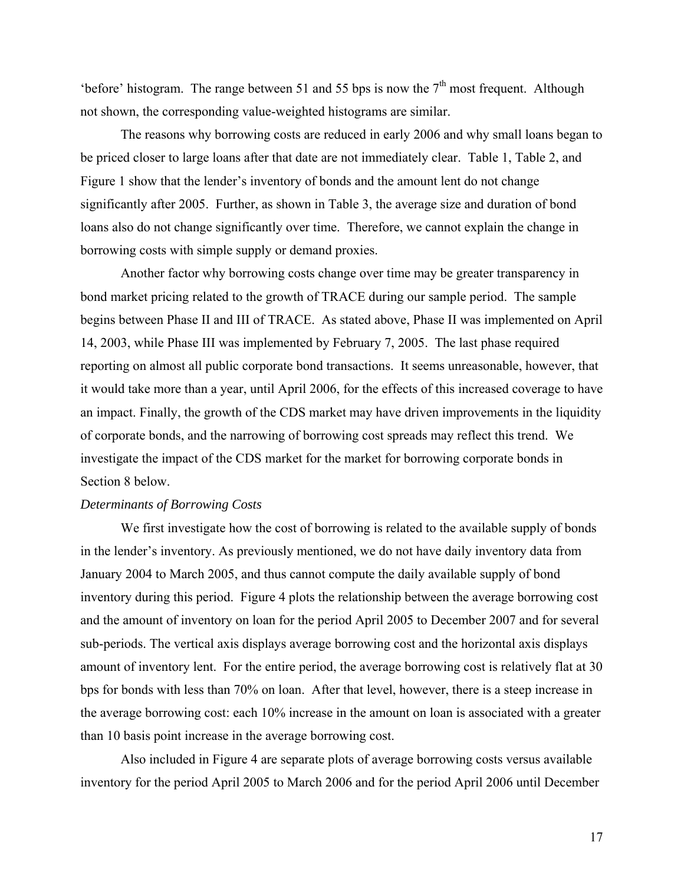'before' histogram. The range between 51 and 55 bps is now the $7^{th}$ most frequent. Although not shown, the corresponding value-weighted histograms are similar.

The reasons why borrowing costs are reduced in early 2006 and why small loans began to be priced closer to large loans after that date are not immediately clear. Table 1, Table 2, and Figure 1 show that the lender's inventory of bonds and the amount lent do not change significantly after 2005. Further, as shown in Table 3, the average size and duration of bond loans also do not change significantly over time. Therefore, we cannot explain the change in borrowing costs with simple supply or demand proxies.

Another factor why borrowing costs change over time may be greater transparency in bond market pricing related to the growth of TRACE during our sample period. The sample begins between Phase II and III of TRACE. As stated above, Phase II was implemented on April 14, 2003, while Phase III was implemented by February 7, 2005. The last phase required reporting on almost all public corporate bond transactions. It seems unreasonable, however, that it would take more than a year, until April 2006, for the effects of this increased coverage to have an impact. Finally, the growth of the CDS market may have driven improvements in the liquidity of corporate bonds, and the narrowing of borrowing cost spreads may reflect this trend. We investigate the impact of the CDS market for the market for borrowing corporate bonds in Section 8 below.

*Determinants of Borrowing Costs*

We first investigate how the cost of borrowing is related to the available supply of bonds in the lender's inventory. As previously mentioned, we do not have daily inventory data from January 2004 to March 2005, and thus cannot compute the daily available supply of bond inventory during this period. Figure 4 plots the relationship between the average borrowing cost and the amount of inventory on loan for the period April 2005 to December 2007 and for several sub-periods. The vertical axis displays average borrowing cost and the horizontal axis displays amount of inventory lent. For the entire period, the average borrowing cost is relatively flat at 30 bps for bonds with less than 70% on loan. After that level, however, there is a steep increase in the average borrowing cost: each 10% increase in the amount on loan is associated with a greater than 10 basis point increase in the average borrowing cost.

Also included in Figure 4 are separate plots of average borrowing costs versus available inventory for the period April 2005 to March 2006 and for the period April 2006 until December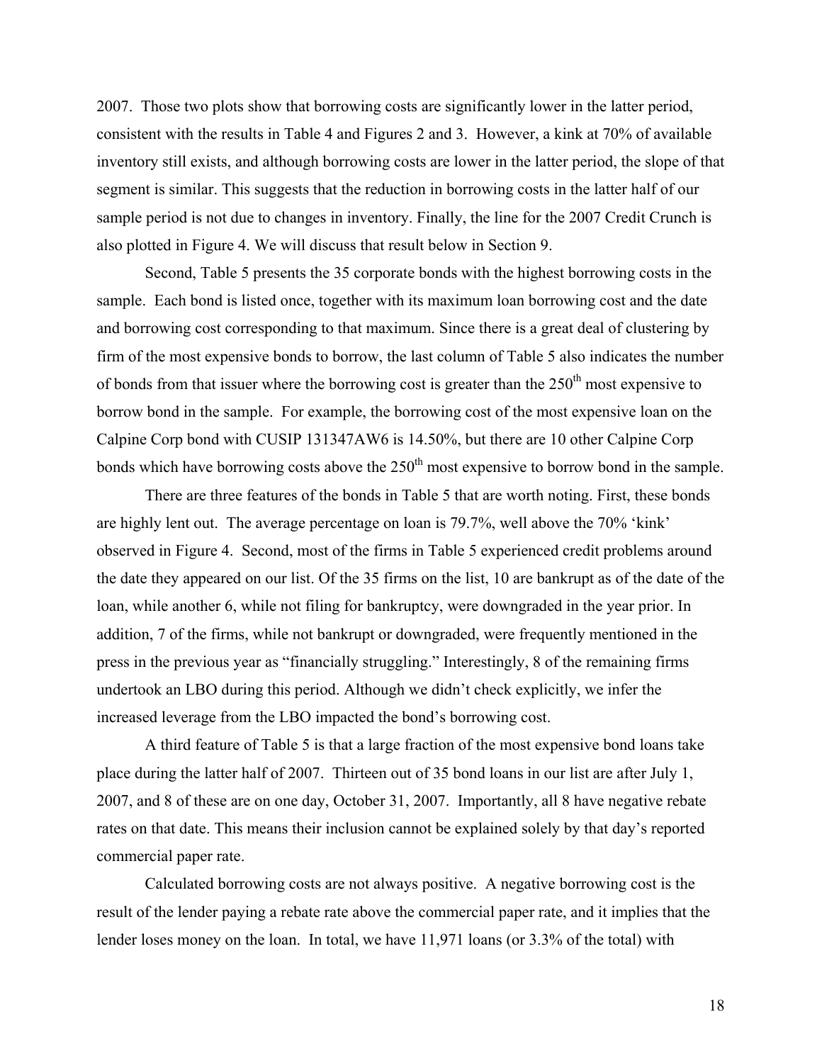2007. Those two plots show that borrowing costs are significantly lower in the latter period, consistent with the results in Table 4 and Figures 2 and 3. However, a kink at 70% of available inventory still exists, and although borrowing costs are lower in the latter period, the slope of that segment is similar. This suggests that the reduction in borrowing costs in the latter half of our sample period is not due to changes in inventory. Finally, the line for the 2007 Credit Crunch is also plotted in Figure 4. We will discuss that result below in Section 9.

Second, Table 5 presents the 35 corporate bonds with the highest borrowing costs in the sample. Each bond is listed once, together with its maximum loan borrowing cost and the date and borrowing cost corresponding to that maximum. Since there is a great deal of clustering by firm of the most expensive bonds to borrow, the last column of Table 5 also indicates the number of bonds from that issuer where the borrowing cost is greater than the 250th most expensive to borrow bond in the sample. For example, the borrowing cost of the most expensive loan on the Calpine Corp bond with CUSIP 131347AW6 is 14.50%, but there are 10 other Calpine Corp bonds which have borrowing costs above the 250th most expensive to borrow bond in the sample.

There are three features of the bonds in Table 5 that are worth noting. First, these bonds are highly lent out. The average percentage on loan is 79.7%, well above the 70% 'kink' observed in Figure 4. Second, most of the firms in Table 5 experienced credit problems around the date they appeared on our list. Of the 35 firms on the list, 10 are bankrupt as of the date of the loan, while another 6, while not filing for bankruptcy, were downgraded in the year prior. In addition, 7 of the firms, while not bankrupt or downgraded, were frequently mentioned in the press in the previous year as "financially struggling." Interestingly, 8 of the remaining firms undertook an LBO during this period. Although we didn't check explicitly, we infer the increased leverage from the LBO impacted the bond's borrowing cost.

A third feature of Table 5 is that a large fraction of the most expensive bond loans take place during the latter half of 2007. Thirteen out of 35 bond loans in our list are after July 1, 2007, and 8 of these are on one day, October 31, 2007. Importantly, all 8 have negative rebate rates on that date. This means their inclusion cannot be explained solely by that day's reported commercial paper rate.

Calculated borrowing costs are not always positive. A negative borrowing cost is the result of the lender paying a rebate rate above the commercial paper rate, and it implies that the lender loses money on the loan. In total, we have 11,971 loans (or 3.3% of the total) with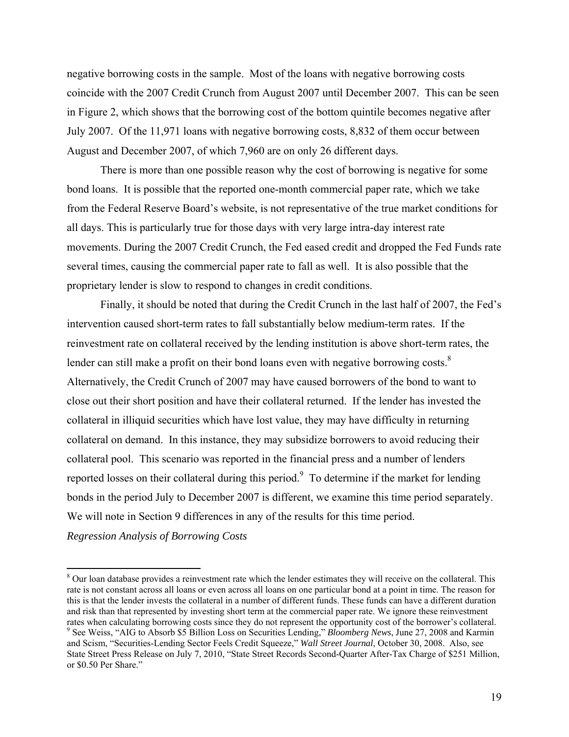negative borrowing costs in the sample. Most of the loans with negative borrowing costs coincide with the 2007 Credit Crunch from August 2007 until December 2007. This can be seen in Figure 2, which shows that the borrowing cost of the bottom quintile becomes negative after July 2007. Of the 11,971 loans with negative borrowing costs, 8,832 of them occur between August and December 2007, of which 7,960 are on only 26 different days.

There is more than one possible reason why the cost of borrowing is negative for some bond loans. It is possible that the reported one-month commercial paper rate, which we take from the Federal Reserve Board's website, is not representative of the true market conditions for all days. This is particularly true for those days with very large intra-day interest rate movements. During the 2007 Credit Crunch, the Fed eased credit and dropped the Fed Funds rate several times, causing the commercial paper rate to fall as well. It is also possible that the proprietary lender is slow to respond to changes in credit conditions.

Finally, it should be noted that during the Credit Crunch in the last half of 2007, the Fed's intervention caused short-term rates to fall substantially below medium-term rates. If the reinvestment rate on collateral received by the lending institution is above short-term rates, the lender can still make a profit on their bond loans even with negative borrowing costs.[8] Alternatively, the Credit Crunch of 2007 may have caused borrowers of the bond to want to close out their short position and have their collateral returned. If the lender has invested the collateral in illiquid securities which have lost value, they may have difficulty in returning collateral on demand. In this instance, they may subsidize borrowers to avoid reducing their collateral pool. This scenario was reported in the financial press and a number of lenders reported losses on their collateral during this period.[9] To determine if the market for lending bonds in the period July to December 2007 is different, we examine this time period separately. We will note in Section 9 differences in any of the results for this time period.

*Regression Analysis of Borrowing Costs*

---

[8] Our loan database provides a reinvestment rate which the lender estimates they will receive on the collateral. This rate is not constant across all loans or even across all loans on one particular bond at a point in time. The reason for this is that the lender invests the collateral in a number of different funds. These funds can have a different duration and risk than that represented by investing short term at the commercial paper rate. We ignore these reinvestment rates when calculating borrowing costs since they do not represent the opportunity cost of the borrower's collateral.

[9] See Weiss, "AIG to Absorb $5 Billion Loss on Securities Lending," *Bloomberg News*, June 27, 2008 and Karmin and Scism, "Securities-Lending Sector Feels Credit Squeeze," *Wall Street Journal*, October 30, 2008. Also, see State Street Press Release on July 7, 2010, "State Street Records Second-Quarter After-Tax Charge of $251 Million, or $0.50 Per Share."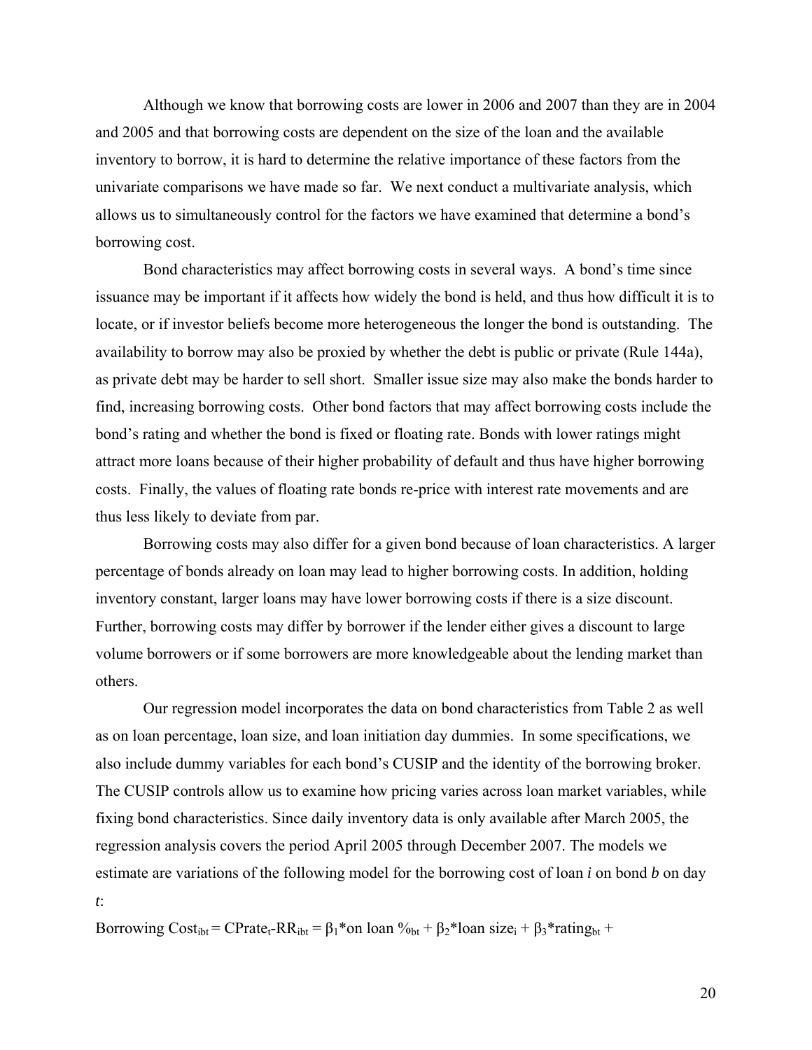Although we know that borrowing costs are lower in 2006 and 2007 than they are in 2004 and 2005 and that borrowing costs are dependent on the size of the loan and the available inventory to borrow, it is hard to determine the relative importance of these factors from the univariate comparisons we have made so far. We next conduct a multivariate analysis, which allows us to simultaneously control for the factors we have examined that determine a bond's borrowing cost.

Bond characteristics may affect borrowing costs in several ways. A bond's time since issuance may be important if it affects how widely the bond is held, and thus how difficult it is to locate, or if investor beliefs become more heterogeneous the longer the bond is outstanding. The availability to borrow may also be proxied by whether the debt is public or private (Rule 144a), as private debt may be harder to sell short. Smaller issue size may also make the bonds harder to find, increasing borrowing costs. Other bond factors that may affect borrowing costs include the bond's rating and whether the bond is fixed or floating rate. Bonds with lower ratings might attract more loans because of their higher probability of default and thus have higher borrowing costs. Finally, the values of floating rate bonds re-price with interest rate movements and are thus less likely to deviate from par.

Borrowing costs may also differ for a given bond because of loan characteristics. A larger percentage of bonds already on loan may lead to higher borrowing costs. In addition, holding inventory constant, larger loans may have lower borrowing costs if there is a size discount. Further, borrowing costs may differ by borrower if the lender either gives a discount to large volume borrowers or if some borrowers are more knowledgeable about the lending market than others.

Our regression model incorporates the data on bond characteristics from Table 2 as well as on loan percentage, loan size, and loan initiation day dummies. In some specifications, we also include dummy variables for each bond's CUSIP and the identity of the borrowing broker. The CUSIP controls allow us to examine how pricing varies across loan market variables, while fixing bond characteristics. Since daily inventory data is only available after March 2005, the regression analysis covers the period April 2005 through December 2007. The models we estimate are variations of the following model for the borrowing cost of loan *i* on bond *b* on day *t*:

$\text{Borrowing Cost}_{ibt} = \text{CPrate}_t - \text{RR}_{ibt} = \beta_1 * \text{on loan } \%_{bt} + \beta_2 * \text{loan size}_i + \beta_3 * \text{rating}_{bt} +$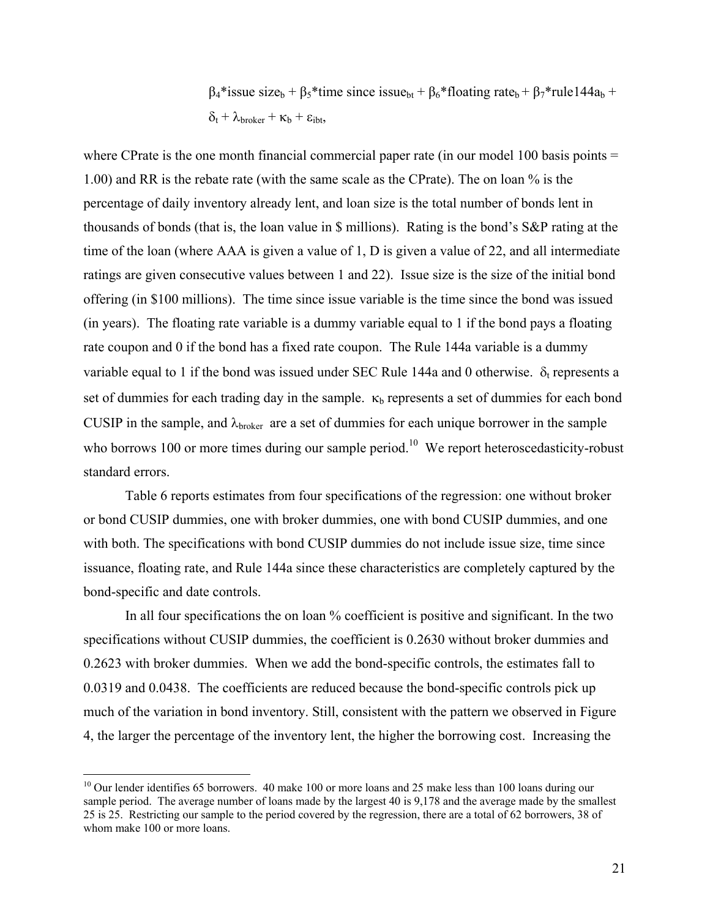$$\beta_4\text{*issue size}_b + \beta_5\text{*time since issue}_{bt} + \beta_6\text{*floating rate}_b + \beta_7\text{*rule144a}_b +$$
$$\delta_t + \lambda_{broker} + \kappa_b + \varepsilon_{ibt},$$

where CPrate is the one month financial commercial paper rate (in our model 100 basis points = 1.00) and RR is the rebate rate (with the same scale as the CPrate). The on loan % is the percentage of daily inventory already lent, and loan size is the total number of bonds lent in thousands of bonds (that is, the loan value in \$ millions). Rating is the bond's S&P rating at the time of the loan (where AAA is given a value of 1, D is given a value of 22, and all intermediate ratings are given consecutive values between 1 and 22). Issue size is the size of the initial bond offering (in \$100 millions). The time since issue variable is the time since the bond was issued (in years). The floating rate variable is a dummy variable equal to 1 if the bond pays a floating rate coupon and 0 if the bond has a fixed rate coupon. The Rule 144a variable is a dummy variable equal to 1 if the bond was issued under SEC Rule 144a and 0 otherwise. $\delta_t$ represents a set of dummies for each trading day in the sample. $\kappa_b$ represents a set of dummies for each bond CUSIP in the sample, and $\lambda_{broker}$ are a set of dummies for each unique borrower in the sample who borrows 100 or more times during our sample period.[10] We report heteroscedasticity-robust standard errors.

Table 6 reports estimates from four specifications of the regression: one without broker or bond CUSIP dummies, one with broker dummies, one with bond CUSIP dummies, and one with both. The specifications with bond CUSIP dummies do not include issue size, time since issuance, floating rate, and Rule 144a since these characteristics are completely captured by the bond-specific and date controls.

In all four specifications the on loan % coefficient is positive and significant. In the two specifications without CUSIP dummies, the coefficient is 0.2630 without broker dummies and 0.2623 with broker dummies. When we add the bond-specific controls, the estimates fall to 0.0319 and 0.0438. The coefficients are reduced because the bond-specific controls pick up much of the variation in bond inventory. Still, consistent with the pattern we observed in Figure 4, the larger the percentage of the inventory lent, the higher the borrowing cost. Increasing the

[10] Our lender identifies 65 borrowers. 40 make 100 or more loans and 25 make less than 100 loans during our sample period. The average number of loans made by the largest 40 is 9,178 and the average made by the smallest 25 is 25. Restricting our sample to the period covered by the regression, there are a total of 62 borrowers, 38 of whom make 100 or more loans.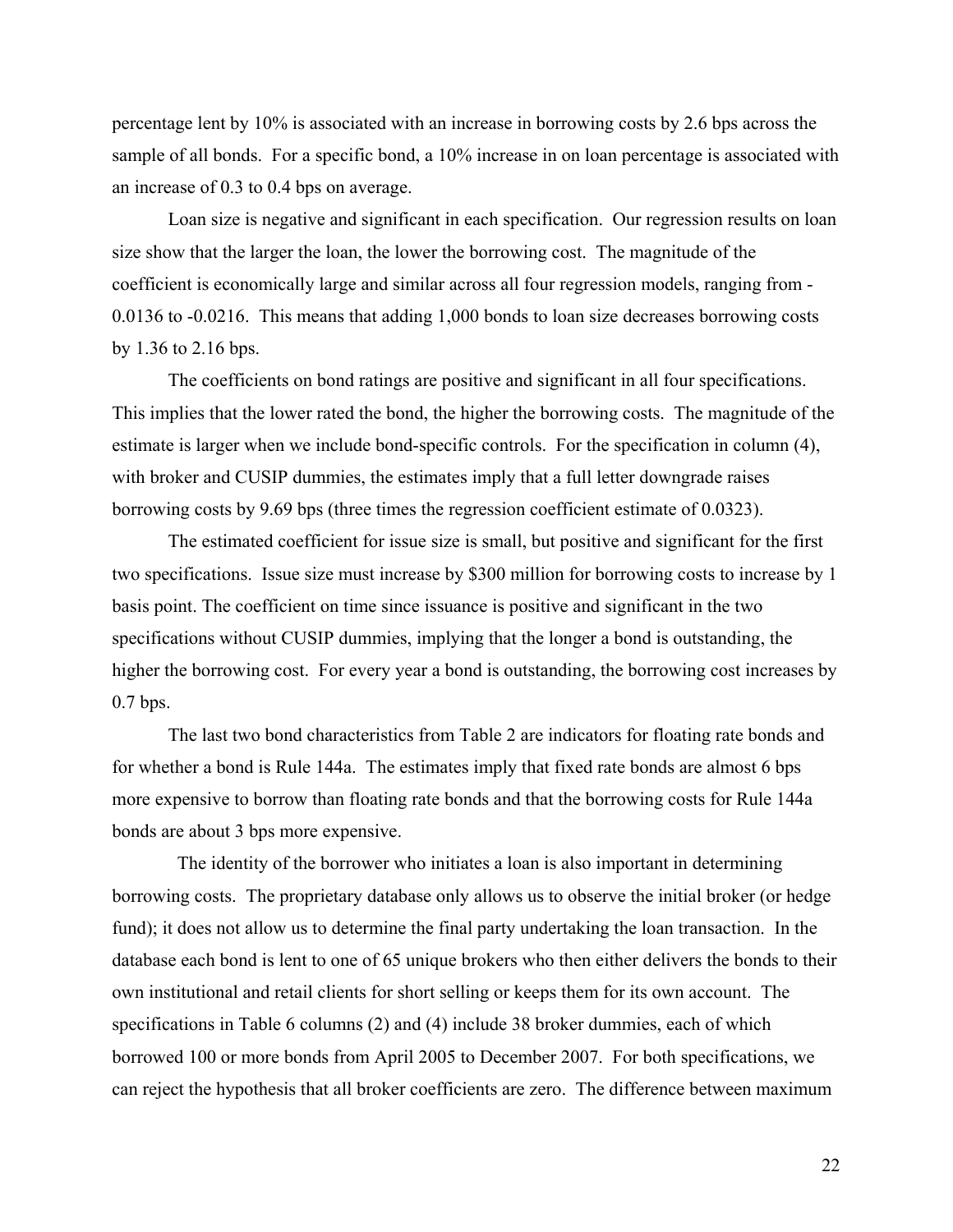percentage lent by 10% is associated with an increase in borrowing costs by 2.6 bps across the sample of all bonds. For a specific bond, a 10% increase in on loan percentage is associated with an increase of 0.3 to 0.4 bps on average.

Loan size is negative and significant in each specification. Our regression results on loan size show that the larger the loan, the lower the borrowing cost. The magnitude of the coefficient is economically large and similar across all four regression models, ranging from -0.0136 to -0.0216. This means that adding 1,000 bonds to loan size decreases borrowing costs by 1.36 to 2.16 bps.

The coefficients on bond ratings are positive and significant in all four specifications. This implies that the lower rated the bond, the higher the borrowing costs. The magnitude of the estimate is larger when we include bond-specific controls. For the specification in column (4), with broker and CUSIP dummies, the estimates imply that a full letter downgrade raises borrowing costs by 9.69 bps (three times the regression coefficient estimate of 0.0323).

The estimated coefficient for issue size is small, but positive and significant for the first two specifications. Issue size must increase by $300 million for borrowing costs to increase by 1 basis point. The coefficient on time since issuance is positive and significant in the two specifications without CUSIP dummies, implying that the longer a bond is outstanding, the higher the borrowing cost. For every year a bond is outstanding, the borrowing cost increases by 0.7 bps.

The last two bond characteristics from Table 2 are indicators for floating rate bonds and for whether a bond is Rule 144a. The estimates imply that fixed rate bonds are almost 6 bps more expensive to borrow than floating rate bonds and that the borrowing costs for Rule 144a bonds are about 3 bps more expensive.

The identity of the borrower who initiates a loan is also important in determining borrowing costs. The proprietary database only allows us to observe the initial broker (or hedge fund); it does not allow us to determine the final party undertaking the loan transaction. In the database each bond is lent to one of 65 unique brokers who then either delivers the bonds to their own institutional and retail clients for short selling or keeps them for its own account. The specifications in Table 6 columns (2) and (4) include 38 broker dummies, each of which borrowed 100 or more bonds from April 2005 to December 2007. For both specifications, we can reject the hypothesis that all broker coefficients are zero. The difference between maximum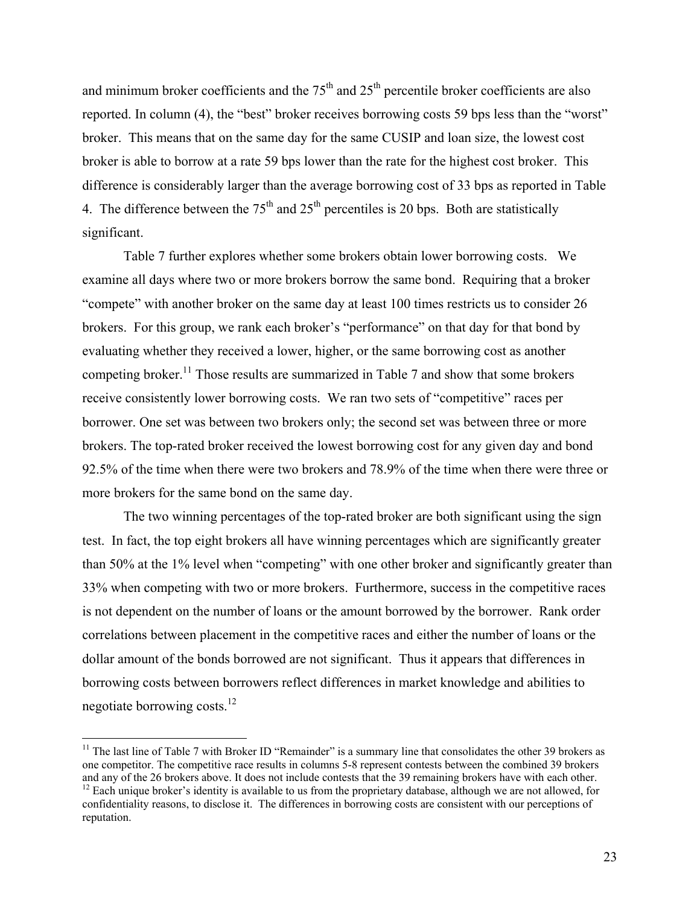and minimum broker coefficients and the 75th and 25th percentile broker coefficients are also reported. In column (4), the "best" broker receives borrowing costs 59 bps less than the "worst" broker. This means that on the same day for the same CUSIP and loan size, the lowest cost broker is able to borrow at a rate 59 bps lower than the rate for the highest cost broker. This difference is considerably larger than the average borrowing cost of 33 bps as reported in Table 4. The difference between the 75th and 25th percentiles is 20 bps. Both are statistically significant.

Table 7 further explores whether some brokers obtain lower borrowing costs. We examine all days where two or more brokers borrow the same bond. Requiring that a broker "compete" with another broker on the same day at least 100 times restricts us to consider 26 brokers. For this group, we rank each broker's "performance" on that day for that bond by evaluating whether they received a lower, higher, or the same borrowing cost as another competing broker.[11] Those results are summarized in Table 7 and show that some brokers receive consistently lower borrowing costs. We ran two sets of "competitive" races per borrower. One set was between two brokers only; the second set was between three or more brokers. The top-rated broker received the lowest borrowing cost for any given day and bond 92.5% of the time when there were two brokers and 78.9% of the time when there were three or more brokers for the same bond on the same day.

The two winning percentages of the top-rated broker are both significant using the sign test. In fact, the top eight brokers all have winning percentages which are significantly greater than 50% at the 1% level when "competing" with one other broker and significantly greater than 33% when competing with two or more brokers. Furthermore, success in the competitive races is not dependent on the number of loans or the amount borrowed by the borrower. Rank order correlations between placement in the competitive races and either the number of loans or the dollar amount of the bonds borrowed are not significant. Thus it appears that differences in borrowing costs between borrowers reflect differences in market knowledge and abilities to negotiate borrowing costs.[12]

---

[11] The last line of Table 7 with Broker ID "Remainder" is a summary line that consolidates the other 39 brokers as one competitor. The competitive race results in columns 5-8 represent contests between the combined 39 brokers and any of the 26 brokers above. It does not include contests that the 39 remaining brokers have with each other.

[12] Each unique broker's identity is available to us from the proprietary database, although we are not allowed, for confidentiality reasons, to disclose it. The differences in borrowing costs are consistent with our perceptions of reputation.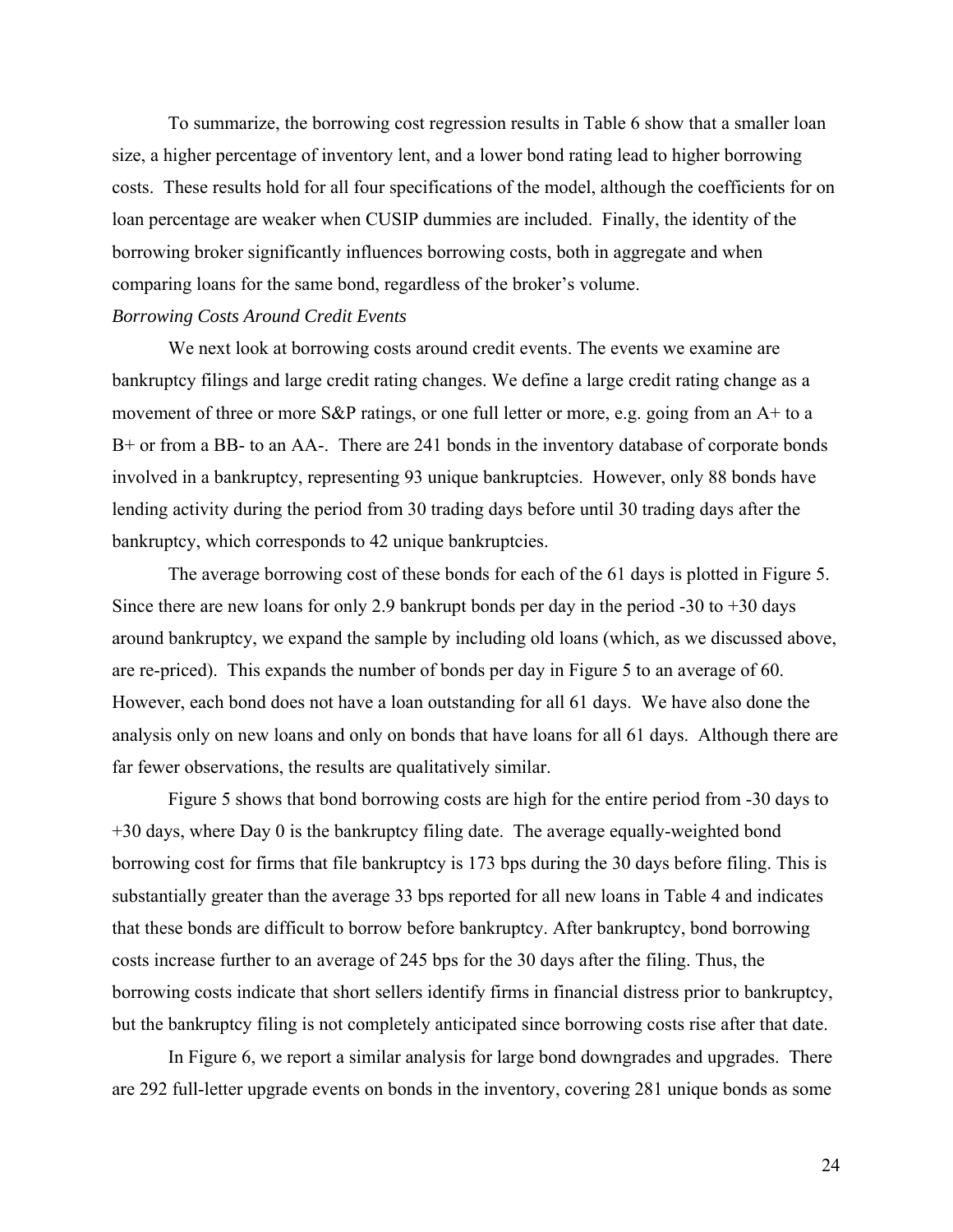To summarize, the borrowing cost regression results in Table 6 show that a smaller loan size, a higher percentage of inventory lent, and a lower bond rating lead to higher borrowing costs. These results hold for all four specifications of the model, although the coefficients for on loan percentage are weaker when CUSIP dummies are included. Finally, the identity of the borrowing broker significantly influences borrowing costs, both in aggregate and when comparing loans for the same bond, regardless of the broker's volume.

*Borrowing Costs Around Credit Events*

We next look at borrowing costs around credit events. The events we examine are bankruptcy filings and large credit rating changes. We define a large credit rating change as a movement of three or more S&P ratings, or one full letter or more, e.g. going from an A+ to a B+ or from a BB- to an AA-. There are 241 bonds in the inventory database of corporate bonds involved in a bankruptcy, representing 93 unique bankruptcies. However, only 88 bonds have lending activity during the period from 30 trading days before until 30 trading days after the bankruptcy, which corresponds to 42 unique bankruptcies.

The average borrowing cost of these bonds for each of the 61 days is plotted in Figure 5. Since there are new loans for only 2.9 bankrupt bonds per day in the period -30 to +30 days around bankruptcy, we expand the sample by including old loans (which, as we discussed above, are re-priced). This expands the number of bonds per day in Figure 5 to an average of 60. However, each bond does not have a loan outstanding for all 61 days. We have also done the analysis only on new loans and only on bonds that have loans for all 61 days. Although there are far fewer observations, the results are qualitatively similar.

Figure 5 shows that bond borrowing costs are high for the entire period from -30 days to +30 days, where Day 0 is the bankruptcy filing date. The average equally-weighted bond borrowing cost for firms that file bankruptcy is 173 bps during the 30 days before filing. This is substantially greater than the average 33 bps reported for all new loans in Table 4 and indicates that these bonds are difficult to borrow before bankruptcy. After bankruptcy, bond borrowing costs increase further to an average of 245 bps for the 30 days after the filing. Thus, the borrowing costs indicate that short sellers identify firms in financial distress prior to bankruptcy, but the bankruptcy filing is not completely anticipated since borrowing costs rise after that date.

In Figure 6, we report a similar analysis for large bond downgrades and upgrades. There are 292 full-letter upgrade events on bonds in the inventory, covering 281 unique bonds as some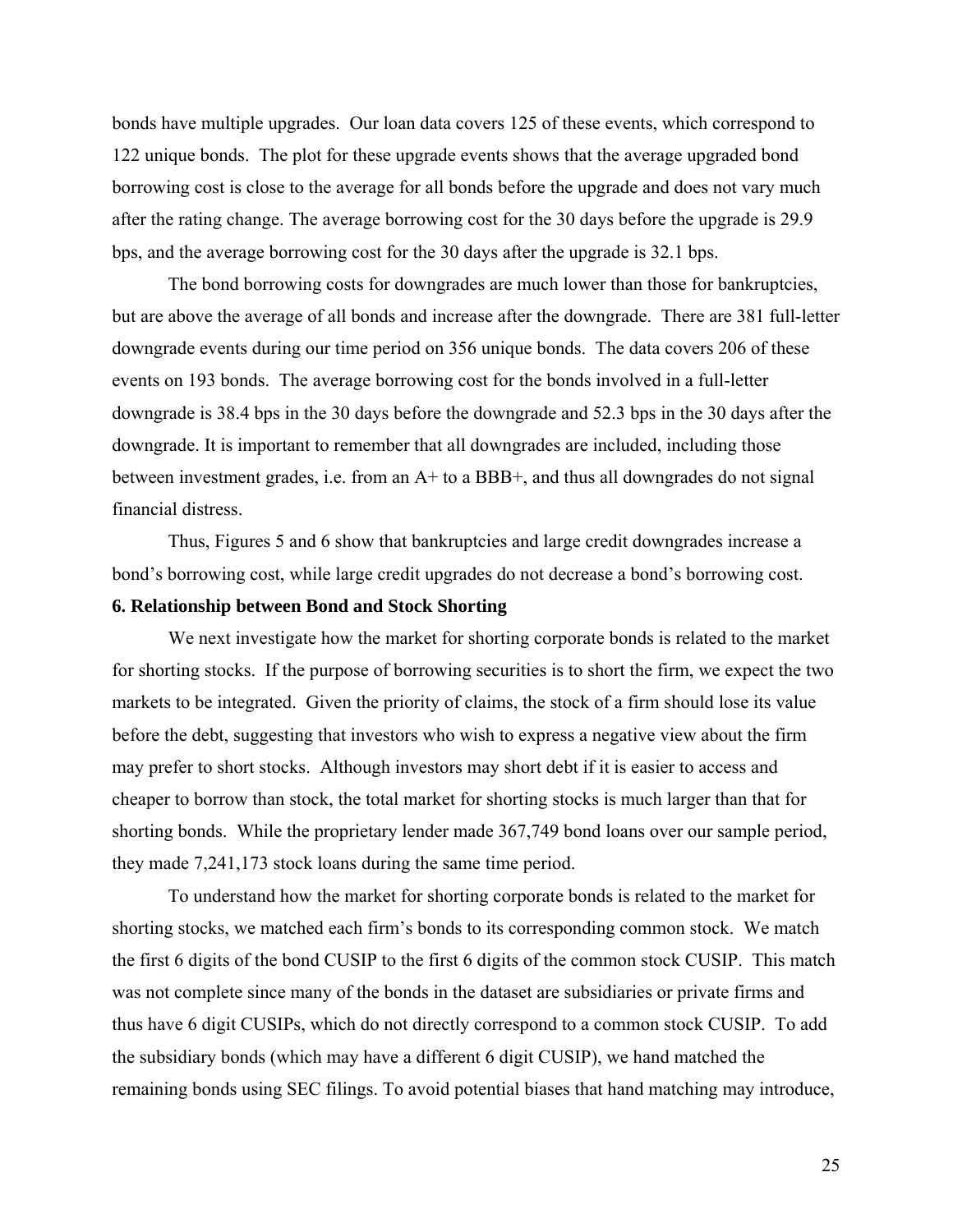bonds have multiple upgrades. Our loan data covers 125 of these events, which correspond to 122 unique bonds. The plot for these upgrade events shows that the average upgraded bond borrowing cost is close to the average for all bonds before the upgrade and does not vary much after the rating change. The average borrowing cost for the 30 days before the upgrade is 29.9 bps, and the average borrowing cost for the 30 days after the upgrade is 32.1 bps.

The bond borrowing costs for downgrades are much lower than those for bankruptcies, but are above the average of all bonds and increase after the downgrade. There are 381 full-letter downgrade events during our time period on 356 unique bonds. The data covers 206 of these events on 193 bonds. The average borrowing cost for the bonds involved in a full-letter downgrade is 38.4 bps in the 30 days before the downgrade and 52.3 bps in the 30 days after the downgrade. It is important to remember that all downgrades are included, including those between investment grades, i.e. from an A+ to a BBB+, and thus all downgrades do not signal financial distress.

Thus, Figures 5 and 6 show that bankruptcies and large credit downgrades increase a bond's borrowing cost, while large credit upgrades do not decrease a bond's borrowing cost.

## 6. Relationship between Bond and Stock Shorting

We next investigate how the market for shorting corporate bonds is related to the market for shorting stocks. If the purpose of borrowing securities is to short the firm, we expect the two markets to be integrated. Given the priority of claims, the stock of a firm should lose its value before the debt, suggesting that investors who wish to express a negative view about the firm may prefer to short stocks. Although investors may short debt if it is easier to access and cheaper to borrow than stock, the total market for shorting stocks is much larger than that for shorting bonds. While the proprietary lender made 367,749 bond loans over our sample period, they made 7,241,173 stock loans during the same time period.

To understand how the market for shorting corporate bonds is related to the market for shorting stocks, we matched each firm's bonds to its corresponding common stock. We match the first 6 digits of the bond CUSIP to the first 6 digits of the common stock CUSIP. This match was not complete since many of the bonds in the dataset are subsidiaries or private firms and thus have 6 digit CUSIPs, which do not directly correspond to a common stock CUSIP. To add the subsidiary bonds (which may have a different 6 digit CUSIP), we hand matched the remaining bonds using SEC filings. To avoid potential biases that hand matching may introduce,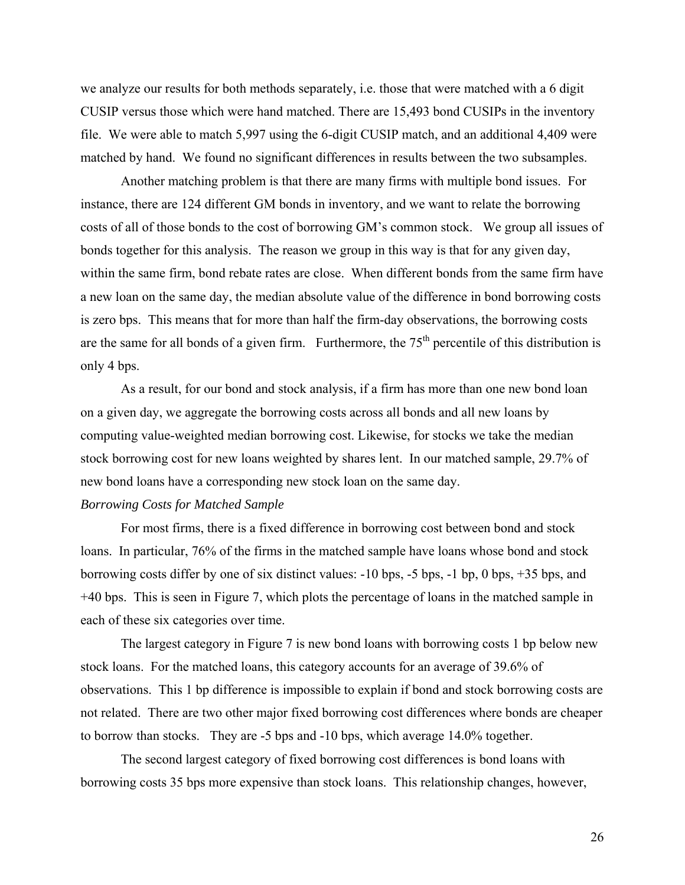we analyze our results for both methods separately, i.e. those that were matched with a 6 digit CUSIP versus those which were hand matched. There are 15,493 bond CUSIPs in the inventory file. We were able to match 5,997 using the 6-digit CUSIP match, and an additional 4,409 were matched by hand. We found no significant differences in results between the two subsamples.

Another matching problem is that there are many firms with multiple bond issues. For instance, there are 124 different GM bonds in inventory, and we want to relate the borrowing costs of all of those bonds to the cost of borrowing GM's common stock. We group all issues of bonds together for this analysis. The reason we group in this way is that for any given day, within the same firm, bond rebate rates are close. When different bonds from the same firm have a new loan on the same day, the median absolute value of the difference in bond borrowing costs is zero bps. This means that for more than half the firm-day observations, the borrowing costs are the same for all bonds of a given firm. Furthermore, the 75$^{th}$ percentile of this distribution is only 4 bps.

As a result, for our bond and stock analysis, if a firm has more than one new bond loan on a given day, we aggregate the borrowing costs across all bonds and all new loans by computing value-weighted median borrowing cost. Likewise, for stocks we take the median stock borrowing cost for new loans weighted by shares lent. In our matched sample, 29.7% of new bond loans have a corresponding new stock loan on the same day.

*Borrowing Costs for Matched Sample*

For most firms, there is a fixed difference in borrowing cost between bond and stock loans. In particular, 76% of the firms in the matched sample have loans whose bond and stock borrowing costs differ by one of six distinct values: -10 bps, -5 bps, -1 bp, 0 bps, +35 bps, and +40 bps. This is seen in Figure 7, which plots the percentage of loans in the matched sample in each of these six categories over time.

The largest category in Figure 7 is new bond loans with borrowing costs 1 bp below new stock loans. For the matched loans, this category accounts for an average of 39.6% of observations. This 1 bp difference is impossible to explain if bond and stock borrowing costs are not related. There are two other major fixed borrowing cost differences where bonds are cheaper to borrow than stocks. They are -5 bps and -10 bps, which average 14.0% together.

The second largest category of fixed borrowing cost differences is bond loans with borrowing costs 35 bps more expensive than stock loans. This relationship changes, however,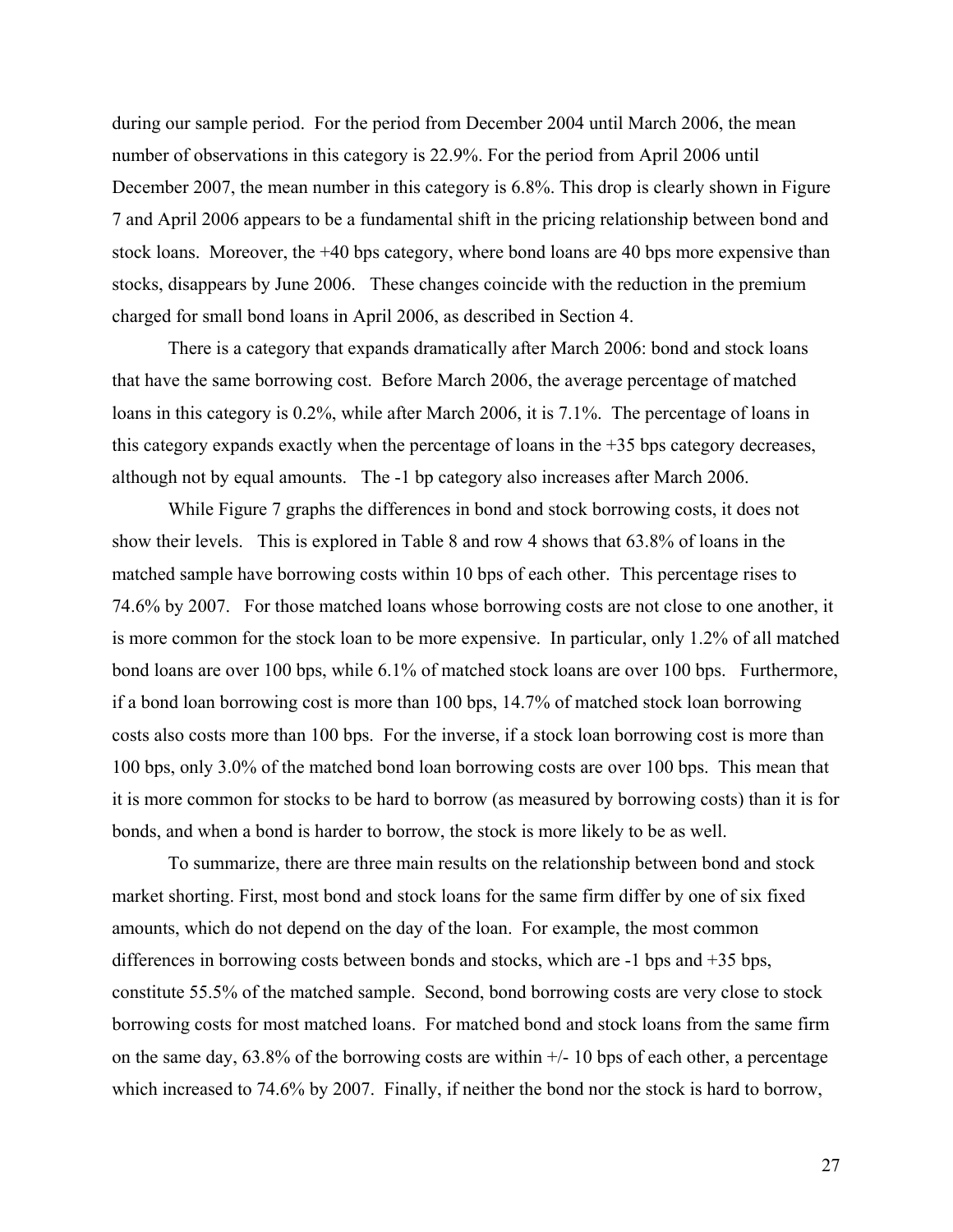during our sample period. For the period from December 2004 until March 2006, the mean number of observations in this category is 22.9%. For the period from April 2006 until December 2007, the mean number in this category is 6.8%. This drop is clearly shown in Figure 7 and April 2006 appears to be a fundamental shift in the pricing relationship between bond and stock loans. Moreover, the +40 bps category, where bond loans are 40 bps more expensive than stocks, disappears by June 2006. These changes coincide with the reduction in the premium charged for small bond loans in April 2006, as described in Section 4.

There is a category that expands dramatically after March 2006: bond and stock loans that have the same borrowing cost. Before March 2006, the average percentage of matched loans in this category is 0.2%, while after March 2006, it is 7.1%. The percentage of loans in this category expands exactly when the percentage of loans in the +35 bps category decreases, although not by equal amounts. The -1 bp category also increases after March 2006.

While Figure 7 graphs the differences in bond and stock borrowing costs, it does not show their levels. This is explored in Table 8 and row 4 shows that 63.8% of loans in the matched sample have borrowing costs within 10 bps of each other. This percentage rises to 74.6% by 2007. For those matched loans whose borrowing costs are not close to one another, it is more common for the stock loan to be more expensive. In particular, only 1.2% of all matched bond loans are over 100 bps, while 6.1% of matched stock loans are over 100 bps. Furthermore, if a bond loan borrowing cost is more than 100 bps, 14.7% of matched stock loan borrowing costs also costs more than 100 bps. For the inverse, if a stock loan borrowing cost is more than 100 bps, only 3.0% of the matched bond loan borrowing costs are over 100 bps. This mean that it is more common for stocks to be hard to borrow (as measured by borrowing costs) than it is for bonds, and when a bond is harder to borrow, the stock is more likely to be as well.

To summarize, there are three main results on the relationship between bond and stock market shorting. First, most bond and stock loans for the same firm differ by one of six fixed amounts, which do not depend on the day of the loan. For example, the most common differences in borrowing costs between bonds and stocks, which are -1 bps and +35 bps, constitute 55.5% of the matched sample. Second, bond borrowing costs are very close to stock borrowing costs for most matched loans. For matched bond and stock loans from the same firm on the same day, 63.8% of the borrowing costs are within +/- 10 bps of each other, a percentage which increased to 74.6% by 2007. Finally, if neither the bond nor the stock is hard to borrow,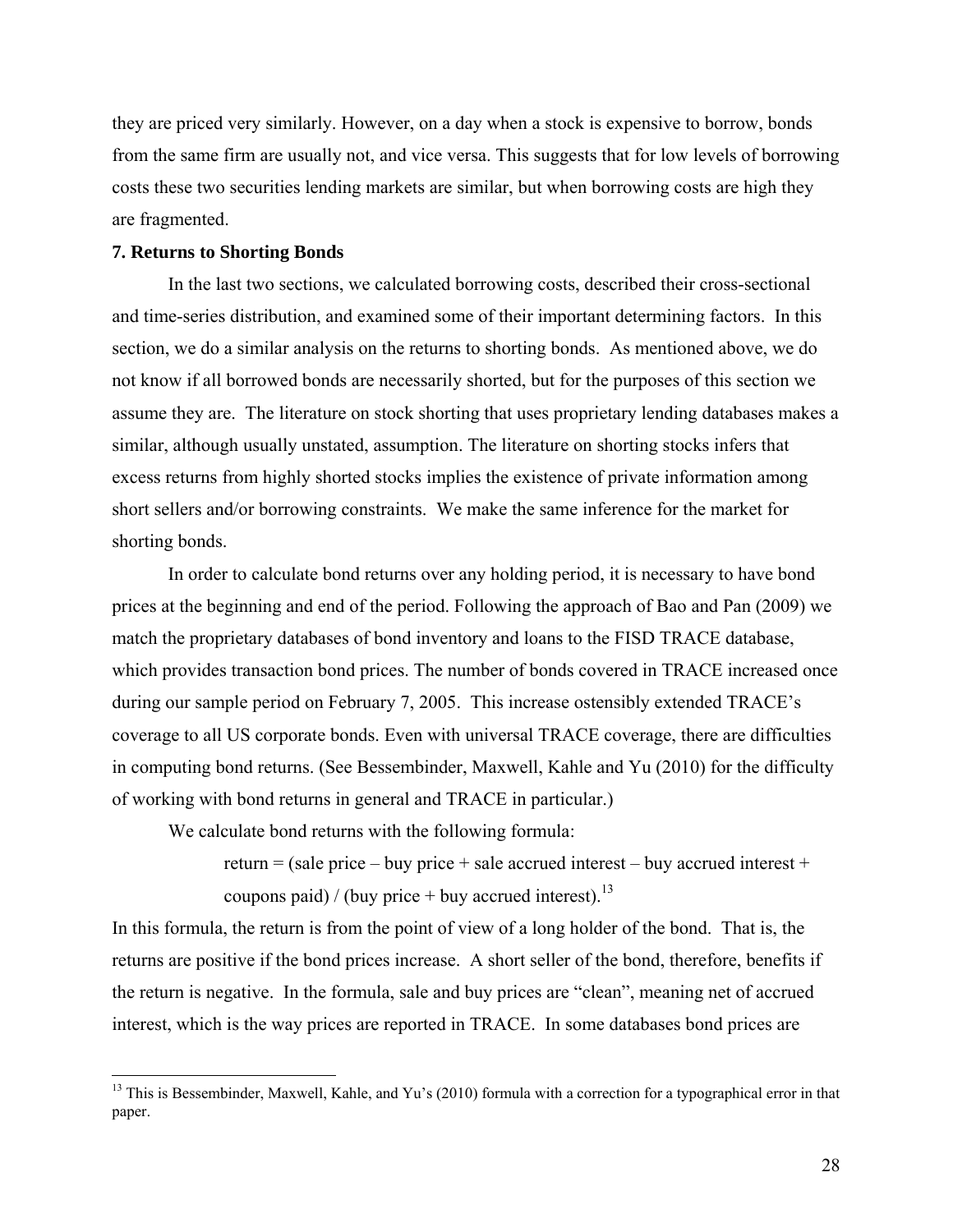they are priced very similarly. However, on a day when a stock is expensive to borrow, bonds from the same firm are usually not, and vice versa. This suggests that for low levels of borrowing costs these two securities lending markets are similar, but when borrowing costs are high they are fragmented.

**7. Returns to Shorting Bonds**

In the last two sections, we calculated borrowing costs, described their cross-sectional and time-series distribution, and examined some of their important determining factors. In this section, we do a similar analysis on the returns to shorting bonds. As mentioned above, we do not know if all borrowed bonds are necessarily shorted, but for the purposes of this section we assume they are. The literature on stock shorting that uses proprietary lending databases makes a similar, although usually unstated, assumption. The literature on shorting stocks infers that excess returns from highly shorted stocks implies the existence of private information among short sellers and/or borrowing constraints. We make the same inference for the market for shorting bonds.

In order to calculate bond returns over any holding period, it is necessary to have bond prices at the beginning and end of the period. Following the approach of Bao and Pan (2009) we match the proprietary databases of bond inventory and loans to the FISD TRACE database, which provides transaction bond prices. The number of bonds covered in TRACE increased once during our sample period on February 7, 2005. This increase ostensibly extended TRACE's coverage to all US corporate bonds. Even with universal TRACE coverage, there are difficulties in computing bond returns. (See Bessembinder, Maxwell, Kahle and Yu (2010) for the difficulty of working with bond returns in general and TRACE in particular.)

We calculate bond returns with the following formula:

return = (sale price – buy price + sale accrued interest – buy accrued interest + coupons paid) / (buy price + buy accrued interest).[13]

In this formula, the return is from the point of view of a long holder of the bond. That is, the returns are positive if the bond prices increase. A short seller of the bond, therefore, benefits if the return is negative. In the formula, sale and buy prices are "clean", meaning net of accrued interest, which is the way prices are reported in TRACE. In some databases bond prices are

[13] This is Bessembinder, Maxwell, Kahle, and Yu's (2010) formula with a correction for a typographical error in that paper.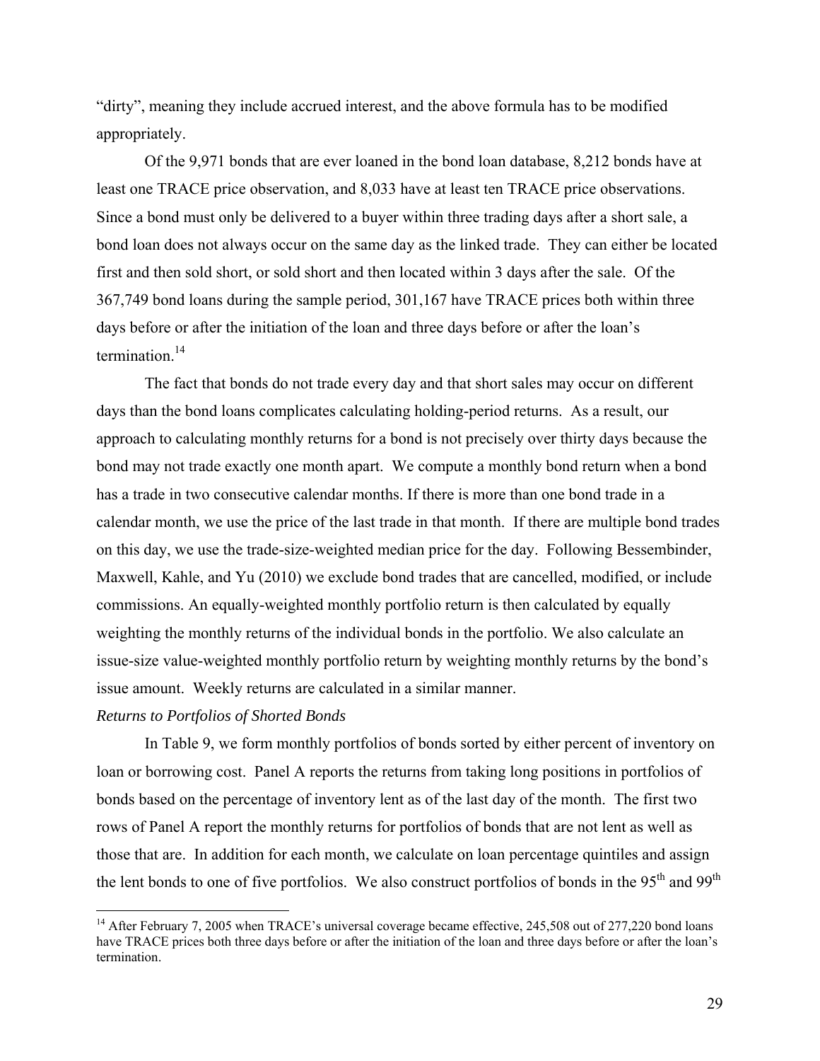"dirty", meaning they include accrued interest, and the above formula has to be modified appropriately.

Of the 9,971 bonds that are ever loaned in the bond loan database, 8,212 bonds have at least one TRACE price observation, and 8,033 have at least ten TRACE price observations. Since a bond must only be delivered to a buyer within three trading days after a short sale, a bond loan does not always occur on the same day as the linked trade. They can either be located first and then sold short, or sold short and then located within 3 days after the sale. Of the 367,749 bond loans during the sample period, 301,167 have TRACE prices both within three days before or after the initiation of the loan and three days before or after the loan's termination.[14]

The fact that bonds do not trade every day and that short sales may occur on different days than the bond loans complicates calculating holding-period returns. As a result, our approach to calculating monthly returns for a bond is not precisely over thirty days because the bond may not trade exactly one month apart. We compute a monthly bond return when a bond has a trade in two consecutive calendar months. If there is more than one bond trade in a calendar month, we use the price of the last trade in that month. If there are multiple bond trades on this day, we use the trade-size-weighted median price for the day. Following Bessembinder, Maxwell, Kahle, and Yu (2010) we exclude bond trades that are cancelled, modified, or include commissions. An equally-weighted monthly portfolio return is then calculated by equally weighting the monthly returns of the individual bonds in the portfolio. We also calculate an issue-size value-weighted monthly portfolio return by weighting monthly returns by the bond's issue amount. Weekly returns are calculated in a similar manner.

*Returns to Portfolios of Shorted Bonds*

In Table 9, we form monthly portfolios of bonds sorted by either percent of inventory on loan or borrowing cost. Panel A reports the returns from taking long positions in portfolios of bonds based on the percentage of inventory lent as of the last day of the month. The first two rows of Panel A report the monthly returns for portfolios of bonds that are not lent as well as those that are. In addition for each month, we calculate on loan percentage quintiles and assign the lent bonds to one of five portfolios. We also construct portfolios of bonds in the 95th and 99th

---

[14] After February 7, 2005 when TRACE's universal coverage became effective, 245,508 out of 277,220 bond loans have TRACE prices both three days before or after the initiation of the loan and three days before or after the loan's termination.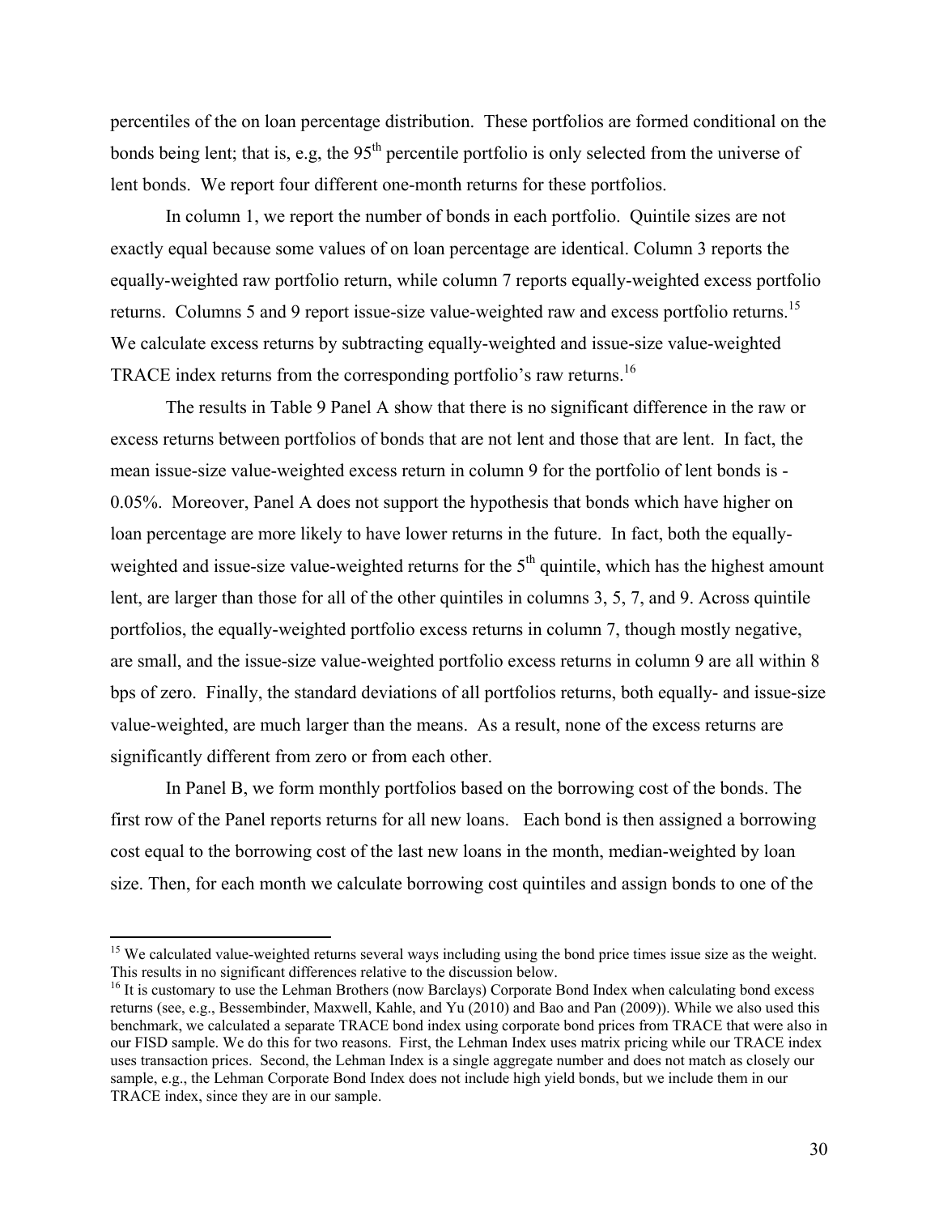percentiles of the on loan percentage distribution. These portfolios are formed conditional on the bonds being lent; that is, e.g, the 95th percentile portfolio is only selected from the universe of lent bonds. We report four different one-month returns for these portfolios.

In column 1, we report the number of bonds in each portfolio. Quintile sizes are not exactly equal because some values of on loan percentage are identical. Column 3 reports the equally-weighted raw portfolio return, while column 7 reports equally-weighted excess portfolio returns. Columns 5 and 9 report issue-size value-weighted raw and excess portfolio returns.[15] We calculate excess returns by subtracting equally-weighted and issue-size value-weighted TRACE index returns from the corresponding portfolio's raw returns.[16]

The results in Table 9 Panel A show that there is no significant difference in the raw or excess returns between portfolios of bonds that are not lent and those that are lent. In fact, the mean issue-size value-weighted excess return in column 9 for the portfolio of lent bonds is -0.05%. Moreover, Panel A does not support the hypothesis that bonds which have higher on loan percentage are more likely to have lower returns in the future. In fact, both the equally-weighted and issue-size value-weighted returns for the 5th quintile, which has the highest amount lent, are larger than those for all of the other quintiles in columns 3, 5, 7, and 9. Across quintile portfolios, the equally-weighted portfolio excess returns in column 7, though mostly negative, are small, and the issue-size value-weighted portfolio excess returns in column 9 are all within 8 bps of zero. Finally, the standard deviations of all portfolios returns, both equally- and issue-size value-weighted, are much larger than the means. As a result, none of the excess returns are significantly different from zero or from each other.

In Panel B, we form monthly portfolios based on the borrowing cost of the bonds. The first row of the Panel reports returns for all new loans. Each bond is then assigned a borrowing cost equal to the borrowing cost of the last new loans in the month, median-weighted by loan size. Then, for each month we calculate borrowing cost quintiles and assign bonds to one of the

[15] We calculated value-weighted returns several ways including using the bond price times issue size as the weight. This results in no significant differences relative to the discussion below.

[16] It is customary to use the Lehman Brothers (now Barclays) Corporate Bond Index when calculating bond excess returns (see, e.g., Bessembinder, Maxwell, Kahle, and Yu (2010) and Bao and Pan (2009)). While we also used this benchmark, we calculated a separate TRACE bond index using corporate bond prices from TRACE that were also in our FISD sample. We do this for two reasons. First, the Lehman Index uses matrix pricing while our TRACE index uses transaction prices. Second, the Lehman Index is a single aggregate number and does not match as closely our sample, e.g., the Lehman Corporate Bond Index does not include high yield bonds, but we include them in our TRACE index, since they are in our sample.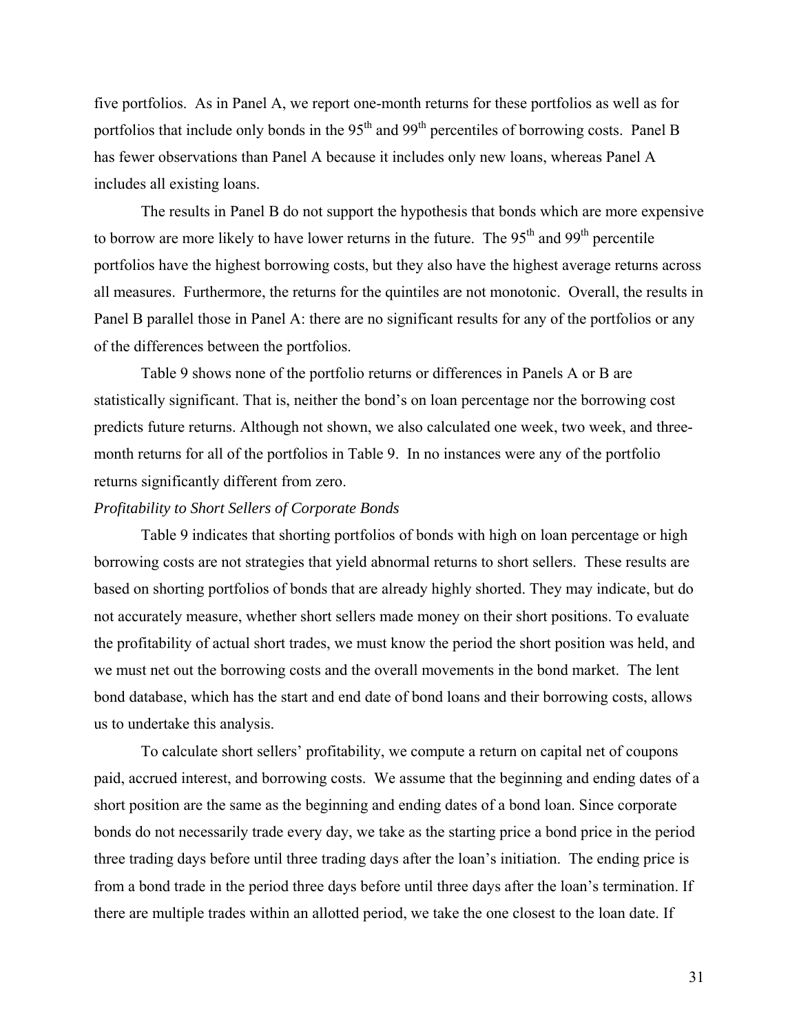five portfolios. As in Panel A, we report one-month returns for these portfolios as well as for portfolios that include only bonds in the 95th and 99th percentiles of borrowing costs. Panel B has fewer observations than Panel A because it includes only new loans, whereas Panel A includes all existing loans.

The results in Panel B do not support the hypothesis that bonds which are more expensive to borrow are more likely to have lower returns in the future. The 95th and 99th percentile portfolios have the highest borrowing costs, but they also have the highest average returns across all measures. Furthermore, the returns for the quintiles are not monotonic. Overall, the results in Panel B parallel those in Panel A: there are no significant results for any of the portfolios or any of the differences between the portfolios.

Table 9 shows none of the portfolio returns or differences in Panels A or B are statistically significant. That is, neither the bond's on loan percentage nor the borrowing cost predicts future returns. Although not shown, we also calculated one week, two week, and three-month returns for all of the portfolios in Table 9. In no instances were any of the portfolio returns significantly different from zero.

*Profitability to Short Sellers of Corporate Bonds*

Table 9 indicates that shorting portfolios of bonds with high on loan percentage or high borrowing costs are not strategies that yield abnormal returns to short sellers. These results are based on shorting portfolios of bonds that are already highly shorted. They may indicate, but do not accurately measure, whether short sellers made money on their short positions. To evaluate the profitability of actual short trades, we must know the period the short position was held, and we must net out the borrowing costs and the overall movements in the bond market. The lent bond database, which has the start and end date of bond loans and their borrowing costs, allows us to undertake this analysis.

To calculate short sellers' profitability, we compute a return on capital net of coupons paid, accrued interest, and borrowing costs. We assume that the beginning and ending dates of a short position are the same as the beginning and ending dates of a bond loan. Since corporate bonds do not necessarily trade every day, we take as the starting price a bond price in the period three trading days before until three trading days after the loan's initiation. The ending price is from a bond trade in the period three days before until three days after the loan's termination. If there are multiple trades within an allotted period, we take the one closest to the loan date. If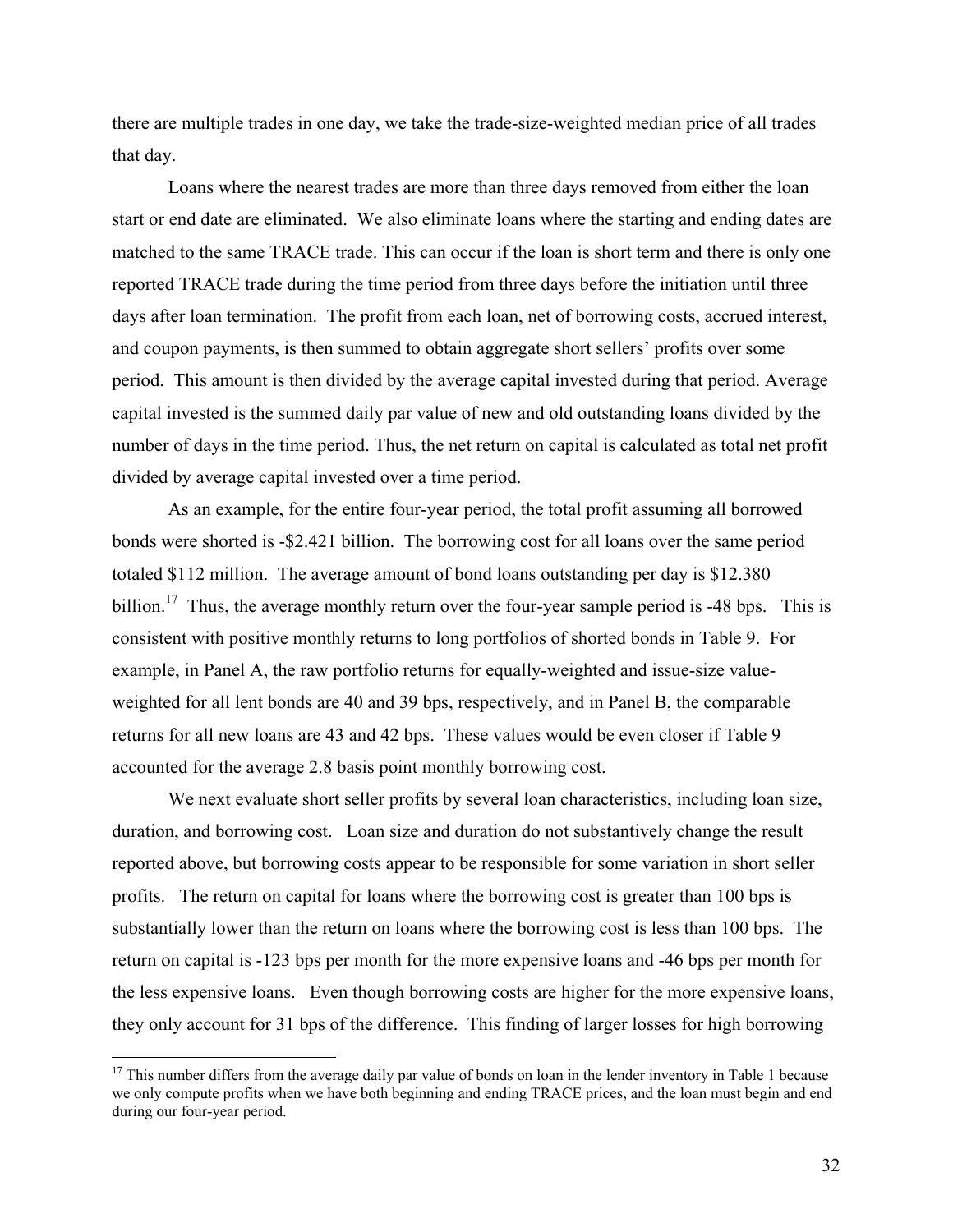there are multiple trades in one day, we take the trade-size-weighted median price of all trades that day.

Loans where the nearest trades are more than three days removed from either the loan start or end date are eliminated. We also eliminate loans where the starting and ending dates are matched to the same TRACE trade. This can occur if the loan is short term and there is only one reported TRACE trade during the time period from three days before the initiation until three days after loan termination. The profit from each loan, net of borrowing costs, accrued interest, and coupon payments, is then summed to obtain aggregate short sellers' profits over some period. This amount is then divided by the average capital invested during that period. Average capital invested is the summed daily par value of new and old outstanding loans divided by the number of days in the time period. Thus, the net return on capital is calculated as total net profit divided by average capital invested over a time period.

As an example, for the entire four-year period, the total profit assuming all borrowed bonds were shorted is -\$2.421 billion. The borrowing cost for all loans over the same period totaled \$112 million. The average amount of bond loans outstanding per day is \$12.380 billion.[17] Thus, the average monthly return over the four-year sample period is -48 bps. This is consistent with positive monthly returns to long portfolios of shorted bonds in Table 9. For example, in Panel A, the raw portfolio returns for equally-weighted and issue-size value-weighted for all lent bonds are 40 and 39 bps, respectively, and in Panel B, the comparable returns for all new loans are 43 and 42 bps. These values would be even closer if Table 9 accounted for the average 2.8 basis point monthly borrowing cost.

We next evaluate short seller profits by several loan characteristics, including loan size, duration, and borrowing cost. Loan size and duration do not substantively change the result reported above, but borrowing costs appear to be responsible for some variation in short seller profits. The return on capital for loans where the borrowing cost is greater than 100 bps is substantially lower than the return on loans where the borrowing cost is less than 100 bps. The return on capital is -123 bps per month for the more expensive loans and -46 bps per month for the less expensive loans. Even though borrowing costs are higher for the more expensive loans, they only account for 31 bps of the difference. This finding of larger losses for high borrowing

[17] This number differs from the average daily par value of bonds on loan in the lender inventory in Table 1 because we only compute profits when we have both beginning and ending TRACE prices, and the loan must begin and end during our four-year period.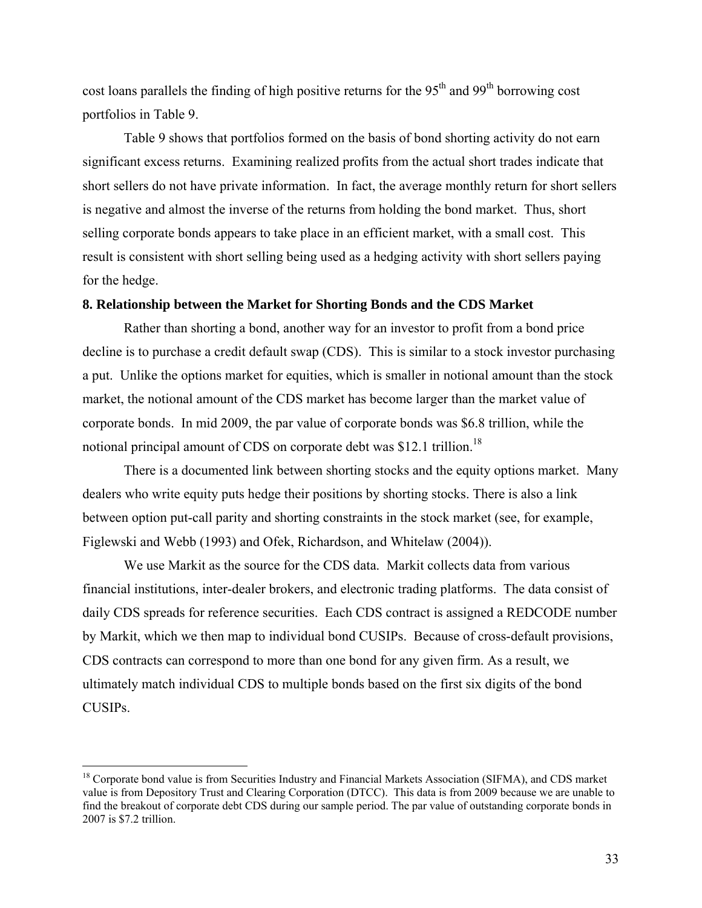cost loans parallels the finding of high positive returns for the 95th and 99th borrowing cost portfolios in Table 9.

Table 9 shows that portfolios formed on the basis of bond shorting activity do not earn significant excess returns. Examining realized profits from the actual short trades indicate that short sellers do not have private information. In fact, the average monthly return for short sellers is negative and almost the inverse of the returns from holding the bond market. Thus, short selling corporate bonds appears to take place in an efficient market, with a small cost. This result is consistent with short selling being used as a hedging activity with short sellers paying for the hedge.

## 8. Relationship between the Market for Shorting Bonds and the CDS Market

Rather than shorting a bond, another way for an investor to profit from a bond price decline is to purchase a credit default swap (CDS). This is similar to a stock investor purchasing a put. Unlike the options market for equities, which is smaller in notional amount than the stock market, the notional amount of the CDS market has become larger than the market value of corporate bonds. In mid 2009, the par value of corporate bonds was $6.8 trillion, while the notional principal amount of CDS on corporate debt was $12.1 trillion.[18]

There is a documented link between shorting stocks and the equity options market. Many dealers who write equity puts hedge their positions by shorting stocks. There is also a link between option put-call parity and shorting constraints in the stock market (see, for example, Figlewski and Webb (1993) and Ofek, Richardson, and Whitelaw (2004)).

We use Markit as the source for the CDS data. Markit collects data from various financial institutions, inter-dealer brokers, and electronic trading platforms. The data consist of daily CDS spreads for reference securities. Each CDS contract is assigned a REDCODE number by Markit, which we then map to individual bond CUSIPs. Because of cross-default provisions, CDS contracts can correspond to more than one bond for any given firm. As a result, we ultimately match individual CDS to multiple bonds based on the first six digits of the bond CUSIPs.

---

[18] Corporate bond value is from Securities Industry and Financial Markets Association (SIFMA), and CDS market value is from Depository Trust and Clearing Corporation (DTCC). This data is from 2009 because we are unable to find the breakout of corporate debt CDS during our sample period. The par value of outstanding corporate bonds in 2007 is $7.2 trillion.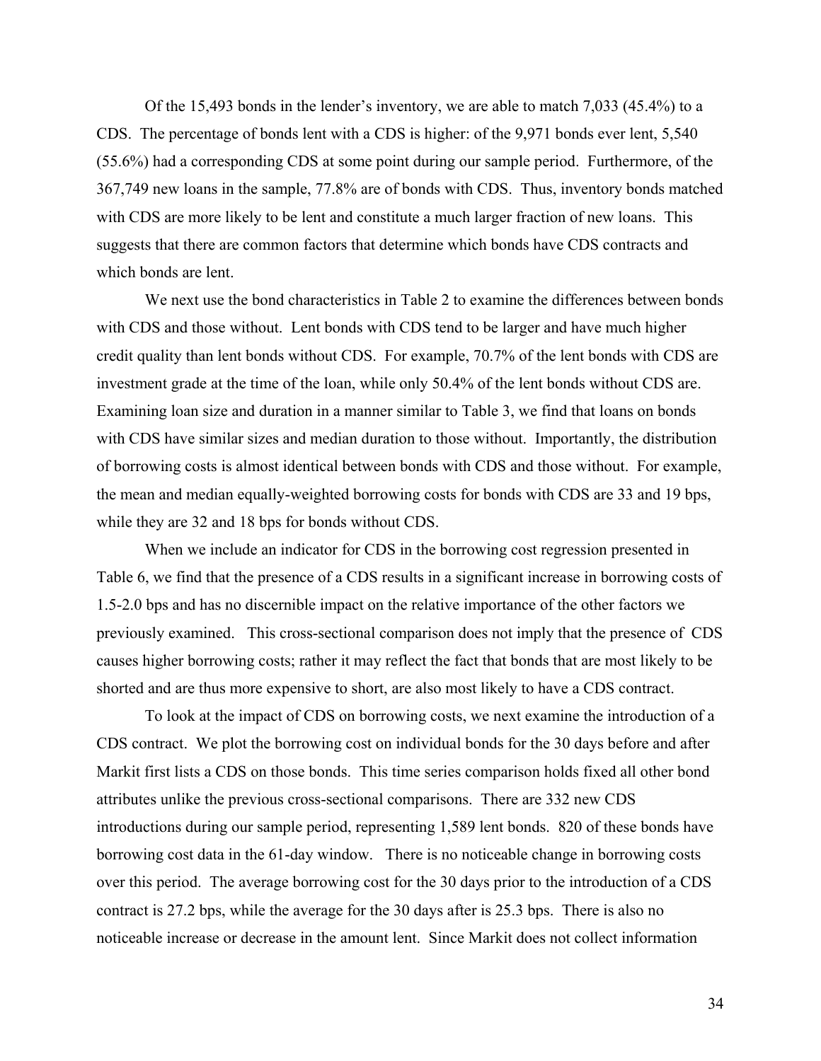Of the 15,493 bonds in the lender's inventory, we are able to match 7,033 (45.4%) to a CDS. The percentage of bonds lent with a CDS is higher: of the 9,971 bonds ever lent, 5,540 (55.6%) had a corresponding CDS at some point during our sample period. Furthermore, of the 367,749 new loans in the sample, 77.8% are of bonds with CDS. Thus, inventory bonds matched with CDS are more likely to be lent and constitute a much larger fraction of new loans. This suggests that there are common factors that determine which bonds have CDS contracts and which bonds are lent.

We next use the bond characteristics in Table 2 to examine the differences between bonds with CDS and those without. Lent bonds with CDS tend to be larger and have much higher credit quality than lent bonds without CDS. For example, 70.7% of the lent bonds with CDS are investment grade at the time of the loan, while only 50.4% of the lent bonds without CDS are. Examining loan size and duration in a manner similar to Table 3, we find that loans on bonds with CDS have similar sizes and median duration to those without. Importantly, the distribution of borrowing costs is almost identical between bonds with CDS and those without. For example, the mean and median equally-weighted borrowing costs for bonds with CDS are 33 and 19 bps, while they are 32 and 18 bps for bonds without CDS.

When we include an indicator for CDS in the borrowing cost regression presented in Table 6, we find that the presence of a CDS results in a significant increase in borrowing costs of 1.5-2.0 bps and has no discernible impact on the relative importance of the other factors we previously examined. This cross-sectional comparison does not imply that the presence of CDS causes higher borrowing costs; rather it may reflect the fact that bonds that are most likely to be shorted and are thus more expensive to short, are also most likely to have a CDS contract.

To look at the impact of CDS on borrowing costs, we next examine the introduction of a CDS contract. We plot the borrowing cost on individual bonds for the 30 days before and after Markit first lists a CDS on those bonds. This time series comparison holds fixed all other bond attributes unlike the previous cross-sectional comparisons. There are 332 new CDS introductions during our sample period, representing 1,589 lent bonds. 820 of these bonds have borrowing cost data in the 61-day window. There is no noticeable change in borrowing costs over this period. The average borrowing cost for the 30 days prior to the introduction of a CDS contract is 27.2 bps, while the average for the 30 days after is 25.3 bps. There is also no noticeable increase or decrease in the amount lent. Since Markit does not collect information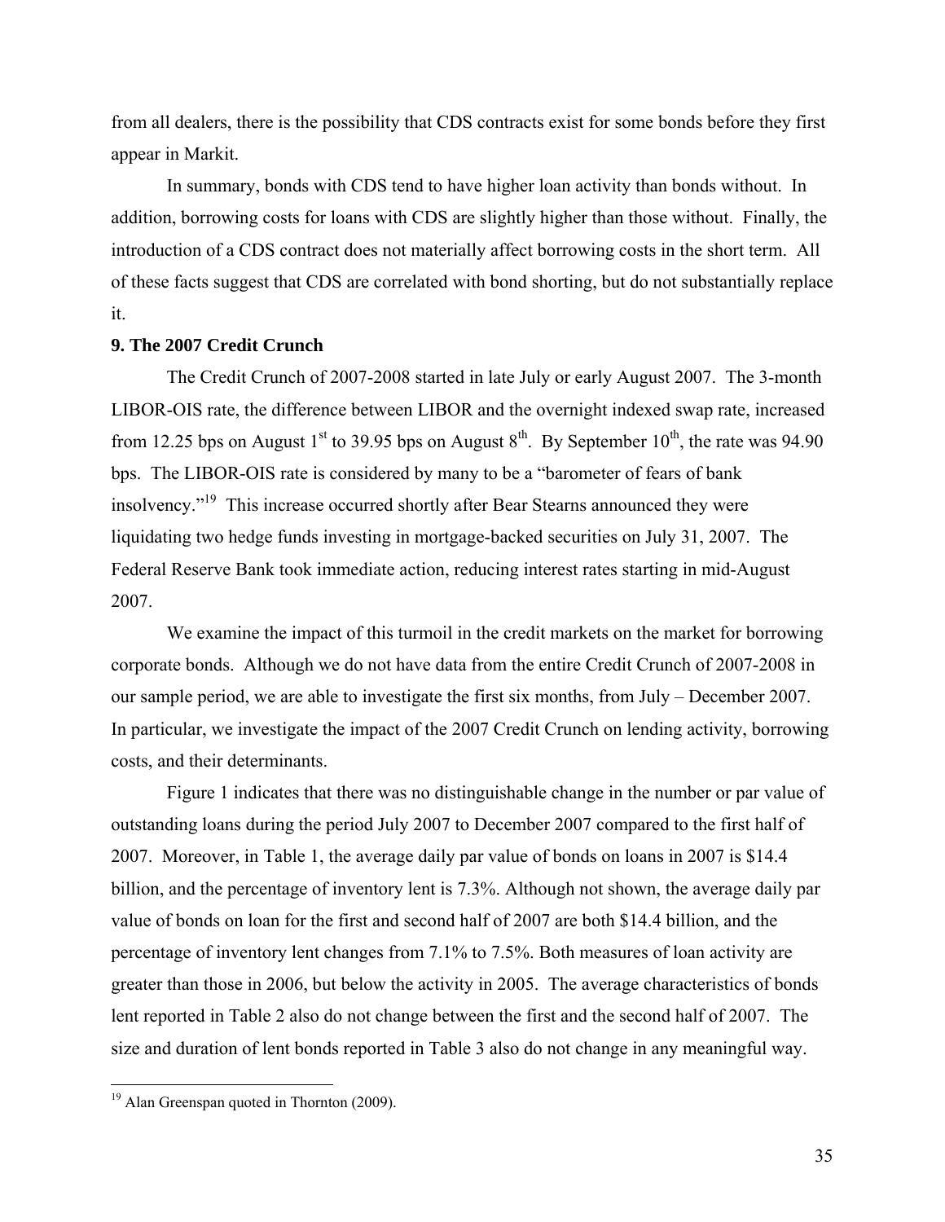from all dealers, there is the possibility that CDS contracts exist for some bonds before they first appear in Markit.

In summary, bonds with CDS tend to have higher loan activity than bonds without. In addition, borrowing costs for loans with CDS are slightly higher than those without. Finally, the introduction of a CDS contract does not materially affect borrowing costs in the short term. All of these facts suggest that CDS are correlated with bond shorting, but do not substantially replace it.

## 9. The 2007 Credit Crunch

The Credit Crunch of 2007-2008 started in late July or early August 2007. The 3-month LIBOR-OIS rate, the difference between LIBOR and the overnight indexed swap rate, increased from 12.25 bps on August 1st to 39.95 bps on August 8th. By September 10th, the rate was 94.90 bps. The LIBOR-OIS rate is considered by many to be a "barometer of fears of bank insolvency."[19] This increase occurred shortly after Bear Stearns announced they were liquidating two hedge funds investing in mortgage-backed securities on July 31, 2007. The Federal Reserve Bank took immediate action, reducing interest rates starting in mid-August 2007.

We examine the impact of this turmoil in the credit markets on the market for borrowing corporate bonds. Although we do not have data from the entire Credit Crunch of 2007-2008 in our sample period, we are able to investigate the first six months, from July – December 2007. In particular, we investigate the impact of the 2007 Credit Crunch on lending activity, borrowing costs, and their determinants.

Figure 1 indicates that there was no distinguishable change in the number or par value of outstanding loans during the period July 2007 to December 2007 compared to the first half of 2007. Moreover, in Table 1, the average daily par value of bonds on loans in 2007 is $14.4 billion, and the percentage of inventory lent is 7.3%. Although not shown, the average daily par value of bonds on loan for the first and second half of 2007 are both $14.4 billion, and the percentage of inventory lent changes from 7.1% to 7.5%. Both measures of loan activity are greater than those in 2006, but below the activity in 2005. The average characteristics of bonds lent reported in Table 2 also do not change between the first and the second half of 2007. The size and duration of lent bonds reported in Table 3 also do not change in any meaningful way.

[19] Alan Greenspan quoted in Thornton (2009).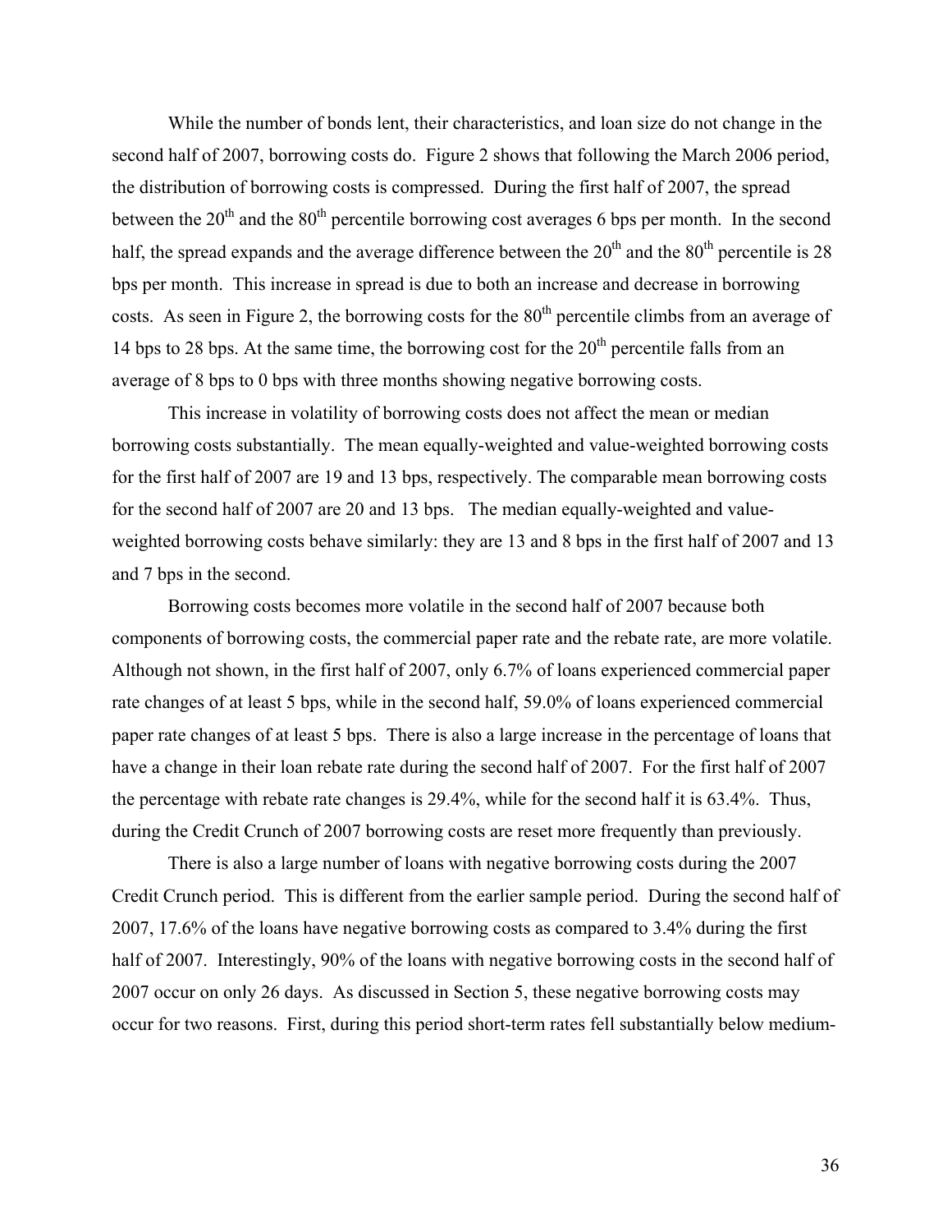While the number of bonds lent, their characteristics, and loan size do not change in the second half of 2007, borrowing costs do. Figure 2 shows that following the March 2006 period, the distribution of borrowing costs is compressed. During the first half of 2007, the spread between the 20th and the 80th percentile borrowing cost averages 6 bps per month. In the second half, the spread expands and the average difference between the 20th and the 80th percentile is 28 bps per month. This increase in spread is due to both an increase and decrease in borrowing costs. As seen in Figure 2, the borrowing costs for the 80th percentile climbs from an average of 14 bps to 28 bps. At the same time, the borrowing cost for the 20th percentile falls from an average of 8 bps to 0 bps with three months showing negative borrowing costs.

This increase in volatility of borrowing costs does not affect the mean or median borrowing costs substantially. The mean equally-weighted and value-weighted borrowing costs for the first half of 2007 are 19 and 13 bps, respectively. The comparable mean borrowing costs for the second half of 2007 are 20 and 13 bps. The median equally-weighted and value-weighted borrowing costs behave similarly: they are 13 and 8 bps in the first half of 2007 and 13 and 7 bps in the second.

Borrowing costs becomes more volatile in the second half of 2007 because both components of borrowing costs, the commercial paper rate and the rebate rate, are more volatile. Although not shown, in the first half of 2007, only 6.7% of loans experienced commercial paper rate changes of at least 5 bps, while in the second half, 59.0% of loans experienced commercial paper rate changes of at least 5 bps. There is also a large increase in the percentage of loans that have a change in their loan rebate rate during the second half of 2007. For the first half of 2007 the percentage with rebate rate changes is 29.4%, while for the second half it is 63.4%. Thus, during the Credit Crunch of 2007 borrowing costs are reset more frequently than previously.

There is also a large number of loans with negative borrowing costs during the 2007 Credit Crunch period. This is different from the earlier sample period. During the second half of 2007, 17.6% of the loans have negative borrowing costs as compared to 3.4% during the first half of 2007. Interestingly, 90% of the loans with negative borrowing costs in the second half of 2007 occur on only 26 days. As discussed in Section 5, these negative borrowing costs may occur for two reasons. First, during this period short-term rates fell substantially below medium-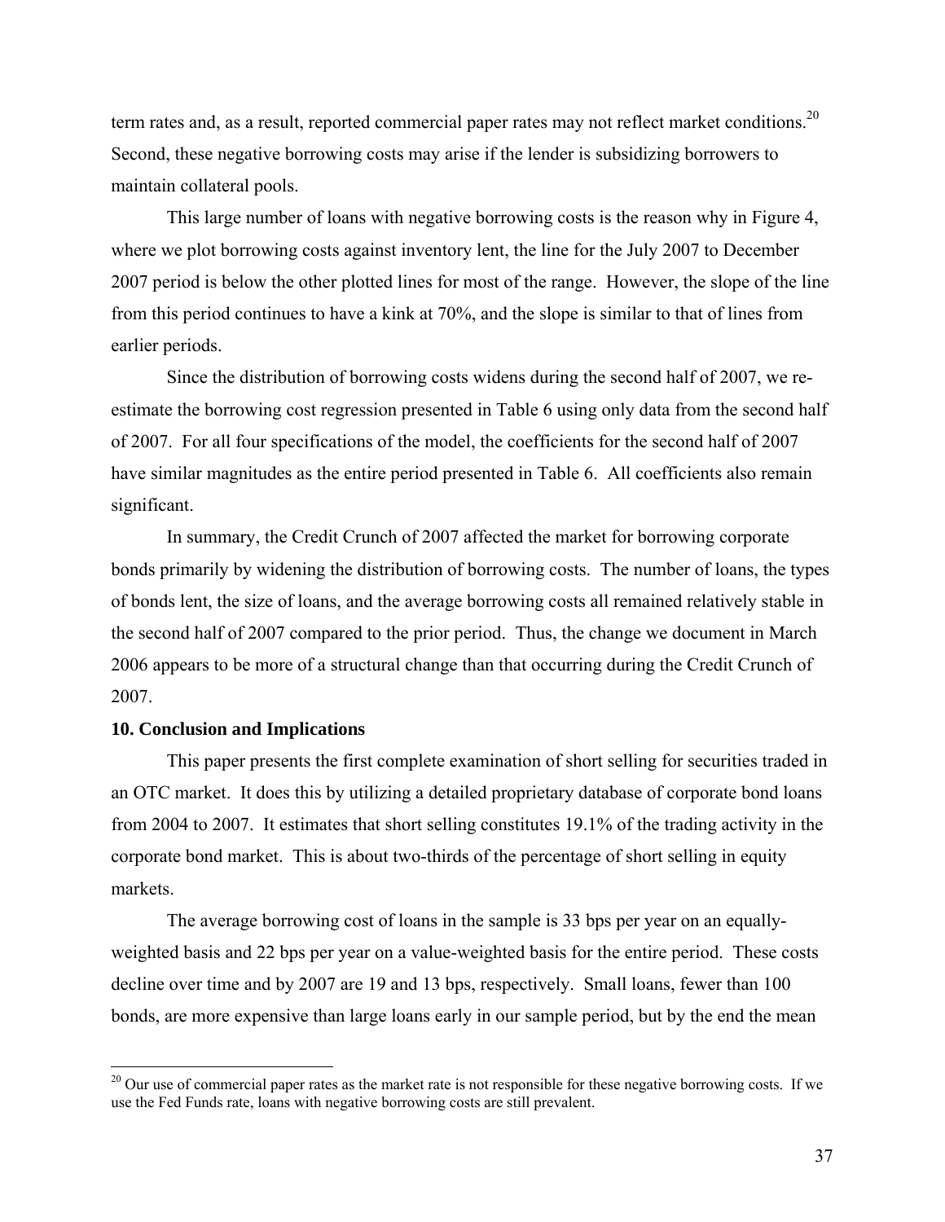term rates and, as a result, reported commercial paper rates may not reflect market conditions.[20] Second, these negative borrowing costs may arise if the lender is subsidizing borrowers to maintain collateral pools.

This large number of loans with negative borrowing costs is the reason why in Figure 4, where we plot borrowing costs against inventory lent, the line for the July 2007 to December 2007 period is below the other plotted lines for most of the range. However, the slope of the line from this period continues to have a kink at 70%, and the slope is similar to that of lines from earlier periods.

Since the distribution of borrowing costs widens during the second half of 2007, we re-estimate the borrowing cost regression presented in Table 6 using only data from the second half of 2007. For all four specifications of the model, the coefficients for the second half of 2007 have similar magnitudes as the entire period presented in Table 6. All coefficients also remain significant.

In summary, the Credit Crunch of 2007 affected the market for borrowing corporate bonds primarily by widening the distribution of borrowing costs. The number of loans, the types of bonds lent, the size of loans, and the average borrowing costs all remained relatively stable in the second half of 2007 compared to the prior period. Thus, the change we document in March 2006 appears to be more of a structural change than that occurring during the Credit Crunch of 2007.

## 10. Conclusion and Implications

This paper presents the first complete examination of short selling for securities traded in an OTC market. It does this by utilizing a detailed proprietary database of corporate bond loans from 2004 to 2007. It estimates that short selling constitutes 19.1% of the trading activity in the corporate bond market. This is about two-thirds of the percentage of short selling in equity markets.

The average borrowing cost of loans in the sample is 33 bps per year on an equally-weighted basis and 22 bps per year on a value-weighted basis for the entire period. These costs decline over time and by 2007 are 19 and 13 bps, respectively. Small loans, fewer than 100 bonds, are more expensive than large loans early in our sample period, but by the end the mean

[20] Our use of commercial paper rates as the market rate is not responsible for these negative borrowing costs. If we use the Fed Funds rate, loans with negative borrowing costs are still prevalent.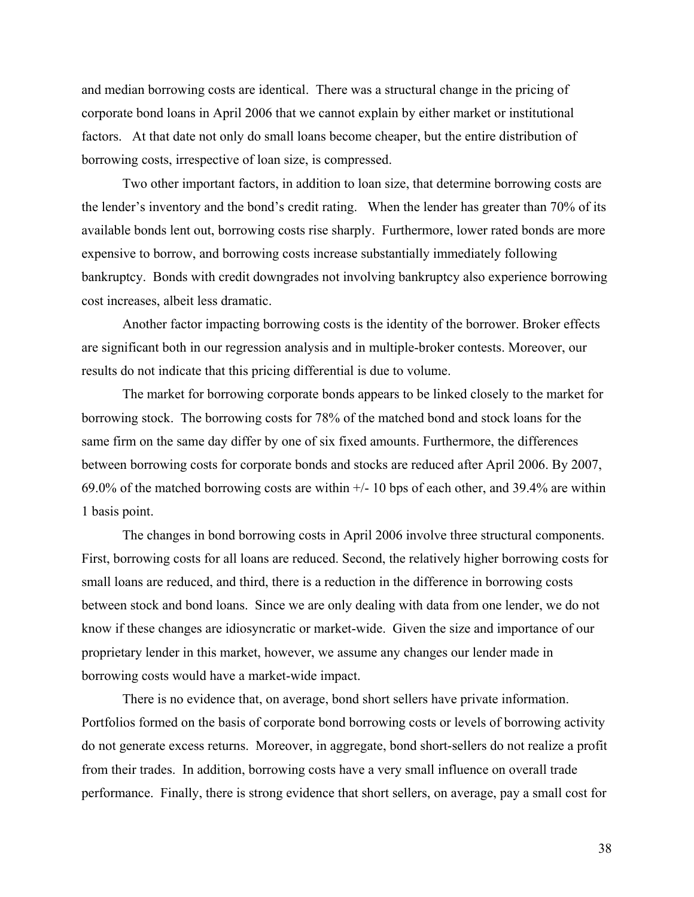and median borrowing costs are identical. There was a structural change in the pricing of corporate bond loans in April 2006 that we cannot explain by either market or institutional factors. At that date not only do small loans become cheaper, but the entire distribution of borrowing costs, irrespective of loan size, is compressed.

Two other important factors, in addition to loan size, that determine borrowing costs are the lender's inventory and the bond's credit rating. When the lender has greater than 70% of its available bonds lent out, borrowing costs rise sharply. Furthermore, lower rated bonds are more expensive to borrow, and borrowing costs increase substantially immediately following bankruptcy. Bonds with credit downgrades not involving bankruptcy also experience borrowing cost increases, albeit less dramatic.

Another factor impacting borrowing costs is the identity of the borrower. Broker effects are significant both in our regression analysis and in multiple-broker contests. Moreover, our results do not indicate that this pricing differential is due to volume.

The market for borrowing corporate bonds appears to be linked closely to the market for borrowing stock. The borrowing costs for 78% of the matched bond and stock loans for the same firm on the same day differ by one of six fixed amounts. Furthermore, the differences between borrowing costs for corporate bonds and stocks are reduced after April 2006. By 2007, 69.0% of the matched borrowing costs are within +/- 10 bps of each other, and 39.4% are within 1 basis point.

The changes in bond borrowing costs in April 2006 involve three structural components. First, borrowing costs for all loans are reduced. Second, the relatively higher borrowing costs for small loans are reduced, and third, there is a reduction in the difference in borrowing costs between stock and bond loans. Since we are only dealing with data from one lender, we do not know if these changes are idiosyncratic or market-wide. Given the size and importance of our proprietary lender in this market, however, we assume any changes our lender made in borrowing costs would have a market-wide impact.

There is no evidence that, on average, bond short sellers have private information. Portfolios formed on the basis of corporate bond borrowing costs or levels of borrowing activity do not generate excess returns. Moreover, in aggregate, bond short-sellers do not realize a profit from their trades. In addition, borrowing costs have a very small influence on overall trade performance. Finally, there is strong evidence that short sellers, on average, pay a small cost for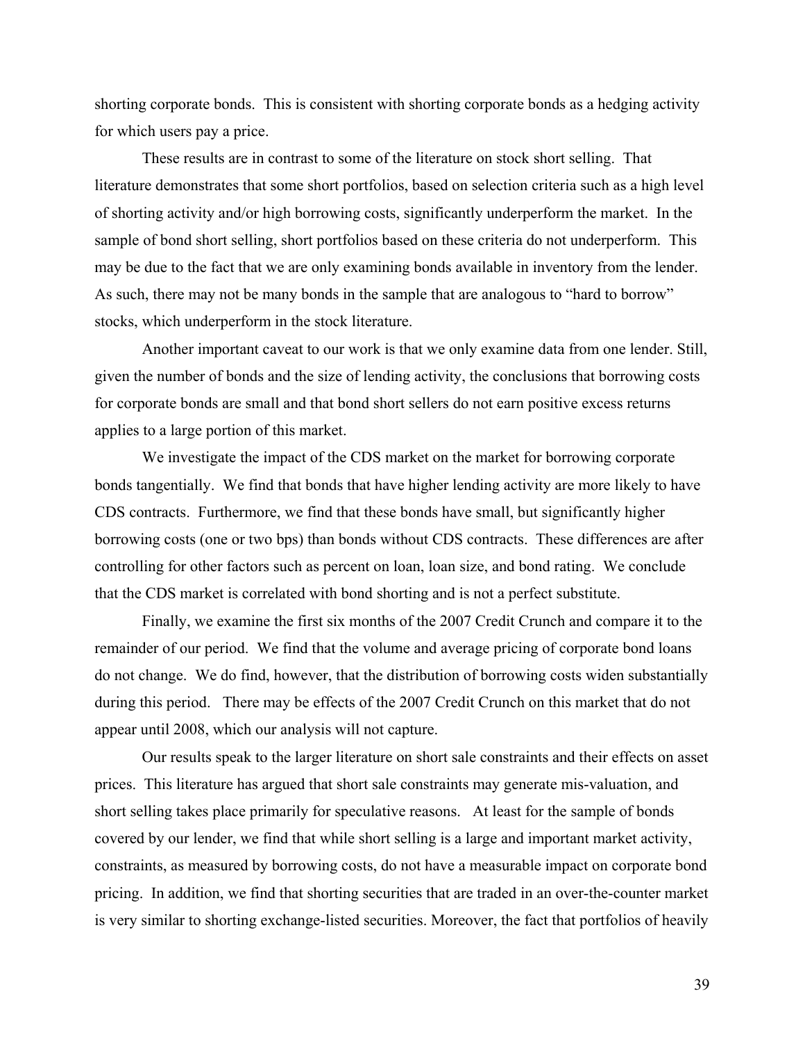shorting corporate bonds. This is consistent with shorting corporate bonds as a hedging activity for which users pay a price.

These results are in contrast to some of the literature on stock short selling. That literature demonstrates that some short portfolios, based on selection criteria such as a high level of shorting activity and/or high borrowing costs, significantly underperform the market. In the sample of bond short selling, short portfolios based on these criteria do not underperform. This may be due to the fact that we are only examining bonds available in inventory from the lender. As such, there may not be many bonds in the sample that are analogous to "hard to borrow" stocks, which underperform in the stock literature.

Another important caveat to our work is that we only examine data from one lender. Still, given the number of bonds and the size of lending activity, the conclusions that borrowing costs for corporate bonds are small and that bond short sellers do not earn positive excess returns applies to a large portion of this market.

We investigate the impact of the CDS market on the market for borrowing corporate bonds tangentially. We find that bonds that have higher lending activity are more likely to have CDS contracts. Furthermore, we find that these bonds have small, but significantly higher borrowing costs (one or two bps) than bonds without CDS contracts. These differences are after controlling for other factors such as percent on loan, loan size, and bond rating. We conclude that the CDS market is correlated with bond shorting and is not a perfect substitute.

Finally, we examine the first six months of the 2007 Credit Crunch and compare it to the remainder of our period. We find that the volume and average pricing of corporate bond loans do not change. We do find, however, that the distribution of borrowing costs widen substantially during this period. There may be effects of the 2007 Credit Crunch on this market that do not appear until 2008, which our analysis will not capture.

Our results speak to the larger literature on short sale constraints and their effects on asset prices. This literature has argued that short sale constraints may generate mis-valuation, and short selling takes place primarily for speculative reasons. At least for the sample of bonds covered by our lender, we find that while short selling is a large and important market activity, constraints, as measured by borrowing costs, do not have a measurable impact on corporate bond pricing. In addition, we find that shorting securities that are traded in an over-the-counter market is very similar to shorting exchange-listed securities. Moreover, the fact that portfolios of heavily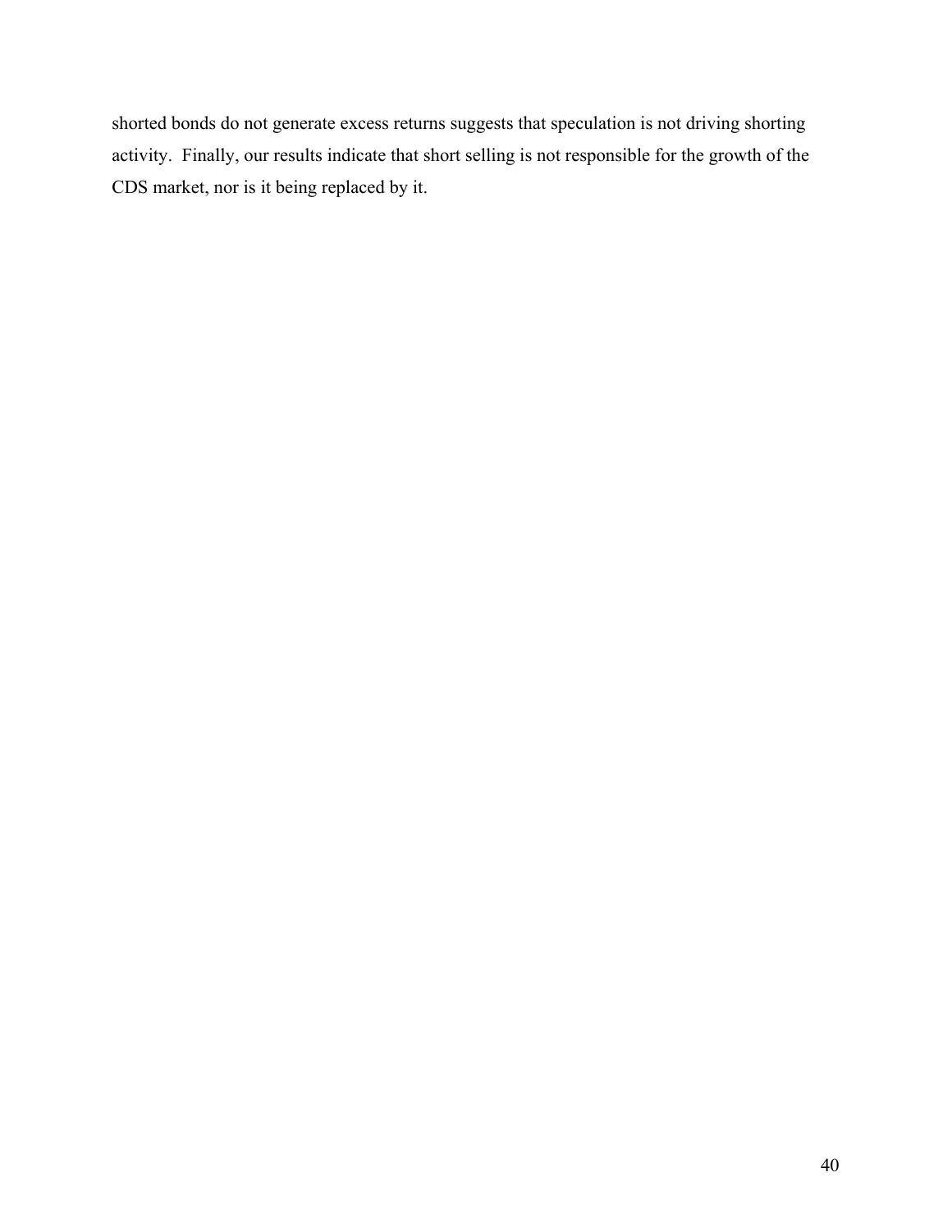shorted bonds do not generate excess returns suggests that speculation is not driving shorting activity. Finally, our results indicate that short selling is not responsible for the growth of the CDS market, nor is it being replaced by it.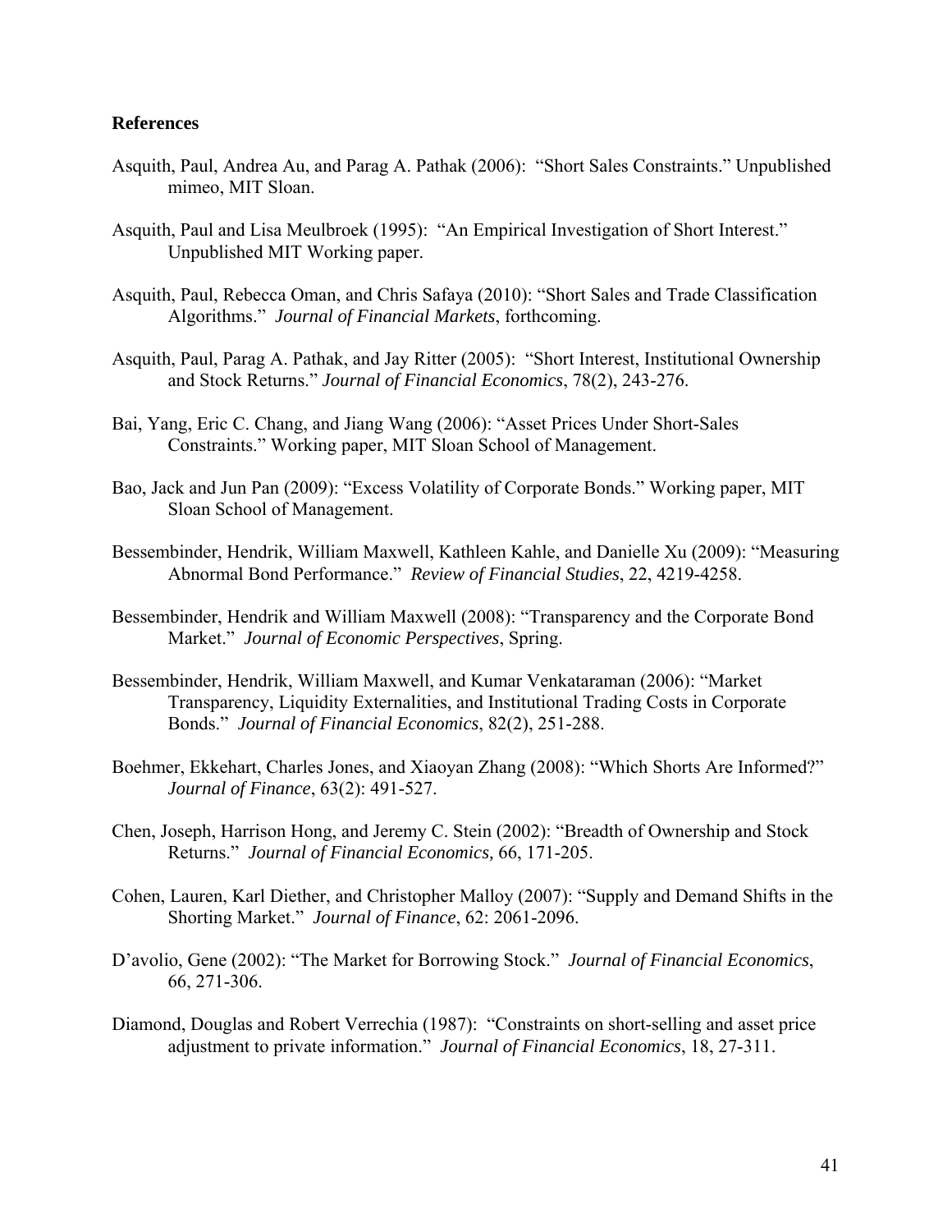**References**

Asquith, Paul, Andrea Au, and Parag A. Pathak (2006): "Short Sales Constraints." Unpublished mimeo, MIT Sloan.

Asquith, Paul and Lisa Meulbroek (1995): "An Empirical Investigation of Short Interest." Unpublished MIT Working paper.

Asquith, Paul, Rebecca Oman, and Chris Safaya (2010): "Short Sales and Trade Classification Algorithms." *Journal of Financial Markets*, forthcoming.

Asquith, Paul, Parag A. Pathak, and Jay Ritter (2005): "Short Interest, Institutional Ownership and Stock Returns." *Journal of Financial Economics*, 78(2), 243-276.

Bai, Yang, Eric C. Chang, and Jiang Wang (2006): "Asset Prices Under Short-Sales Constraints." Working paper, MIT Sloan School of Management.

Bao, Jack and Jun Pan (2009): "Excess Volatility of Corporate Bonds." Working paper, MIT Sloan School of Management.

Bessembinder, Hendrik, William Maxwell, Kathleen Kahle, and Danielle Xu (2009): "Measuring Abnormal Bond Performance." *Review of Financial Studies*, 22, 4219-4258.

Bessembinder, Hendrik and William Maxwell (2008): "Transparency and the Corporate Bond Market." *Journal of Economic Perspectives*, Spring.

Bessembinder, Hendrik, William Maxwell, and Kumar Venkataraman (2006): "Market Transparency, Liquidity Externalities, and Institutional Trading Costs in Corporate Bonds." *Journal of Financial Economics*, 82(2), 251-288.

Boehmer, Ekkehart, Charles Jones, and Xiaoyan Zhang (2008): "Which Shorts Are Informed?" *Journal of Finance*, 63(2): 491-527.

Chen, Joseph, Harrison Hong, and Jeremy C. Stein (2002): "Breadth of Ownership and Stock Returns." *Journal of Financial Economics,* 66, 171-205.

Cohen, Lauren, Karl Diether, and Christopher Malloy (2007): "Supply and Demand Shifts in the Shorting Market." *Journal of Finance*, 62: 2061-2096.

D'avolio, Gene (2002): "The Market for Borrowing Stock." *Journal of Financial Economics*, 66, 271-306.

Diamond, Douglas and Robert Verrechia (1987): "Constraints on short-selling and asset price adjustment to private information." *Journal of Financial Economics*, 18, 27-311.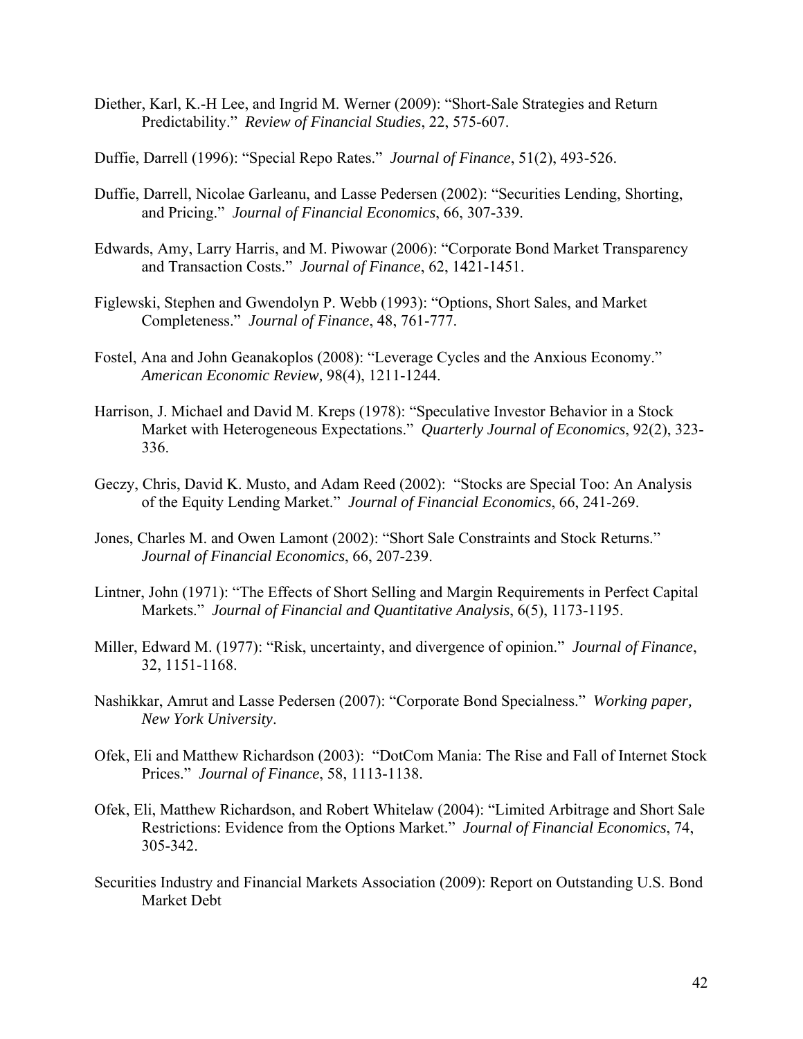Diether, Karl, K.-H Lee, and Ingrid M. Werner (2009): "Short-Sale Strategies and Return Predictability." *Review of Financial Studies*, 22, 575-607.

Duffie, Darrell (1996): "Special Repo Rates." *Journal of Finance*, 51(2), 493-526.

Duffie, Darrell, Nicolae Garleanu, and Lasse Pedersen (2002): "Securities Lending, Shorting, and Pricing." *Journal of Financial Economics*, 66, 307-339.

Edwards, Amy, Larry Harris, and M. Piwowar (2006): "Corporate Bond Market Transparency and Transaction Costs." *Journal of Finance*, 62, 1421-1451.

Figlewski, Stephen and Gwendolyn P. Webb (1993): "Options, Short Sales, and Market Completeness." *Journal of Finance*, 48, 761-777.

Fostel, Ana and John Geanakoplos (2008): "Leverage Cycles and the Anxious Economy." *American Economic Review,* 98(4), 1211-1244.

Harrison, J. Michael and David M. Kreps (1978): "Speculative Investor Behavior in a Stock Market with Heterogeneous Expectations." *Quarterly Journal of Economics*, 92(2), 323-336.

Geczy, Chris, David K. Musto, and Adam Reed (2002): "Stocks are Special Too: An Analysis of the Equity Lending Market." *Journal of Financial Economics*, 66, 241-269.

Jones, Charles M. and Owen Lamont (2002): "Short Sale Constraints and Stock Returns." *Journal of Financial Economics*, 66, 207-239.

Lintner, John (1971): "The Effects of Short Selling and Margin Requirements in Perfect Capital Markets." *Journal of Financial and Quantitative Analysis*, 6(5), 1173-1195.

Miller, Edward M. (1977): "Risk, uncertainty, and divergence of opinion." *Journal of Finance*, 32, 1151-1168.

Nashikkar, Amrut and Lasse Pedersen (2007): "Corporate Bond Specialness." *Working paper, New York University*.

Ofek, Eli and Matthew Richardson (2003): "DotCom Mania: The Rise and Fall of Internet Stock Prices." *Journal of Finance*, 58, 1113-1138.

Ofek, Eli, Matthew Richardson, and Robert Whitelaw (2004): "Limited Arbitrage and Short Sale Restrictions: Evidence from the Options Market." *Journal of Financial Economics*, 74, 305-342.

Securities Industry and Financial Markets Association (2009): Report on Outstanding U.S. Bond Market Debt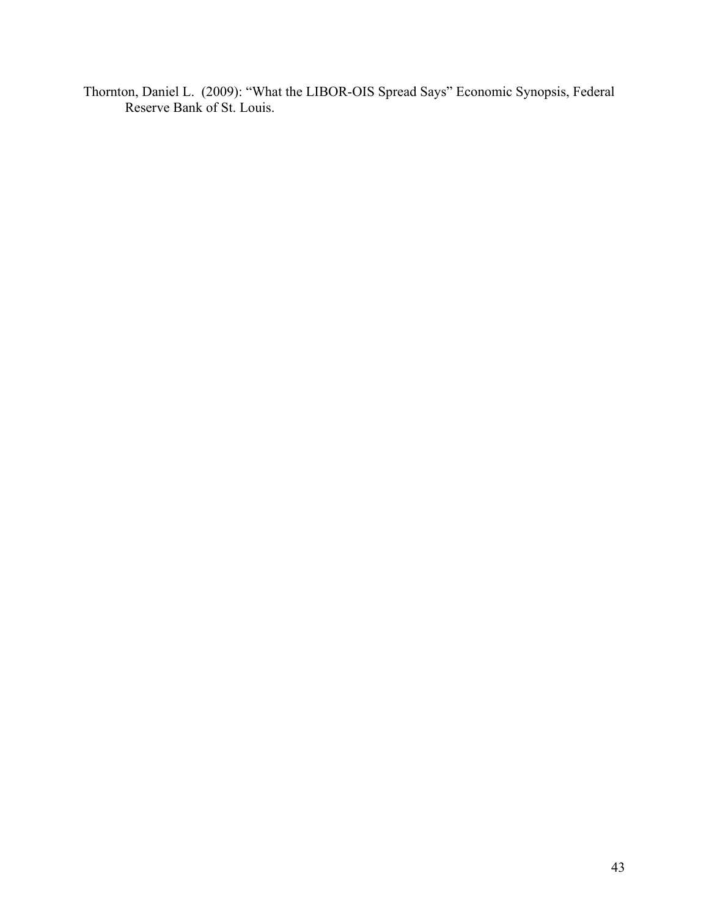Thornton, Daniel L. (2009): "What the LIBOR-OIS Spread Says" Economic Synopsis, Federal Reserve Bank of St. Louis.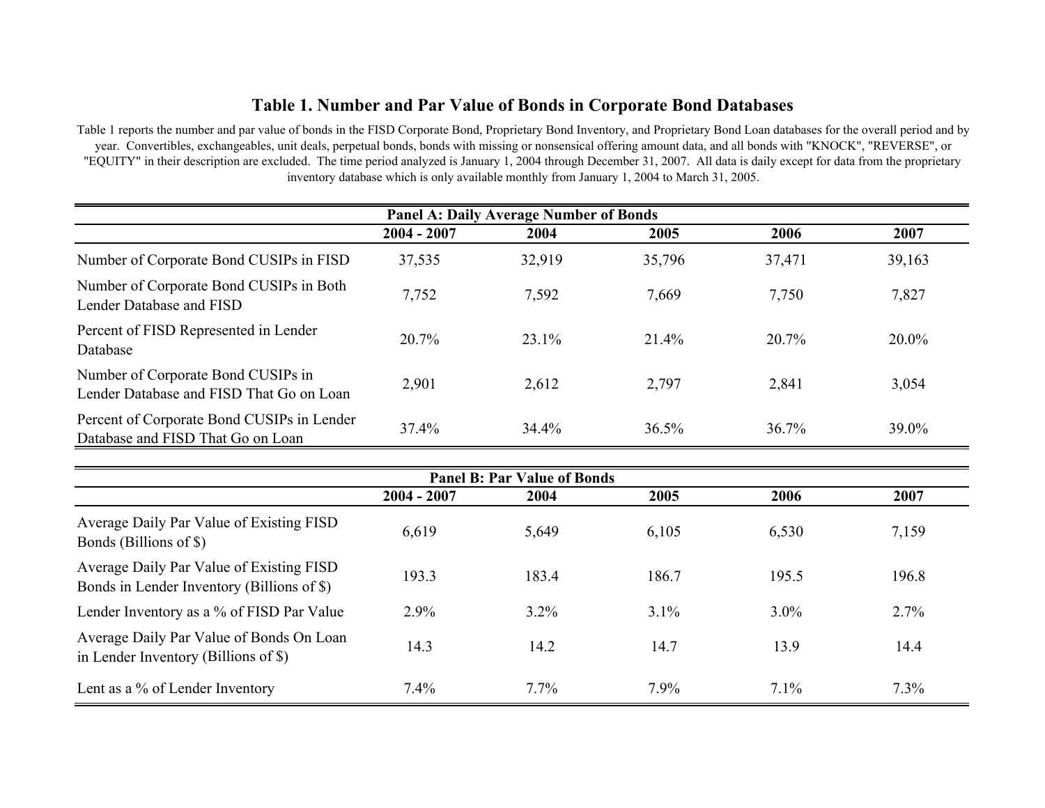## Table 1. Number and Par Value of Bonds in Corporate Bond Databases

Table 1 reports the number and par value of bonds in the FISD Corporate Bond, Proprietary Bond Inventory, and Proprietary Bond Loan databases for the overall period and by year. Convertibles, exchangeables, unit deals, perpetual bonds, bonds with missing or nonsensical offering amount data, and all bonds with "KNOCK", "REVERSE", or "EQUITY" in their description are excluded. The time period analyzed is January 1, 2004 through December 31, 2007. All data is daily except for data from the proprietary inventory database which is only available monthly from January 1, 2004 to March 31, 2005.

**Panel A: Daily Average Number of Bonds**

| | 2004 - 2007 | 2004 | 2005 | 2006 | 2007 |
|---|---|---|---|---|---|
| Number of Corporate Bond CUSIPs in FISD | 37,535 | 32,919 | 35,796 | 37,471 | 39,163 |
| Number of Corporate Bond CUSIPs in Both Lender Database and FISD | 7,752 | 7,592 | 7,669 | 7,750 | 7,827 |
| Percent of FISD Represented in Lender Database | 20.7% | 23.1% | 21.4% | 20.7% | 20.0% |
| Number of Corporate Bond CUSIPs in Lender Database and FISD That Go on Loan | 2,901 | 2,612 | 2,797 | 2,841 | 3,054 |
| Percent of Corporate Bond CUSIPs in Lender Database and FISD That Go on Loan | 37.4% | 34.4% | 36.5% | 36.7% | 39.0% |

**Panel B: Par Value of Bonds**

| | 2004 - 2007 | 2004 | 2005 | 2006 | 2007 |
|---|---|---|---|---|---|
| Average Daily Par Value of Existing FISD Bonds (Billions of $) | 6,619 | 5,649 | 6,105 | 6,530 | 7,159 |
| Average Daily Par Value of Existing FISD Bonds in Lender Inventory (Billions of $) | 193.3 | 183.4 | 186.7 | 195.5 | 196.8 |
| Lender Inventory as a % of FISD Par Value | 2.9% | 3.2% | 3.1% | 3.0% | 2.7% |
| Average Daily Par Value of Bonds On Loan in Lender Inventory (Billions of $) | 14.3 | 14.2 | 14.7 | 13.9 | 14.4 |
| Lent as a % of Lender Inventory | 7.4% | 7.7% | 7.9% | 7.1% | 7.3% |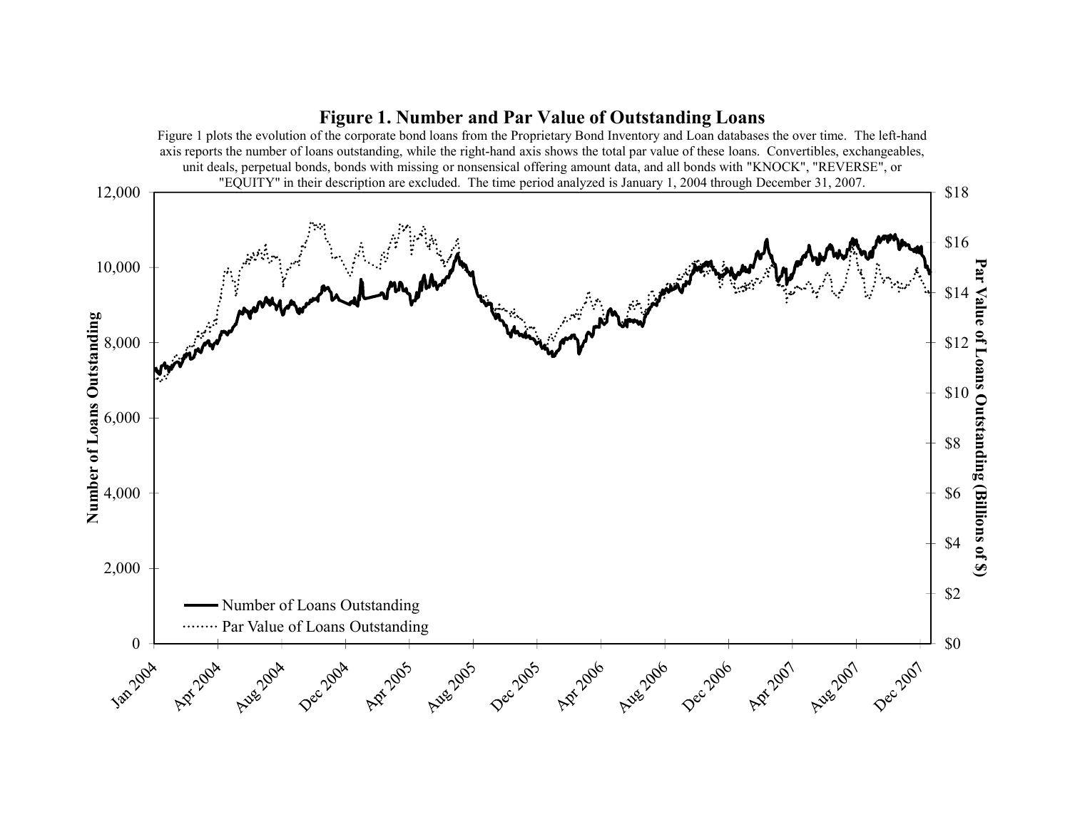# Figure 1. Number and Par Value of Outstanding Loans

Figure 1 plots the evolution of the corporate bond loans from the Proprietary Bond Inventory and Loan databases the over time. The left-hand axis reports the number of loans outstanding, while the right-hand axis shows the total par value of these loans. Convertibles, exchangeables, unit deals, perpetual bonds, bonds with missing or nonsensical offering amount data, and all bonds with "KNOCK", "REVERSE", or "EQUITY" in their description are excluded. The time period analyzed is January 1, 2004 through December 31, 2007.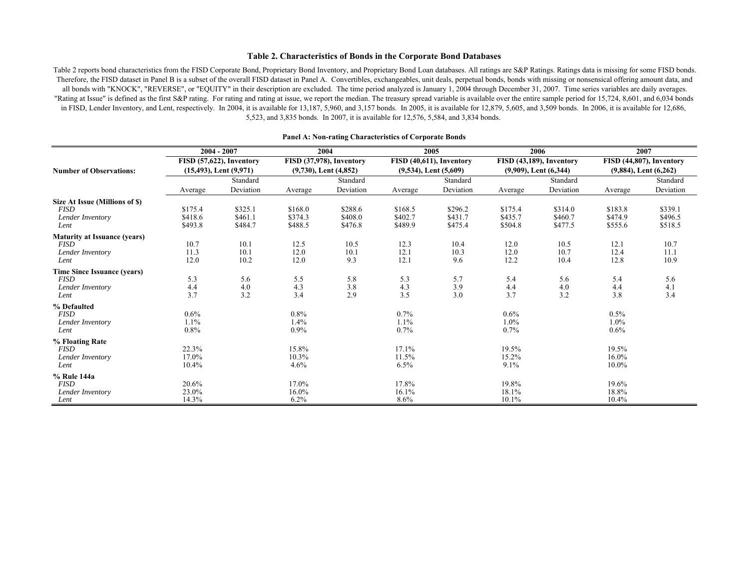## Table 2. Characteristics of Bonds in the Corporate Bond Databases

Table 2 reports bond characteristics from the FISD Corporate Bond, Proprietary Bond Inventory, and Proprietary Bond Loan databases. All ratings are S&P Ratings. Ratings data is missing for some FISD bonds. Therefore, the FISD dataset in Panel B is a subset of the overall FISD dataset in Panel A. Convertibles, exchangeables, unit deals, perpetual bonds, bonds with missing or nonsensical offering amount data, and all bonds with "KNOCK", "REVERSE", or "EQUITY" in their description are excluded. The time period analyzed is January 1, 2004 through December 31, 2007. Time series variables are daily averages. "Rating at Issue" is defined as the first S&P rating. For rating and rating at issue, we report the median. The treasury spread variable is available over the entire sample period for 15,724, 8,601, and 6,034 bonds in FISD, Lender Inventory, and Lent, respectively. In 2004, it is available for 13,187, 5,960, and 3,157 bonds. In 2005, it is available for 12,879, 5,605, and 3,509 bonds. In 2006, it is available for 12,686, 5,523, and 3,835 bonds. In 2007, it is available for 12,576, 5,584, and 3,834 bonds.

**Panel A: Non-rating Characteristics of Corporate Bonds**

| | 2004 - 2007 | | 2004 | | 2005 | | 2006 | | 2007 | |
|---|---|---|---|---|---|---|---|---|---|---|
| **Number of Observations:** | **FISD (57,622), Inventory (15,493), Lent (9,971)** | | **FISD (37,978), Inventory (9,730), Lent (4,852)** | | **FISD (40,611), Inventory (9,534), Lent (5,609)** | | **FISD (43,189), Inventory (9,909), Lent (6,344)** | | **FISD (44,807), Inventory (9,884), Lent (6,262)** | |
| | Average | Standard Deviation | Average | Standard Deviation | Average | Standard Deviation | Average | Standard Deviation | Average | Standard Deviation |
| **Size At Issue (Millions of $)** | | | | | | | | | | |
| *FISD* | $175.4 | $325.1 | $168.0 | $288.6 | $168.5 | $296.2 | $175.4 | $314.0 | $183.8 | $339.1 |
| *Lender Inventory* | $418.6 | $461.1 | $374.3 | $408.0 | $402.7 | $431.7 | $435.7 | $460.7 | $474.9 | $496.5 |
| *Lent* | $493.8 | $484.7 | $488.5 | $476.8 | $489.9 | $475.4 | $504.8 | $477.5 | $555.6 | $518.5 |
| **Maturity at Issuance (years)** | | | | | | | | | | |
| *FISD* | 10.7 | 10.1 | 12.5 | 10.5 | 12.3 | 10.4 | 12.0 | 10.5 | 12.1 | 10.7 |
| *Lender Inventory* | 11.3 | 10.1 | 12.0 | 10.1 | 12.1 | 10.3 | 12.0 | 10.7 | 12.4 | 11.1 |
| *Lent* | 12.0 | 10.2 | 12.0 | 9.3 | 12.1 | 9.6 | 12.2 | 10.4 | 12.8 | 10.9 |
| **Time Since Issuance (years)** | | | | | | | | | | |
| *FISD* | 5.3 | 5.6 | 5.5 | 5.8 | 5.3 | 5.7 | 5.4 | 5.6 | 5.4 | 5.6 |
| *Lender Inventory* | 4.4 | 4.0 | 4.3 | 3.8 | 4.3 | 3.9 | 4.4 | 4.0 | 4.4 | 4.1 |
| *Lent* | 3.7 | 3.2 | 3.4 | 2.9 | 3.5 | 3.0 | 3.7 | 3.2 | 3.8 | 3.4 |
| **% Defaulted** | | | | | | | | | | |
| *FISD* | 0.6% | | 0.8% | | 0.7% | | 0.6% | | 0.5% | |
| *Lender Inventory* | 1.1% | | 1.4% | | 1.1% | | 1.0% | | 1.0% | |
| *Lent* | 0.8% | | 0.9% | | 0.7% | | 0.7% | | 0.6% | |
| **% Floating Rate** | | | | | | | | | | |
| *FISD* | 22.3% | | 15.8% | | 17.1% | | 19.5% | | 19.5% | |
| *Lender Inventory* | 17.0% | | 10.3% | | 11.5% | | 15.2% | | 16.0% | |
| *Lent* | 10.4% | | 4.6% | | 6.5% | | 9.1% | | 10.0% | |
| **% Rule 144a** | | | | | | | | | | |
| *FISD* | 20.6% | | 17.0% | | 17.8% | | 19.8% | | 19.6% | |
| *Lender Inventory* | 23.0% | | 16.0% | | 16.1% | | 18.1% | | 18.8% | |
| *Lent* | 14.3% | | 6.2% | | 8.6% | | 10.1% | | 10.4% | |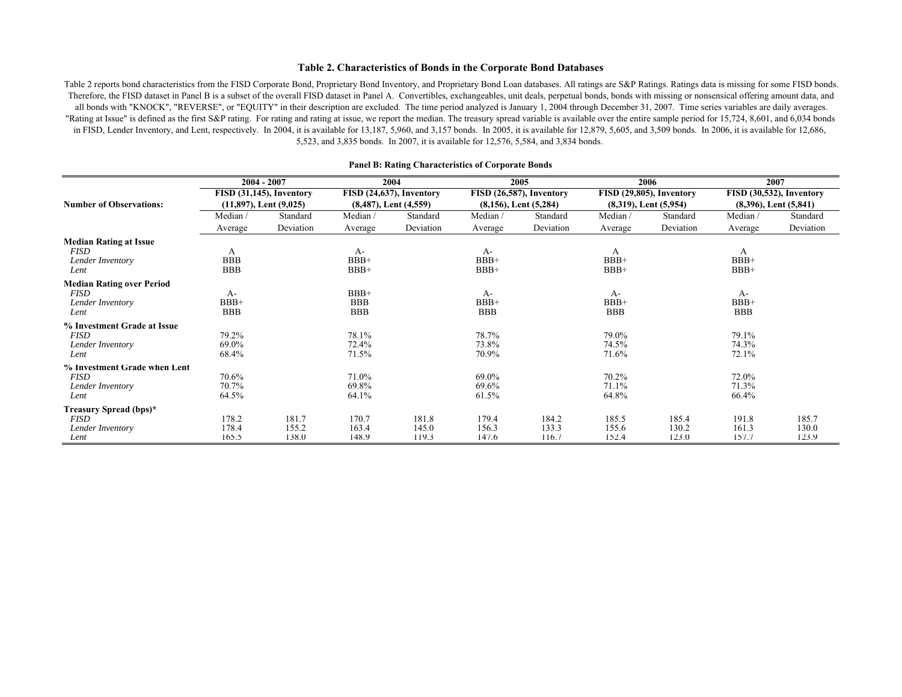### Table 2. Characteristics of Bonds in the Corporate Bond Databases

Table 2 reports bond characteristics from the FISD Corporate Bond, Proprietary Bond Inventory, and Proprietary Bond Loan databases. All ratings are S&P Ratings. Ratings data is missing for some FISD bonds. Therefore, the FISD dataset in Panel B is a subset of the overall FISD dataset in Panel A. Convertibles, exchangeables, unit deals, perpetual bonds, bonds with missing or nonsensical offering amount data, and all bonds with "KNOCK", "REVERSE", or "EQUITY" in their description are excluded. The time period analyzed is January 1, 2004 through December 31, 2007. Time series variables are daily averages. "Rating at Issue" is defined as the first S&P rating. For rating and rating at issue, we report the median. The treasury spread variable is available over the entire sample period for 15,724, 8,601, and 6,034 bonds in FISD, Lender Inventory, and Lent, respectively. In 2004, it is available for 13,187, 5,960, and 3,157 bonds. In 2005, it is available for 12,879, 5,605, and 3,509 bonds. In 2006, it is available for 12,686, 5,523, and 3,835 bonds. In 2007, it is available for 12,576, 5,584, and 3,834 bonds.

**Panel B: Rating Characteristics of Corporate Bonds**

| | 2004 - 2007 | | 2004 | | 2005 | | 2006 | | 2007 | |
|---|---|---|---|---|---|---|---|---|---|---|
| **Number of Observations:** | FISD (31,145), Inventory (11,897), Lent (9,025) | | FISD (24,637), Inventory (8,487), Lent (4,559) | | FISD (26,587), Inventory (8,156), Lent (5,284) | | FISD (29,805), Inventory (8,319), Lent (5,954) | | FISD (30,532), Inventory (8,396), Lent (5,841) | |
| | Median / Average | Standard Deviation | Median / Average | Standard Deviation | Median / Average | Standard Deviation | Median / Average | Standard Deviation | Median / Average | Standard Deviation |
| **Median Rating at Issue** | | | | | | | | | | |
| *FISD* | A | | A- | | A- | | A | | A | |
| *Lender Inventory* | BBB | | BBB+ | | BBB+ | | BBB+ | | BBB+ | |
| *Lent* | BBB | | BBB+ | | BBB+ | | BBB+ | | BBB+ | |
| **Median Rating over Period** | | | | | | | | | | |
| *FISD* | A- | | BBB+ | | A- | | A- | | A- | |
| *Lender Inventory* | BBB+ | | BBB | | BBB+ | | BBB+ | | BBB+ | |
| *Lent* | BBB | | BBB | | BBB | | BBB | | BBB | |
| **% Investment Grade at Issue** | | | | | | | | | | |
| *FISD* | 79.2% | | 78.1% | | 78.7% | | 79.0% | | 79.1% | |
| *Lender Inventory* | 69.0% | | 72.4% | | 73.8% | | 74.5% | | 74.3% | |
| *Lent* | 68.4% | | 71.5% | | 70.9% | | 71.6% | | 72.1% | |
| **% Investment Grade when Lent** | | | | | | | | | | |
| *FISD* | 70.6% | | 71.0% | | 69.0% | | 70.2% | | 72.0% | |
| *Lender Inventory* | 70.7% | | 69.8% | | 69.6% | | 71.1% | | 71.3% | |
| *Lent* | 64.5% | | 64.1% | | 61.5% | | 64.8% | | 66.4% | |
| **Treasury Spread (bps)*** | | | | | | | | | | |
| *FISD* | 178.2 | 181.7 | 170.7 | 181.8 | 179.4 | 184.2 | 185.5 | 185.4 | 191.8 | 185.7 |
| *Lender Inventory* | 178.4 | 155.2 | 163.4 | 145.0 | 156.3 | 133.3 | 155.6 | 130.2 | 161.3 | 130.0 |
| *Lent* | 165.5 | 138.0 | 148.9 | 119.3 | 147.6 | 116.7 | 152.4 | 123.0 | 157.7 | 123.9 |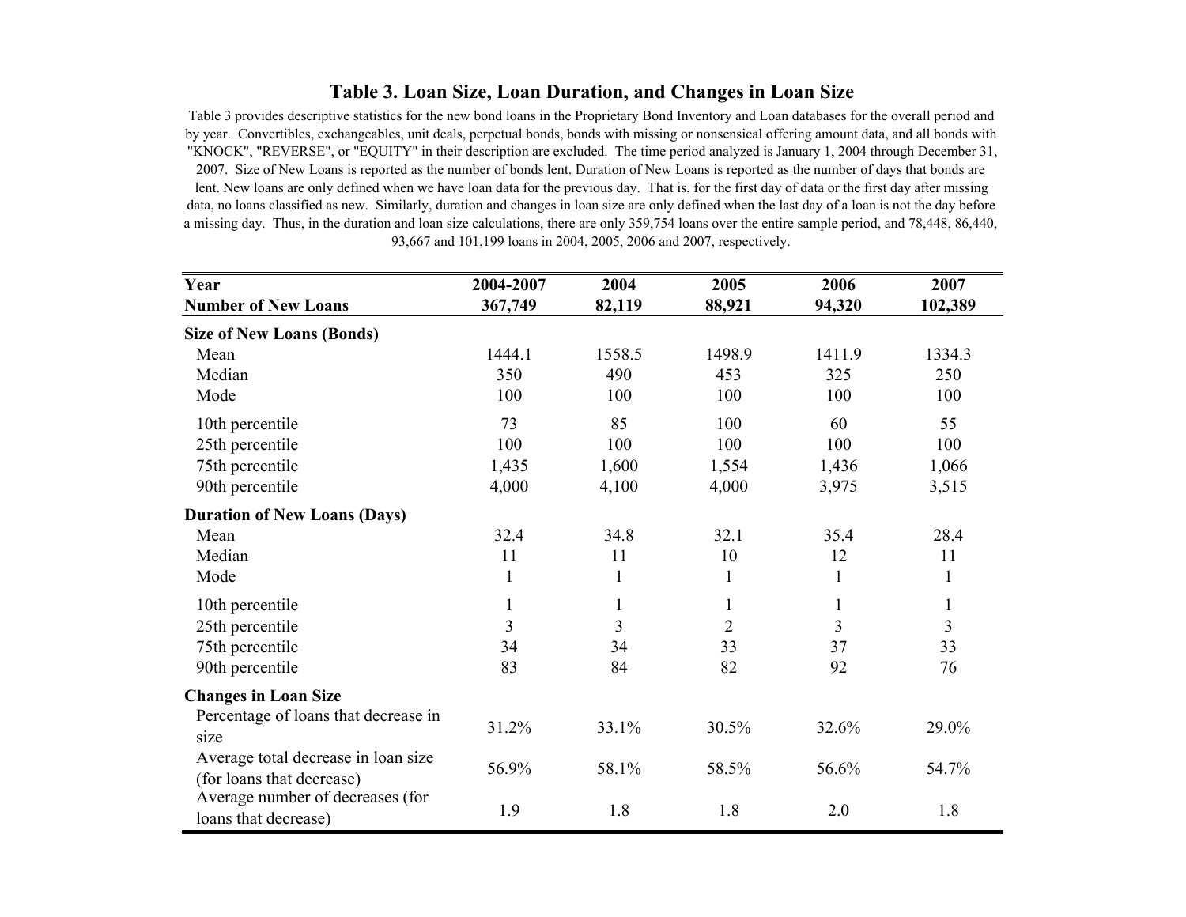# Table 3. Loan Size, Loan Duration, and Changes in Loan Size

Table 3 provides descriptive statistics for the new bond loans in the Proprietary Bond Inventory and Loan databases for the overall period and by year. Convertibles, exchangeables, unit deals, perpetual bonds, bonds with missing or nonsensical offering amount data, and all bonds with "KNOCK", "REVERSE", or "EQUITY" in their description are excluded. The time period analyzed is January 1, 2004 through December 31, 2007. Size of New Loans is reported as the number of bonds lent. Duration of New Loans is reported as the number of days that bonds are lent. New loans are only defined when we have loan data for the previous day. That is, for the first day of data or the first day after missing data, no loans classified as new. Similarly, duration and changes in loan size are only defined when the last day of a loan is not the day before a missing day. Thus, in the duration and loan size calculations, there are only 359,754 loans over the entire sample period, and 78,448, 86,440, 93,667 and 101,199 loans in 2004, 2005, 2006 and 2007, respectively.

| **Year** | **2004-2007** | **2004** | **2005** | **2006** | **2007** |
|---|---|---|---|---|---|
| **Number of New Loans** | **367,749** | **82,119** | **88,921** | **94,320** | **102,389** |
| **Size of New Loans (Bonds)** | | | | | |
| Mean | 1444.1 | 1558.5 | 1498.9 | 1411.9 | 1334.3 |
| Median | 350 | 490 | 453 | 325 | 250 |
| Mode | 100 | 100 | 100 | 100 | 100 |
| 10th percentile | 73 | 85 | 100 | 60 | 55 |
| 25th percentile | 100 | 100 | 100 | 100 | 100 |
| 75th percentile | 1,435 | 1,600 | 1,554 | 1,436 | 1,066 |
| 90th percentile | 4,000 | 4,100 | 4,000 | 3,975 | 3,515 |
| **Duration of New Loans (Days)** | | | | | |
| Mean | 32.4 | 34.8 | 32.1 | 35.4 | 28.4 |
| Median | 11 | 11 | 10 | 12 | 11 |
| Mode | 1 | 1 | 1 | 1 | 1 |
| 10th percentile | 1 | 1 | 1 | 1 | 1 |
| 25th percentile | 3 | 3 | 2 | 3 | 3 |
| 75th percentile | 34 | 34 | 33 | 37 | 33 |
| 90th percentile | 83 | 84 | 82 | 92 | 76 |
| **Changes in Loan Size** | | | | | |
| Percentage of loans that decrease in size | 31.2% | 33.1% | 30.5% | 32.6% | 29.0% |
| Average total decrease in loan size (for loans that decrease) | 56.9% | 58.1% | 58.5% | 56.6% | 54.7% |
| Average number of decreases (for loans that decrease) | 1.9 | 1.8 | 1.8 | 2.0 | 1.8 |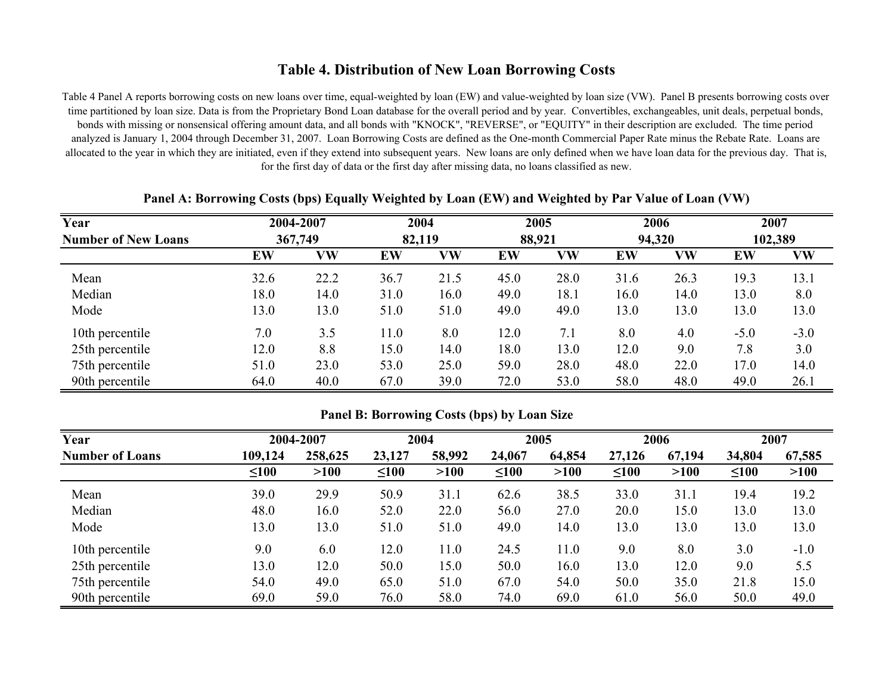## Table 4. Distribution of New Loan Borrowing Costs

Table 4 Panel A reports borrowing costs on new loans over time, equal-weighted by loan (EW) and value-weighted by loan size (VW). Panel B presents borrowing costs over time partitioned by loan size. Data is from the Proprietary Bond Loan database for the overall period and by year. Convertibles, exchangeables, unit deals, perpetual bonds, bonds with missing or nonsensical offering amount data, and all bonds with "KNOCK", "REVERSE", or "EQUITY" in their description are excluded. The time period analyzed is January 1, 2004 through December 31, 2007. Loan Borrowing Costs are defined as the One-month Commercial Paper Rate minus the Rebate Rate. Loans are allocated to the year in which they are initiated, even if they extend into subsequent years. New loans are only defined when we have loan data for the previous day. That is, for the first day of data or the first day after missing data, no loans classified as new.

**Panel A: Borrowing Costs (bps) Equally Weighted by Loan (EW) and Weighted by Par Value of Loan (VW)**

| Year | 2004-2007 | | 2004 | | 2005 | | 2006 | | 2007 | |
|---|---|---|---|---|---|---|---|---|---|---|
| Number of New Loans | 367,749 | | 82,119 | | 88,921 | | 94,320 | | 102,389 | |
| | EW | VW | EW | VW | EW | VW | EW | VW | EW | VW |
| Mean | 32.6 | 22.2 | 36.7 | 21.5 | 45.0 | 28.0 | 31.6 | 26.3 | 19.3 | 13.1 |
| Median | 18.0 | 14.0 | 31.0 | 16.0 | 49.0 | 18.1 | 16.0 | 14.0 | 13.0 | 8.0 |
| Mode | 13.0 | 13.0 | 51.0 | 51.0 | 49.0 | 49.0 | 13.0 | 13.0 | 13.0 | 13.0 |
| 10th percentile | 7.0 | 3.5 | 11.0 | 8.0 | 12.0 | 7.1 | 8.0 | 4.0 | -5.0 | -3.0 |
| 25th percentile | 12.0 | 8.8 | 15.0 | 14.0 | 18.0 | 13.0 | 12.0 | 9.0 | 7.8 | 3.0 |
| 75th percentile | 51.0 | 23.0 | 53.0 | 25.0 | 59.0 | 28.0 | 48.0 | 22.0 | 17.0 | 14.0 |
| 90th percentile | 64.0 | 40.0 | 67.0 | 39.0 | 72.0 | 53.0 | 58.0 | 48.0 | 49.0 | 26.1 |

**Panel B: Borrowing Costs (bps) by Loan Size**

| Year | 2004-2007 | | 2004 | | 2005 | | 2006 | | 2007 | |
|---|---|---|---|---|---|---|---|---|---|---|
| Number of Loans | 109,124 | 258,625 | 23,127 | 58,992 | 24,067 | 64,854 | 27,126 | 67,194 | 34,804 | 67,585 |
| | ≤100 | >100 | ≤100 | >100 | ≤100 | >100 | ≤100 | >100 | ≤100 | >100 |
| Mean | 39.0 | 29.9 | 50.9 | 31.1 | 62.6 | 38.5 | 33.0 | 31.1 | 19.4 | 19.2 |
| Median | 48.0 | 16.0 | 52.0 | 22.0 | 56.0 | 27.0 | 20.0 | 15.0 | 13.0 | 13.0 |
| Mode | 13.0 | 13.0 | 51.0 | 51.0 | 49.0 | 14.0 | 13.0 | 13.0 | 13.0 | 13.0 |
| 10th percentile | 9.0 | 6.0 | 12.0 | 11.0 | 24.5 | 11.0 | 9.0 | 8.0 | 3.0 | -1.0 |
| 25th percentile | 13.0 | 12.0 | 50.0 | 15.0 | 50.0 | 16.0 | 13.0 | 12.0 | 9.0 | 5.5 |
| 75th percentile | 54.0 | 49.0 | 65.0 | 51.0 | 67.0 | 54.0 | 50.0 | 35.0 | 21.8 | 15.0 |
| 90th percentile | 69.0 | 59.0 | 76.0 | 58.0 | 74.0 | 69.0 | 61.0 | 56.0 | 50.0 | 49.0 |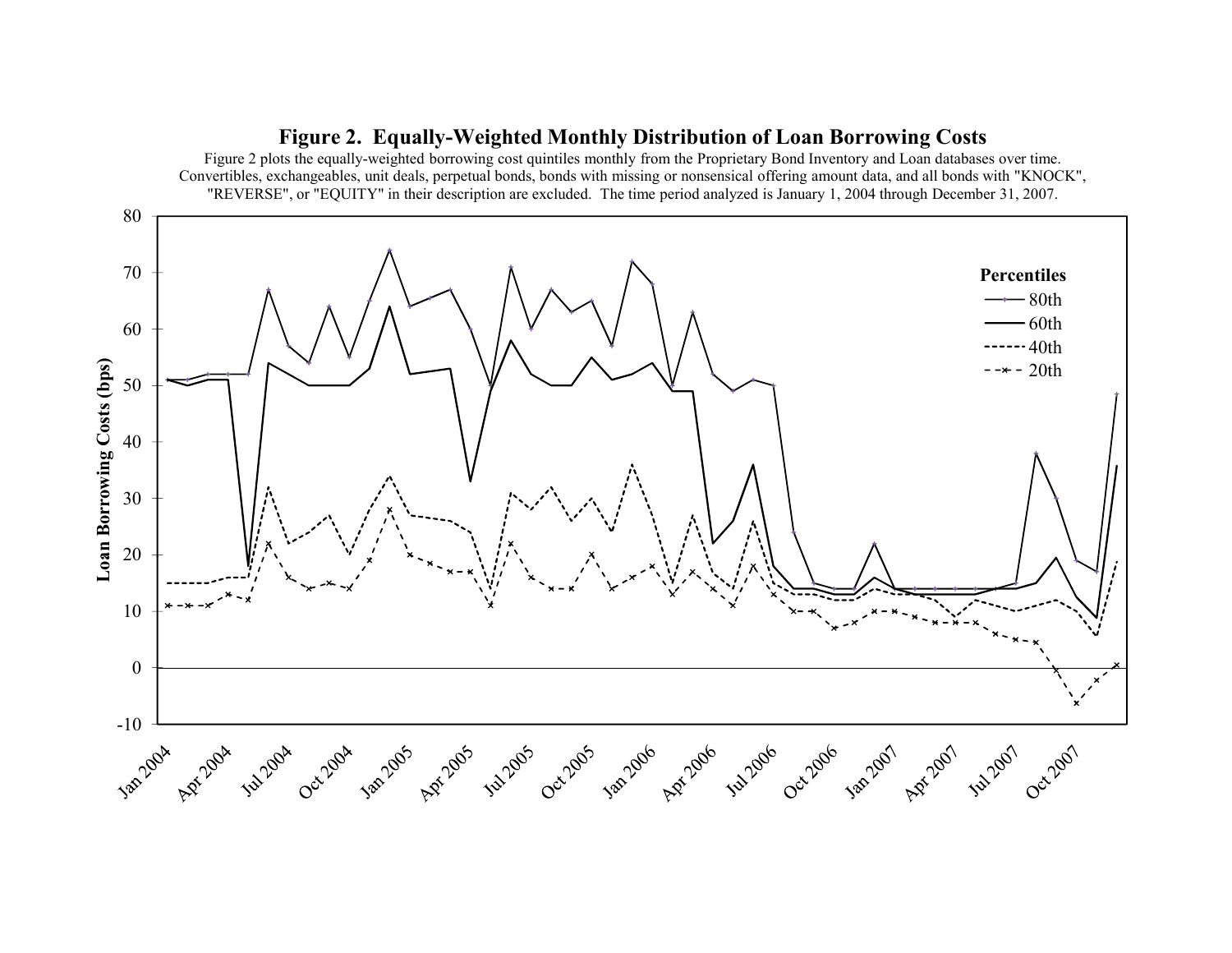# Figure 2. Equally-Weighted Monthly Distribution of Loan Borrowing Costs

Figure 2 plots the equally-weighted borrowing cost quintiles monthly from the Proprietary Bond Inventory and Loan databases over time. Convertibles, exchangeables, unit deals, perpetual bonds, bonds with missing or nonsensical offering amount data, and all bonds with "KNOCK", "REVERSE", or "EQUITY" in their description are excluded. The time period analyzed is January 1, 2004 through December 31, 2007.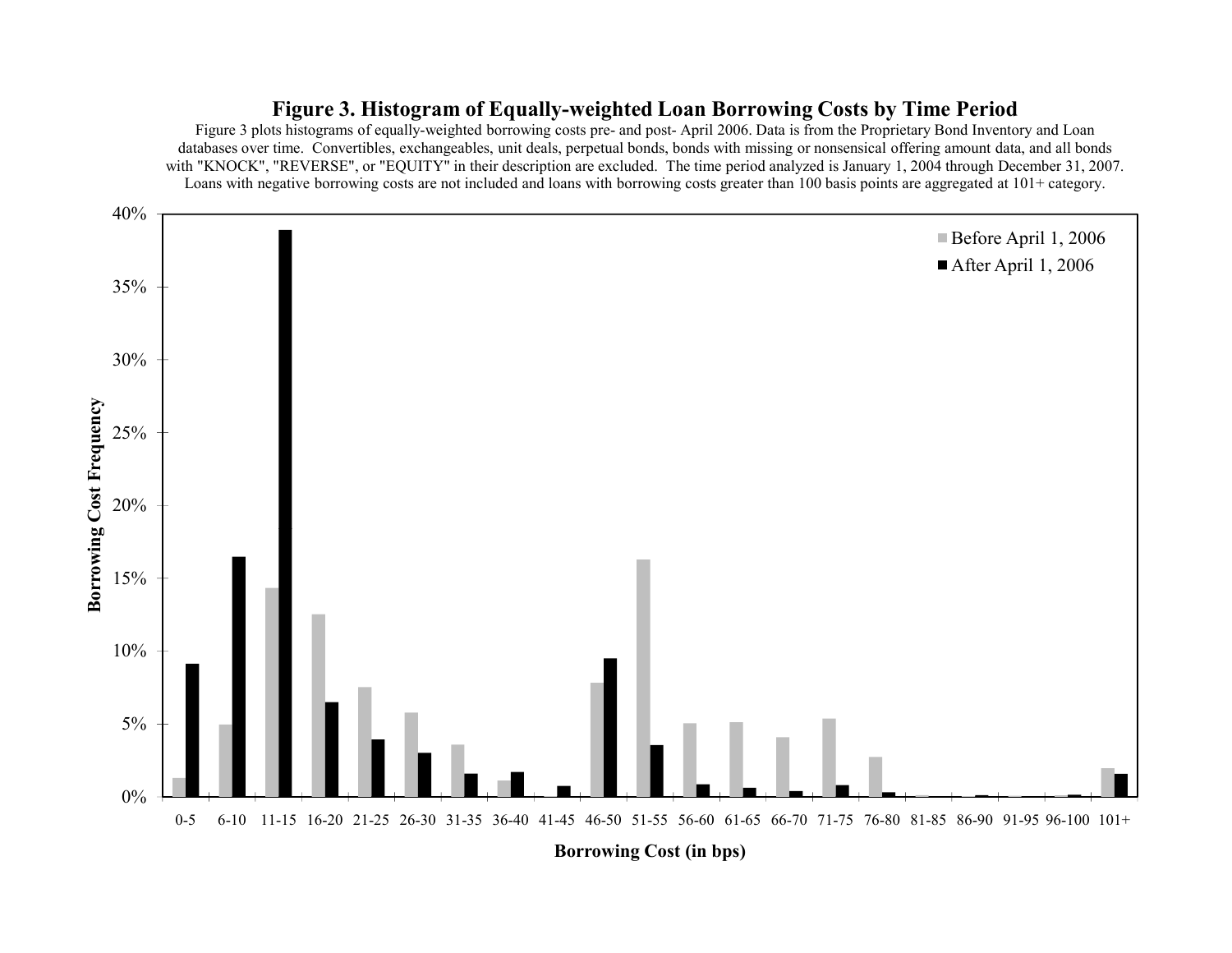# Figure 3. Histogram of Equally-weighted Loan Borrowing Costs by Time Period

Figure 3 plots histograms of equally-weighted borrowing costs pre- and post- April 2006. Data is from the Proprietary Bond Inventory and Loan databases over time. Convertibles, exchangeables, unit deals, perpetual bonds, bonds with missing or nonsensical offering amount data, and all bonds with "KNOCK", "REVERSE", or "EQUITY" in their description are excluded. The time period analyzed is January 1, 2004 through December 31, 2007. Loans with negative borrowing costs are not included and loans with borrowing costs greater than 100 basis points are aggregated at 101+ category.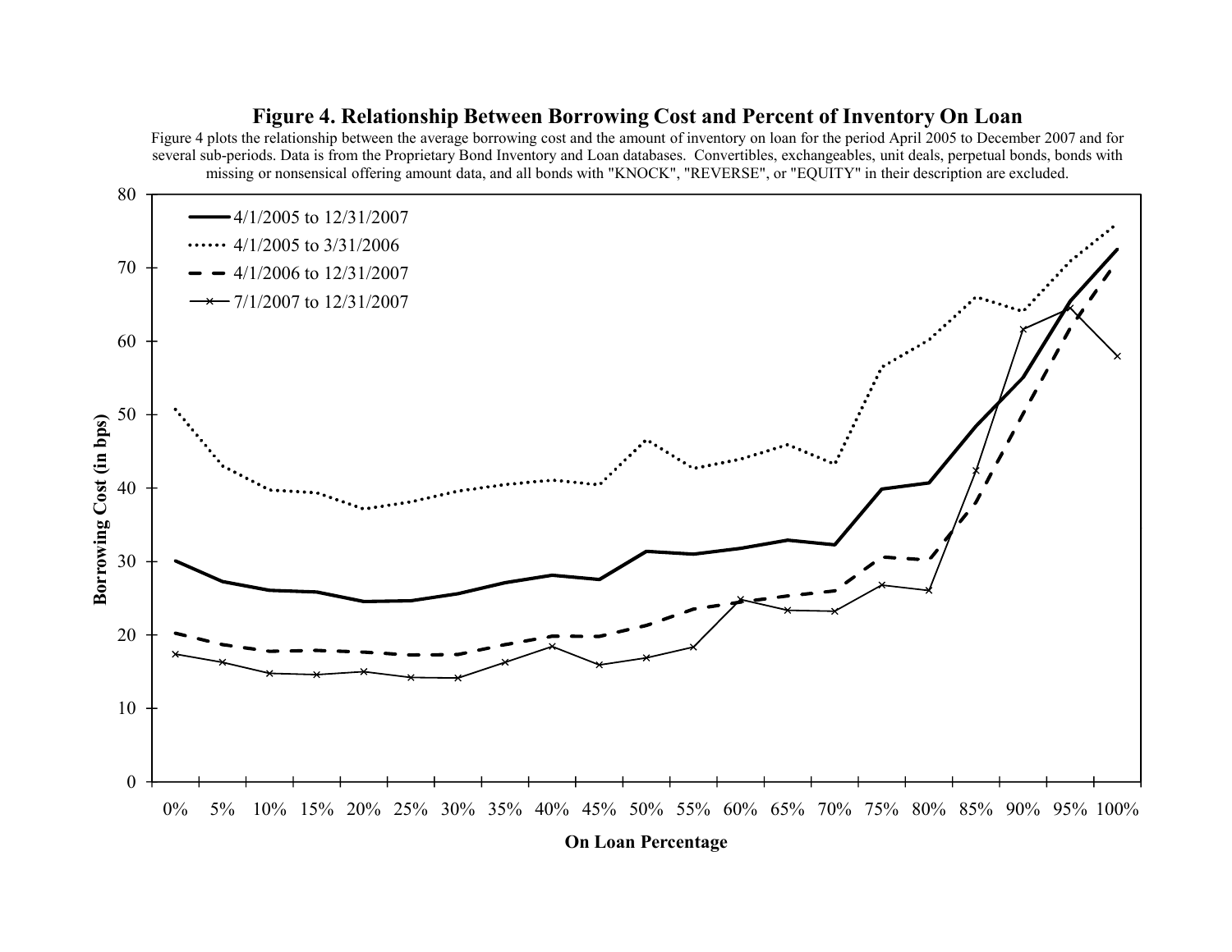# Figure 4. Relationship Between Borrowing Cost and Percent of Inventory On Loan

Figure 4 plots the relationship between the average borrowing cost and the amount of inventory on loan for the period April 2005 to December 2007 and for several sub-periods. Data is from the Proprietary Bond Inventory and Loan databases. Convertibles, exchangeables, unit deals, perpetual bonds, bonds with missing or nonsensical offering amount data, and all bonds with "KNOCK", "REVERSE", or "EQUITY" in their description are excluded.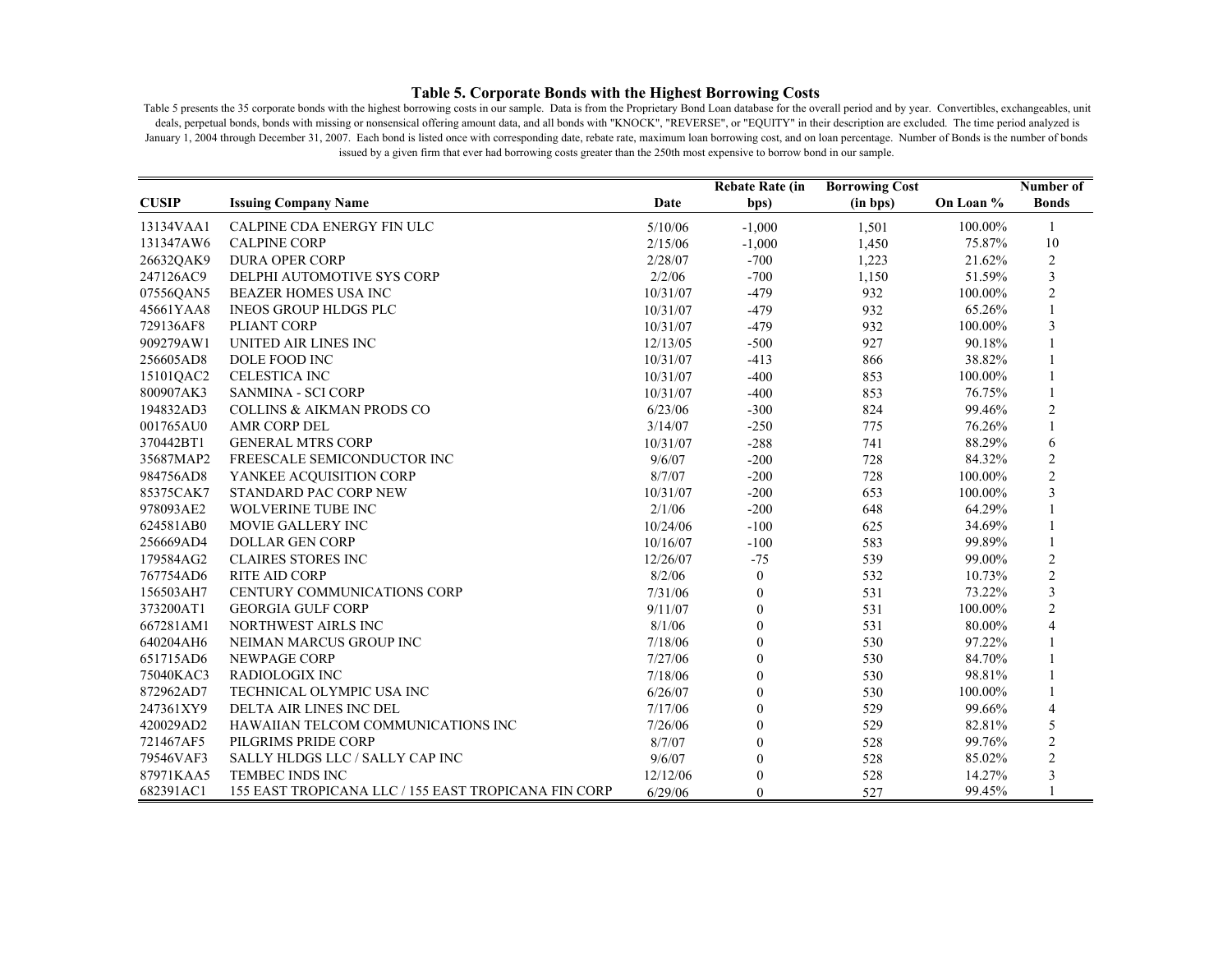# Table 5. Corporate Bonds with the Highest Borrowing Costs

Table 5 presents the 35 corporate bonds with the highest borrowing costs in our sample. Data is from the Proprietary Bond Loan database for the overall period and by year. Convertibles, exchangeables, unit deals, perpetual bonds, bonds with missing or nonsensical offering amount data, and all bonds with "KNOCK", "REVERSE", or "EQUITY" in their description are excluded. The time period analyzed is January 1, 2004 through December 31, 2007. Each bond is listed once with corresponding date, rebate rate, maximum loan borrowing cost, and on loan percentage. Number of Bonds is the number of bonds issued by a given firm that ever had borrowing costs greater than the 250th most expensive to borrow bond in our sample.

| CUSIP | Issuing Company Name | Date | Rebate Rate (in bps) | Borrowing Cost (in bps) | On Loan % | Number of Bonds |
|---|---|---|---|---|---|---|
| 13134VAA1 | CALPINE CDA ENERGY FIN ULC | 5/10/06 | -1,000 | 1,501 | 100.00% | 1 |
| 131347AW6 | CALPINE CORP | 2/15/06 | -1,000 | 1,450 | 75.87% | 10 |
| 26632QAK9 | DURA OPER CORP | 2/28/07 | -700 | 1,223 | 21.62% | 2 |
| 247126AC9 | DELPHI AUTOMOTIVE SYS CORP | 2/2/06 | -700 | 1,150 | 51.59% | 3 |
| 07556QAN5 | BEAZER HOMES USA INC | 10/31/07 | -479 | 932 | 100.00% | 2 |
| 45661YAA8 | INEOS GROUP HLDGS PLC | 10/31/07 | -479 | 932 | 65.26% | 1 |
| 729136AF8 | PLIANT CORP | 10/31/07 | -479 | 932 | 100.00% | 3 |
| 909279AW1 | UNITED AIR LINES INC | 12/13/05 | -500 | 927 | 90.18% | 1 |
| 256605AD8 | DOLE FOOD INC | 10/31/07 | -413 | 866 | 38.82% | 1 |
| 15101QAC2 | CELESTICA INC | 10/31/07 | -400 | 853 | 100.00% | 1 |
| 800907AK3 | SANMINA - SCI CORP | 10/31/07 | -400 | 853 | 76.75% | 1 |
| 194832AD3 | COLLINS & AIKMAN PRODS CO | 6/23/06 | -300 | 824 | 99.46% | 2 |
| 001765AU0 | AMR CORP DEL | 3/14/07 | -250 | 775 | 76.26% | 1 |
| 370442BT1 | GENERAL MTRS CORP | 10/31/07 | -288 | 741 | 88.29% | 6 |
| 35687MAP2 | FREESCALE SEMICONDUCTOR INC | 9/6/07 | -200 | 728 | 84.32% | 2 |
| 984756AD8 | YANKEE ACQUISITION CORP | 8/7/07 | -200 | 728 | 100.00% | 2 |
| 85375CAK7 | STANDARD PAC CORP NEW | 10/31/07 | -200 | 653 | 100.00% | 3 |
| 978093AE2 | WOLVERINE TUBE INC | 2/1/06 | -200 | 648 | 64.29% | 1 |
| 624581AB0 | MOVIE GALLERY INC | 10/24/06 | -100 | 625 | 34.69% | 1 |
| 256669AD4 | DOLLAR GEN CORP | 10/16/07 | -100 | 583 | 99.89% | 1 |
| 179584AG2 | CLAIRES STORES INC | 12/26/07 | -75 | 539 | 99.00% | 2 |
| 767754AD6 | RITE AID CORP | 8/2/06 | 0 | 532 | 10.73% | 2 |
| 156503AH7 | CENTURY COMMUNICATIONS CORP | 7/31/06 | 0 | 531 | 73.22% | 3 |
| 373200AT1 | GEORGIA GULF CORP | 9/11/07 | 0 | 531 | 100.00% | 2 |
| 667281AM1 | NORTHWEST AIRLS INC | 8/1/06 | 0 | 531 | 80.00% | 4 |
| 640204AH6 | NEIMAN MARCUS GROUP INC | 7/18/06 | 0 | 530 | 97.22% | 1 |
| 651715AD6 | NEWPAGE CORP | 7/27/06 | 0 | 530 | 84.70% | 1 |
| 75040KAC3 | RADIOLOGIX INC | 7/18/06 | 0 | 530 | 98.81% | 1 |
| 872962AD7 | TECHNICAL OLYMPIC USA INC | 6/26/07 | 0 | 530 | 100.00% | 1 |
| 247361XY9 | DELTA AIR LINES INC DEL | 7/17/06 | 0 | 529 | 99.66% | 4 |
| 420029AD2 | HAWAIIAN TELCOM COMMUNICATIONS INC | 7/26/06 | 0 | 529 | 82.81% | 5 |
| 721467AF5 | PILGRIMS PRIDE CORP | 8/7/07 | 0 | 528 | 99.76% | 2 |
| 79546VAF3 | SALLY HLDGS LLC / SALLY CAP INC | 9/6/07 | 0 | 528 | 85.02% | 2 |
| 87971KAA5 | TEMBEC INDS INC | 12/12/06 | 0 | 528 | 14.27% | 3 |
| 682391AC1 | 155 EAST TROPICANA LLC / 155 EAST TROPICANA FIN CORP | 6/29/06 | 0 | 527 | 99.45% | 1 |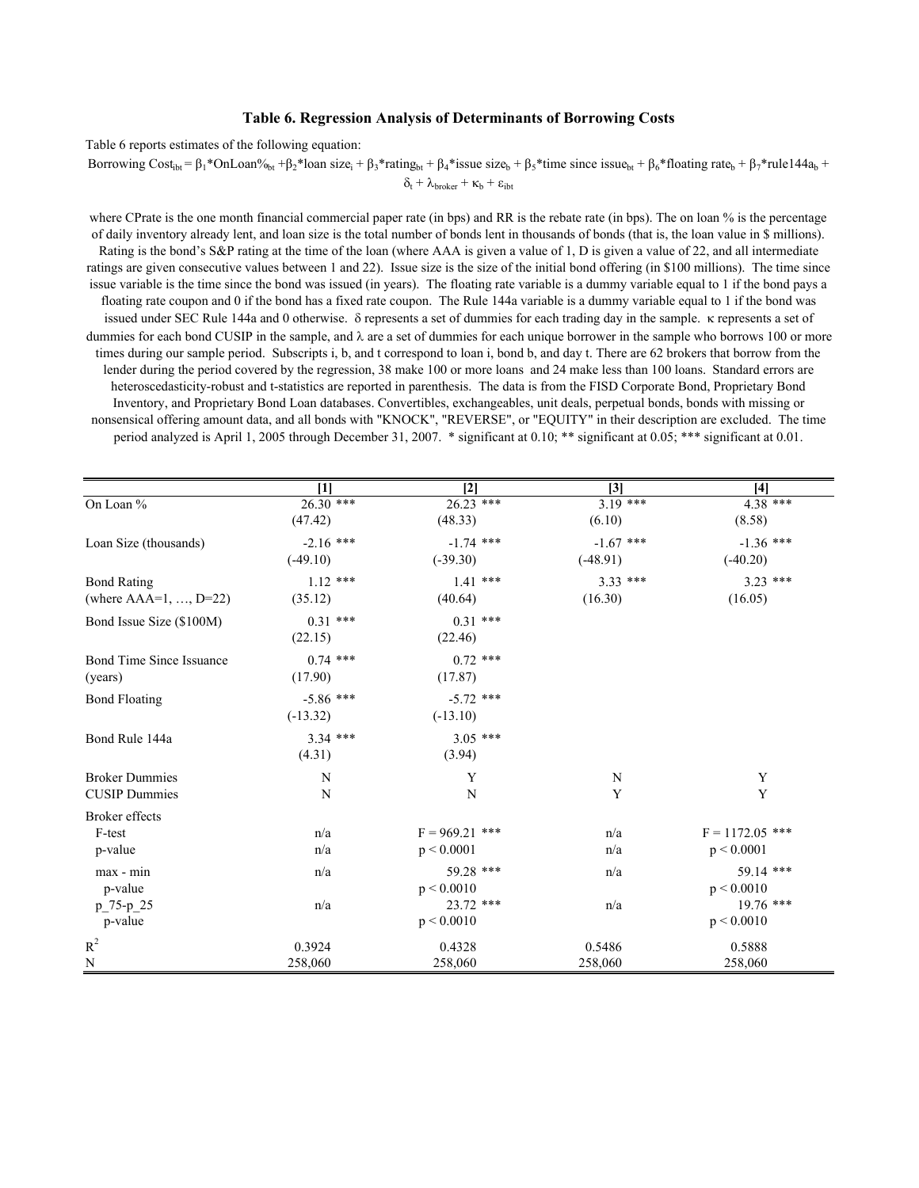### Table 6. Regression Analysis of Determinants of Borrowing Costs

Table 6 reports estimates of the following equation:

$$\text{Borrowing Cost}_{ibt} = \beta_1\text{*OnLoan\%}_{bt} + \beta_2\text{*loan size}_i + \beta_3\text{*rating}_{bt} + \beta_4\text{*issue size}_b + \beta_5\text{*time since issue}_{bt} + \beta_6\text{*floating rate}_b + \beta_7\text{*rule144a}_b + \delta_t + \lambda_{broker} + \kappa_b + \varepsilon_{ibt}$$

where CPrate is the one month financial commercial paper rate (in bps) and RR is the rebate rate (in bps). The on loan % is the percentage of daily inventory already lent, and loan size is the total number of bonds lent in thousands of bonds (that is, the loan value in $ millions). Rating is the bond's S&P rating at the time of the loan (where AAA is given a value of 1, D is given a value of 22, and all intermediate ratings are given consecutive values between 1 and 22). Issue size is the size of the initial bond offering (in $100 millions). The time since issue variable is the time since the bond was issued (in years). The floating rate variable is a dummy variable equal to 1 if the bond pays a floating rate coupon and 0 if the bond has a fixed rate coupon. The Rule 144a variable is a dummy variable equal to 1 if the bond was issued under SEC Rule 144a and 0 otherwise. δ represents a set of dummies for each trading day in the sample. κ represents a set of dummies for each bond CUSIP in the sample, and λ are a set of dummies for each unique borrower in the sample who borrows 100 or more times during our sample period. Subscripts i, b, and t correspond to loan i, bond b, and day t. There are 62 brokers that borrow from the lender during the period covered by the regression, 38 make 100 or more loans and 24 make less than 100 loans. Standard errors are heteroscedasticity-robust and t-statistics are reported in parenthesis. The data is from the FISD Corporate Bond, Proprietary Bond Inventory, and Proprietary Bond Loan databases. Convertibles, exchangeables, unit deals, perpetual bonds, bonds with missing or nonsensical offering amount data, and all bonds with "KNOCK", "REVERSE", or "EQUITY" in their description are excluded. The time period analyzed is April 1, 2005 through December 31, 2007. * significant at 0.10; ** significant at 0.05; *** significant at 0.01.

| | [1] | [2] | [3] | [4] |
|---|---|---|---|---|
| On Loan % | 26.30 *** | 26.23 *** | 3.19 *** | 4.38 *** |
| | (47.42) | (48.33) | (6.10) | (8.58) |
| Loan Size (thousands) | -2.16 *** | -1.74 *** | -1.67 *** | -1.36 *** |
| | (-49.10) | (-39.30) | (-48.91) | (-40.20) |
| Bond Rating (where AAA=1, …, D=22) | 1.12 *** | 1.41 *** | 3.33 *** | 3.23 *** |
| | (35.12) | (40.64) | (16.30) | (16.05) |
| Bond Issue Size ($100M) | 0.31 *** | 0.31 *** | | |
| | (22.15) | (22.46) | | |
| Bond Time Since Issuance (years) | 0.74 *** | 0.72 *** | | |
| | (17.90) | (17.87) | | |
| Bond Floating | -5.86 *** | -5.72 *** | | |
| | (-13.32) | (-13.10) | | |
| Bond Rule 144a | 3.34 *** | 3.05 *** | | |
| | (4.31) | (3.94) | | |
| Broker Dummies | N | Y | N | Y |
| CUSIP Dummies | N | N | Y | Y |
| Broker effects | | | | |
| F-test | n/a | F = 969.21 *** | n/a | F = 1172.05 *** |
| p-value | n/a | p < 0.0001 | n/a | p < 0.0001 |
| max - min | n/a | 59.28 *** | n/a | 59.14 *** |
| p-value | | p < 0.0010 | | p < 0.0010 |
| p_75-p_25 | n/a | 23.72 *** | n/a | 19.76 *** |
| p-value | | p < 0.0010 | | p < 0.0010 |
| $R^2$ | 0.3924 | 0.4328 | 0.5486 | 0.5888 |
| N | 258,060 | 258,060 | 258,060 | 258,060 |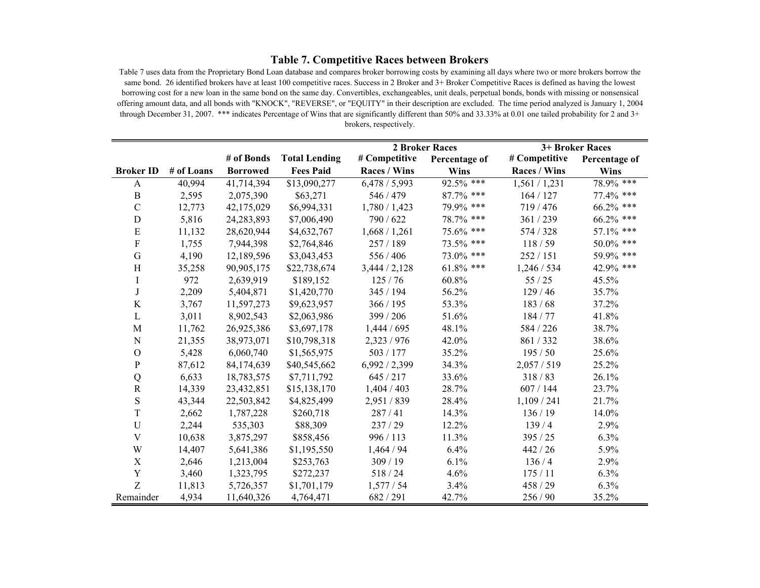## Table 7. Competitive Races between Brokers

Table 7 uses data from the Proprietary Bond Loan database and compares broker borrowing costs by examining all days where two or more brokers borrow the same bond. 26 identified brokers have at least 100 competitive races. Success in 2 Broker and 3+ Broker Competitive Races is defined as having the lowest borrowing cost for a new loan in the same bond on the same day. Convertibles, exchangeables, unit deals, perpetual bonds, bonds with missing or nonsensical offering amount data, and all bonds with "KNOCK", "REVERSE", or "EQUITY" in their description are excluded. The time period analyzed is January 1, 2004 through December 31, 2007. *** indicates Percentage of Wins that are significantly different than 50% and 33.33% at 0.01 one tailed probability for 2 and 3+ brokers, respectively.

| | | | | 2 Broker Races | | 3+ Broker Races | |
|---|---|---|---|---|---|---|---|
| Broker ID | # of Loans | # of Bonds Borrowed | Total Lending Fees Paid | # Competitive Races / Wins | Percentage of Wins | # Competitive Races / Wins | Percentage of Wins |
| A | 40,994 | 41,714,394 | $13,090,277 | 6,478 / 5,993 | 92.5% *** | 1,561 / 1,231 | 78.9% *** |
| B | 2,595 | 2,075,390 | $63,271 | 546 / 479 | 87.7% *** | 164 / 127 | 77.4% *** |
| C | 12,773 | 42,175,029 | $6,994,331 | 1,780 / 1,423 | 79.9% *** | 719 / 476 | 66.2% *** |
| D | 5,816 | 24,283,893 | $7,006,490 | 790 / 622 | 78.7% *** | 361 / 239 | 66.2% *** |
| E | 11,132 | 28,620,944 | $4,632,767 | 1,668 / 1,261 | 75.6% *** | 574 / 328 | 57.1% *** |
| F | 1,755 | 7,944,398 | $2,764,846 | 257 / 189 | 73.5% *** | 118 / 59 | 50.0% *** |
| G | 4,190 | 12,189,596 | $3,043,453 | 556 / 406 | 73.0% *** | 252 / 151 | 59.9% *** |
| H | 35,258 | 90,905,175 | $22,738,674 | 3,444 / 2,128 | 61.8% *** | 1,246 / 534 | 42.9% *** |
| I | 972 | 2,639,919 | $189,152 | 125 / 76 | 60.8% | 55 / 25 | 45.5% |
| J | 2,209 | 5,404,871 | $1,420,770 | 345 / 194 | 56.2% | 129 / 46 | 35.7% |
| K | 3,767 | 11,597,273 | $9,623,957 | 366 / 195 | 53.3% | 183 / 68 | 37.2% |
| L | 3,011 | 8,902,543 | $2,063,986 | 399 / 206 | 51.6% | 184 / 77 | 41.8% |
| M | 11,762 | 26,925,386 | $3,697,178 | 1,444 / 695 | 48.1% | 584 / 226 | 38.7% |
| N | 21,355 | 38,973,071 | $10,798,318 | 2,323 / 976 | 42.0% | 861 / 332 | 38.6% |
| O | 5,428 | 6,060,740 | $1,565,975 | 503 / 177 | 35.2% | 195 / 50 | 25.6% |
| P | 87,612 | 84,174,639 | $40,545,662 | 6,992 / 2,399 | 34.3% | 2,057 / 519 | 25.2% |
| Q | 6,633 | 18,783,575 | $7,711,792 | 645 / 217 | 33.6% | 318 / 83 | 26.1% |
| R | 14,339 | 23,432,851 | $15,138,170 | 1,404 / 403 | 28.7% | 607 / 144 | 23.7% |
| S | 43,344 | 22,503,842 | $4,825,499 | 2,951 / 839 | 28.4% | 1,109 / 241 | 21.7% |
| T | 2,662 | 1,787,228 | $260,718 | 287 / 41 | 14.3% | 136 / 19 | 14.0% |
| U | 2,244 | 535,303 | $88,309 | 237 / 29 | 12.2% | 139 / 4 | 2.9% |
| V | 10,638 | 3,875,297 | $858,456 | 996 / 113 | 11.3% | 395 / 25 | 6.3% |
| W | 14,407 | 5,641,386 | $1,195,550 | 1,464 / 94 | 6.4% | 442 / 26 | 5.9% |
| X | 2,646 | 1,213,004 | $253,763 | 309 / 19 | 6.1% | 136 / 4 | 2.9% |
| Y | 3,460 | 1,323,795 | $272,237 | 518 / 24 | 4.6% | 175 / 11 | 6.3% |
| Z | 11,813 | 5,726,357 | $1,701,179 | 1,577 / 54 | 3.4% | 458 / 29 | 6.3% |
| Remainder | 4,934 | 11,640,326 | 4,764,471 | 682 / 291 | 42.7% | 256 / 90 | 35.2% |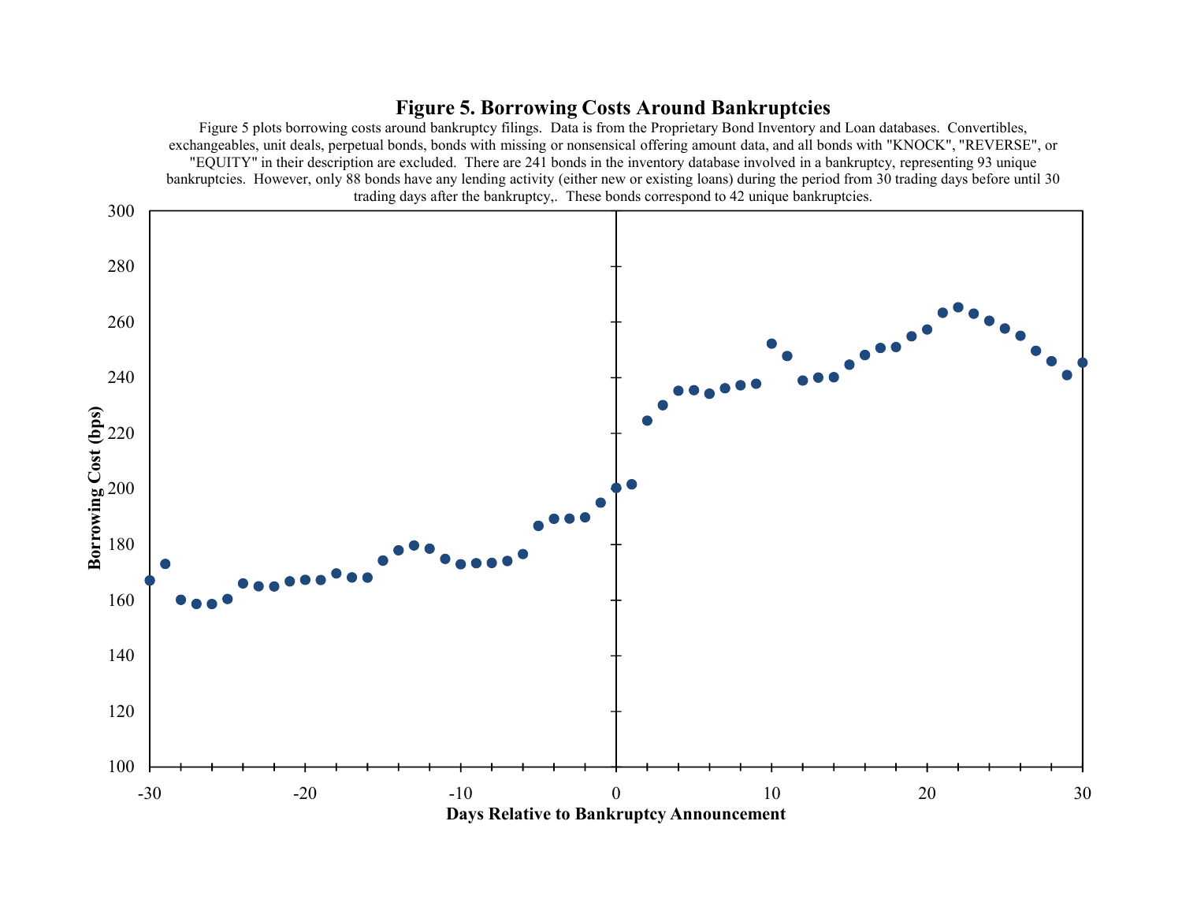# Figure 5. Borrowing Costs Around Bankruptcies

Figure 5 plots borrowing costs around bankruptcy filings. Data is from the Proprietary Bond Inventory and Loan databases. Convertibles, exchangeables, unit deals, perpetual bonds, bonds with missing or nonsensical offering amount data, and all bonds with "KNOCK", "REVERSE", or "EQUITY" in their description are excluded. There are 241 bonds in the inventory database involved in a bankruptcy, representing 93 unique bankruptcies. However, only 88 bonds have any lending activity (either new or existing loans) during the period from 30 trading days before until 30 trading days after the bankruptcy,. These bonds correspond to 42 unique bankruptcies.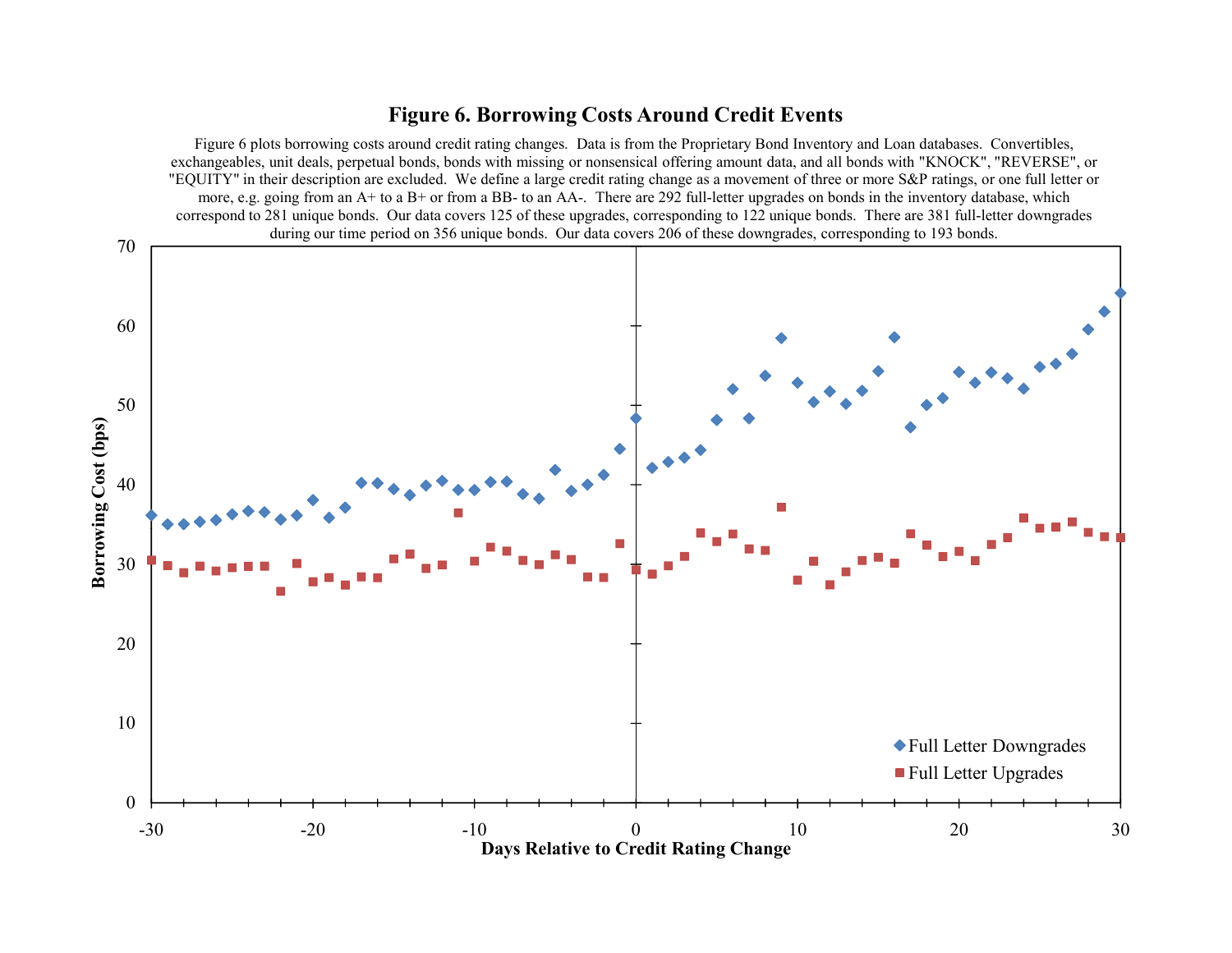# Figure 6. Borrowing Costs Around Credit Events

Figure 6 plots borrowing costs around credit rating changes. Data is from the Proprietary Bond Inventory and Loan databases. Convertibles, exchangeables, unit deals, perpetual bonds, bonds with missing or nonsensical offering amount data, and all bonds with "KNOCK", "REVERSE", or "EQUITY" in their description are excluded. We define a large credit rating change as a movement of three or more S&P ratings, or one full letter or more, e.g. going from an A+ to a B+ or from a BB- to an AA-. There are 292 full-letter upgrades on bonds in the inventory database, which correspond to 281 unique bonds. Our data covers 125 of these upgrades, corresponding to 122 unique bonds. There are 381 full-letter downgrades during our time period on 356 unique bonds. Our data covers 206 of these downgrades, corresponding to 193 bonds.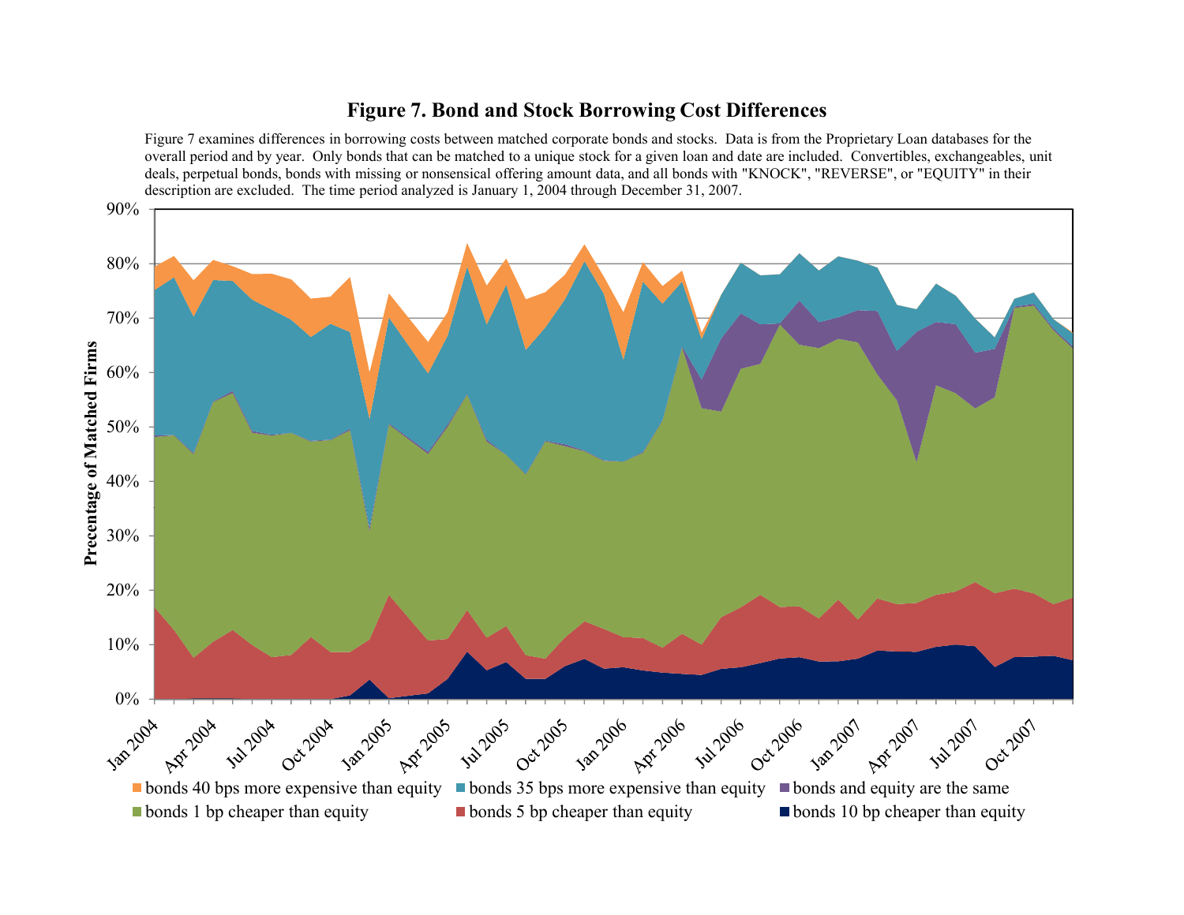# Figure 7. Bond and Stock Borrowing Cost Differences

Figure 7 examines differences in borrowing costs between matched corporate bonds and stocks. Data is from the Proprietary Loan databases for the overall period and by year. Only bonds that can be matched to a unique stock for a given loan and date are included. Convertibles, exchangeables, unit deals, perpetual bonds, bonds with missing or nonsensical offering amount data, and all bonds with "KNOCK", "REVERSE", or "EQUITY" in their description are excluded. The time period analyzed is January 1, 2004 through December 31, 2007.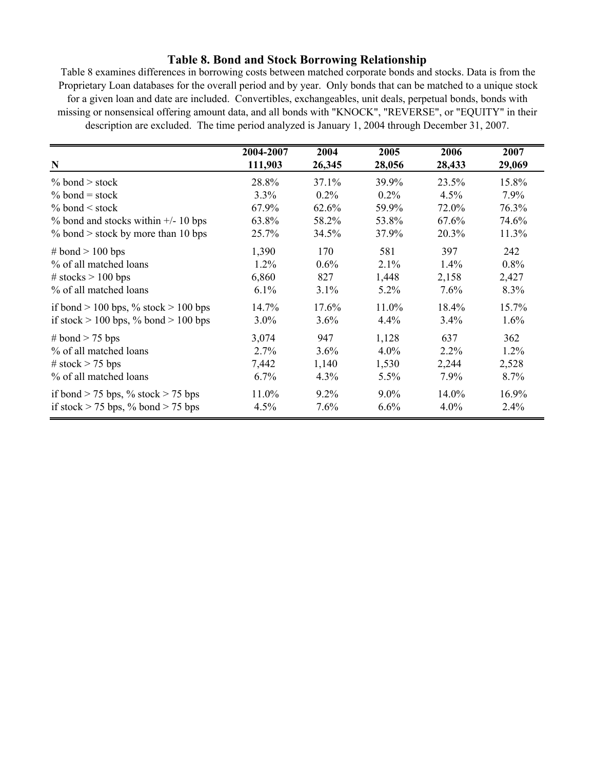### Table 8. Bond and Stock Borrowing Relationship

Table 8 examines differences in borrowing costs between matched corporate bonds and stocks. Data is from the Proprietary Loan databases for the overall period and by year. Only bonds that can be matched to a unique stock for a given loan and date are included. Convertibles, exchangeables, unit deals, perpetual bonds, bonds with missing or nonsensical offering amount data, and all bonds with "KNOCK", "REVERSE", or "EQUITY" in their description are excluded. The time period analyzed is January 1, 2004 through December 31, 2007.

| N | 2004-2007<br>111,903 | 2004<br>26,345 | 2005<br>28,056 | 2006<br>28,433 | 2007<br>29,069 |
|---|---|---|---|---|---|
| % bond > stock | 28.8% | 37.1% | 39.9% | 23.5% | 15.8% |
| % bond = stock | 3.3% | 0.2% | 0.2% | 4.5% | 7.9% |
| % bond < stock | 67.9% | 62.6% | 59.9% | 72.0% | 76.3% |
| % bond and stocks within +/- 10 bps | 63.8% | 58.2% | 53.8% | 67.6% | 74.6% |
| % bond > stock by more than 10 bps | 25.7% | 34.5% | 37.9% | 20.3% | 11.3% |
| # bond > 100 bps | 1,390 | 170 | 581 | 397 | 242 |
| % of all matched loans | 1.2% | 0.6% | 2.1% | 1.4% | 0.8% |
| # stocks > 100 bps | 6,860 | 827 | 1,448 | 2,158 | 2,427 |
| % of all matched loans | 6.1% | 3.1% | 5.2% | 7.6% | 8.3% |
| if bond > 100 bps, % stock > 100 bps | 14.7% | 17.6% | 11.0% | 18.4% | 15.7% |
| if stock > 100 bps, % bond > 100 bps | 3.0% | 3.6% | 4.4% | 3.4% | 1.6% |
| # bond > 75 bps | 3,074 | 947 | 1,128 | 637 | 362 |
| % of all matched loans | 2.7% | 3.6% | 4.0% | 2.2% | 1.2% |
| # stock > 75 bps | 7,442 | 1,140 | 1,530 | 2,244 | 2,528 |
| % of all matched loans | 6.7% | 4.3% | 5.5% | 7.9% | 8.7% |
| if bond > 75 bps, % stock > 75 bps | 11.0% | 9.2% | 9.0% | 14.0% | 16.9% |
| if stock > 75 bps, % bond > 75 bps | 4.5% | 7.6% | 6.6% | 4.0% | 2.4% |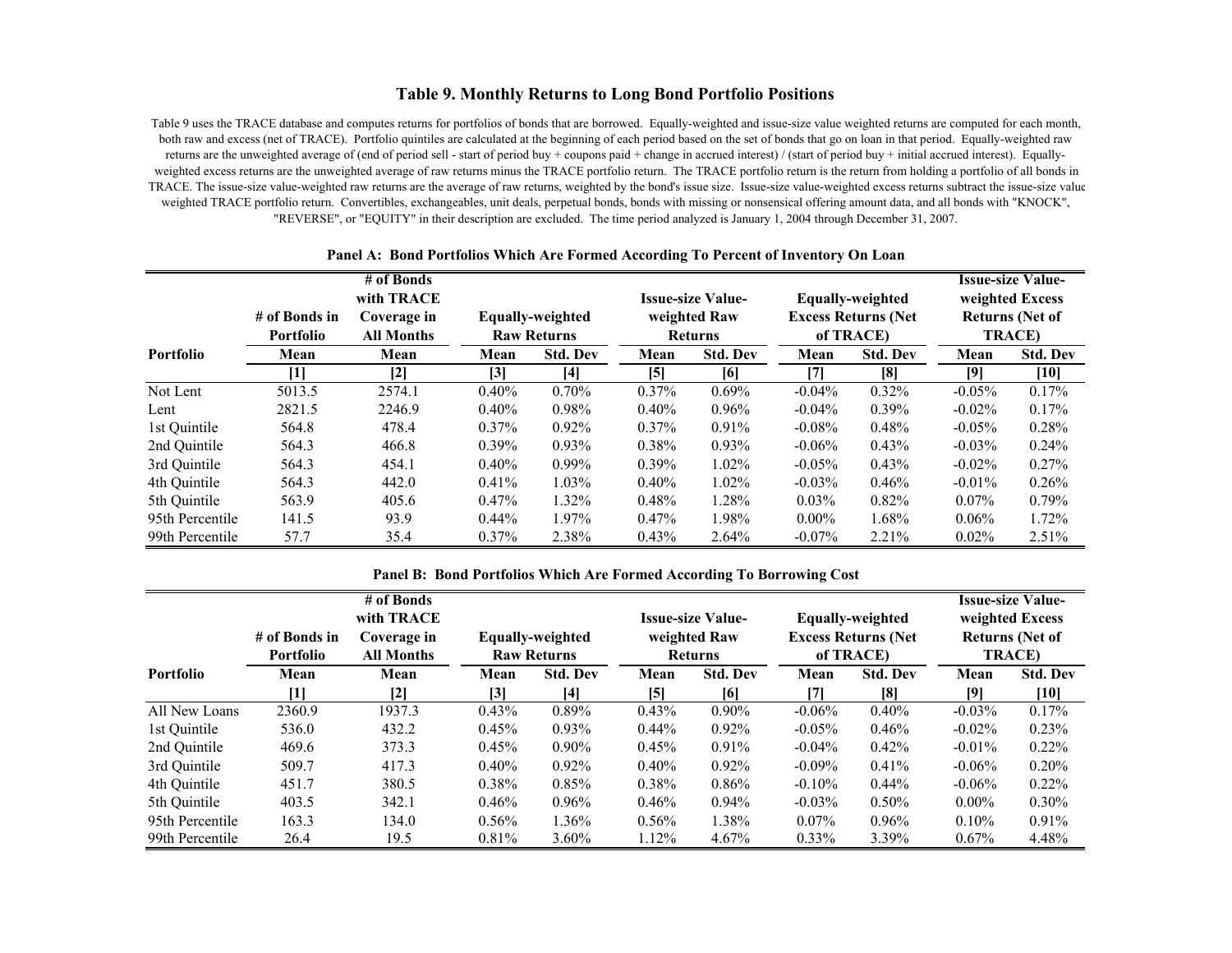## Table 9. Monthly Returns to Long Bond Portfolio Positions

Table 9 uses the TRACE database and computes returns for portfolios of bonds that are borrowed. Equally-weighted and issue-size value weighted returns are computed for each month, both raw and excess (net of TRACE). Portfolio quintiles are calculated at the beginning of each period based on the set of bonds that go on loan in that period. Equally-weighted raw returns are the unweighted average of (end of period sell - start of period buy + coupons paid + change in accrued interest) / (start of period buy + initial accrued interest). Equally-weighted excess returns are the unweighted average of raw returns minus the TRACE portfolio return. The TRACE portfolio return is the return from holding a portfolio of all bonds in TRACE. The issue-size value-weighted raw returns are the average of raw returns, weighted by the bond's issue size. Issue-size value-weighted excess returns subtract the issue-size value weighted TRACE portfolio return. Convertibles, exchangeables, unit deals, perpetual bonds, bonds with missing or nonsensical offering amount data, and all bonds with "KNOCK", "REVERSE", or "EQUITY" in their description are excluded. The time period analyzed is January 1, 2004 through December 31, 2007.

**Panel A: Bond Portfolios Which Are Formed According To Percent of Inventory On Loan**

| | # of Bonds in Portfolio | # of Bonds with TRACE Coverage in All Months | Equally-weighted Raw Returns | | Issue-size Value-weighted Raw Returns | | Equally-weighted Excess Returns (Net of TRACE) | | Issue-size Value-weighted Excess Returns (Net of TRACE) | |
|---|---|---|---|---|---|---|---|---|---|---|
| Portfolio | Mean | Mean | Mean | Std. Dev | Mean | Std. Dev | Mean | Std. Dev | Mean | Std. Dev |
| | [1] | [2] | [3] | [4] | [5] | [6] | [7] | [8] | [9] | [10] |
| Not Lent | 5013.5 | 2574.1 | 0.40% | 0.70% | 0.37% | 0.69% | -0.04% | 0.32% | -0.05% | 0.17% |
| Lent | 2821.5 | 2246.9 | 0.40% | 0.98% | 0.40% | 0.96% | -0.04% | 0.39% | -0.02% | 0.17% |
| 1st Quintile | 564.8 | 478.4 | 0.37% | 0.92% | 0.37% | 0.91% | -0.08% | 0.48% | -0.05% | 0.28% |
| 2nd Quintile | 564.3 | 466.8 | 0.39% | 0.93% | 0.38% | 0.93% | -0.06% | 0.43% | -0.03% | 0.24% |
| 3rd Quintile | 564.3 | 454.1 | 0.40% | 0.99% | 0.39% | 1.02% | -0.05% | 0.43% | -0.02% | 0.27% |
| 4th Quintile | 564.3 | 442.0 | 0.41% | 1.03% | 0.40% | 1.02% | -0.03% | 0.46% | -0.01% | 0.26% |
| 5th Quintile | 563.9 | 405.6 | 0.47% | 1.32% | 0.48% | 1.28% | 0.03% | 0.82% | 0.07% | 0.79% |
| 95th Percentile | 141.5 | 93.9 | 0.44% | 1.97% | 0.47% | 1.98% | 0.00% | 1.68% | 0.06% | 1.72% |
| 99th Percentile | 57.7 | 35.4 | 0.37% | 2.38% | 0.43% | 2.64% | -0.07% | 2.21% | 0.02% | 2.51% |

**Panel B: Bond Portfolios Which Are Formed According To Borrowing Cost**

| | # of Bonds in Portfolio | # of Bonds with TRACE Coverage in All Months | Equally-weighted Raw Returns | | Issue-size Value-weighted Raw Returns | | Equally-weighted Excess Returns (Net of TRACE) | | Issue-size Value-weighted Excess Returns (Net of TRACE) | |
|---|---|---|---|---|---|---|---|---|---|---|
| Portfolio | Mean | Mean | Mean | Std. Dev | Mean | Std. Dev | Mean | Std. Dev | Mean | Std. Dev |
| | [1] | [2] | [3] | [4] | [5] | [6] | [7] | [8] | [9] | [10] |
| All New Loans | 2360.9 | 1937.3 | 0.43% | 0.89% | 0.43% | 0.90% | -0.06% | 0.40% | -0.03% | 0.17% |
| 1st Quintile | 536.0 | 432.2 | 0.45% | 0.93% | 0.44% | 0.92% | -0.05% | 0.46% | -0.02% | 0.23% |
| 2nd Quintile | 469.6 | 373.3 | 0.45% | 0.90% | 0.45% | 0.91% | -0.04% | 0.42% | -0.01% | 0.22% |
| 3rd Quintile | 509.7 | 417.3 | 0.40% | 0.92% | 0.40% | 0.92% | -0.09% | 0.41% | -0.06% | 0.20% |
| 4th Quintile | 451.7 | 380.5 | 0.38% | 0.85% | 0.38% | 0.86% | -0.10% | 0.44% | -0.06% | 0.22% |
| 5th Quintile | 403.5 | 342.1 | 0.46% | 0.96% | 0.46% | 0.94% | -0.03% | 0.50% | 0.00% | 0.30% |
| 95th Percentile | 163.3 | 134.0 | 0.56% | 1.36% | 0.56% | 1.38% | 0.07% | 0.96% | 0.10% | 0.91% |
| 99th Percentile | 26.4 | 19.5 | 0.81% | 3.60% | 1.12% | 4.67% | 0.33% | 3.39% | 0.67% | 4.48% |